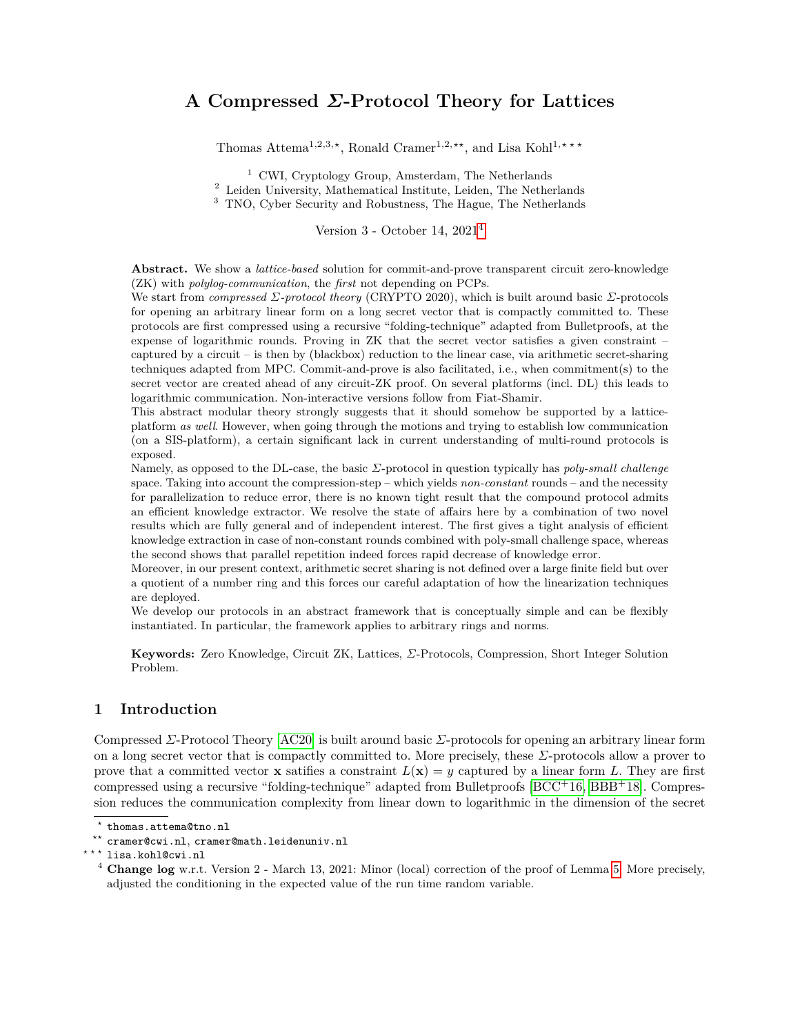# A Compressed $\Sigma$-Protocol Theory for Lattices

Thomas Attema[1,2,3,⋆], Ronald Cramer[1,2,⋆⋆], and Lisa Kohl[1,⋆⋆⋆]

[1] CWI, Cryptology Group, Amsterdam, The Netherlands
[2] Leiden University, Mathematical Institute, Leiden, The Netherlands
[3] TNO, Cyber Security and Robustness, The Hague, The Netherlands

Version 3 - October 14, 2021[4]

**Abstract.** We show a *lattice-based* solution for commit-and-prove transparent circuit zero-knowledge (ZK) with *polylog-communication*, the *first* not depending on PCPs.
We start from *compressed $\Sigma$-protocol theory* (CRYPTO 2020), which is built around basic $\Sigma$-protocols for opening an arbitrary linear form on a long secret vector that is compactly committed to. These protocols are first compressed using a recursive "folding-technique" adapted from Bulletproofs, at the expense of logarithmic rounds. Proving in ZK that the secret vector satisfies a given constraint – captured by a circuit – is then by (blackbox) reduction to the linear case, via arithmetic secret-sharing techniques adapted from MPC. Commit-and-prove is also facilitated, i.e., when commitment(s) to the secret vector are created ahead of any circuit-ZK proof. On several platforms (incl. DL) this leads to logarithmic communication. Non-interactive versions follow from Fiat-Shamir.
This abstract modular theory strongly suggests that it should somehow be supported by a lattice-platform *as well*. However, when going through the motions and trying to establish low communication (on a SIS-platform), a certain significant lack in current understanding of multi-round protocols is exposed.
Namely, as opposed to the DL-case, the basic $\Sigma$-protocol in question typically has *poly-small challenge* space. Taking into account the compression-step – which yields *non-constant* rounds – and the necessity for parallelization to reduce error, there is no known tight result that the compound protocol admits an efficient knowledge extractor. We resolve the state of affairs here by a combination of two novel results which are fully general and of independent interest. The first gives a tight analysis of efficient knowledge extraction in case of non-constant rounds combined with poly-small challenge space, whereas the second shows that parallel repetition indeed forces rapid decrease of knowledge error.
Moreover, in our present context, arithmetic secret sharing is not defined over a large finite field but over a quotient of a number ring and this forces our careful adaptation of how the linearization techniques are deployed.
We develop our protocols in an abstract framework that is conceptually simple and can be flexibly instantiated. In particular, the framework applies to arbitrary rings and norms.

**Keywords:** Zero Knowledge, Circuit ZK, Lattices, $\Sigma$-Protocols, Compression, Short Integer Solution Problem.

## 1 Introduction

Compressed $\Sigma$-Protocol Theory [AC20] is built around basic $\Sigma$-protocols for opening an arbitrary linear form on a long secret vector that is compactly committed to. More precisely, these $\Sigma$-protocols allow a prover to prove that a committed vector $\mathbf{x}$ satisfies a constraint $L(\mathbf{x}) = y$ captured by a linear form $L$. They are first compressed using a recursive "folding-technique" adapted from Bulletproofs [BCC+16, BBB+18]. Compression reduces the communication complexity from linear down to logarithmic in the dimension of the secret

⋆ thomas.attema@tno.nl
⋆⋆ cramer@cwi.nl, cramer@math.leidenuniv.nl
⋆⋆⋆ lisa.kohl@cwi.nl
[4] **Change log** w.r.t. Version 2 - March 13, 2021: Minor (local) correction of the proof of Lemma 5. More precisely, adjusted the conditioning in the expected value of the run time random variable.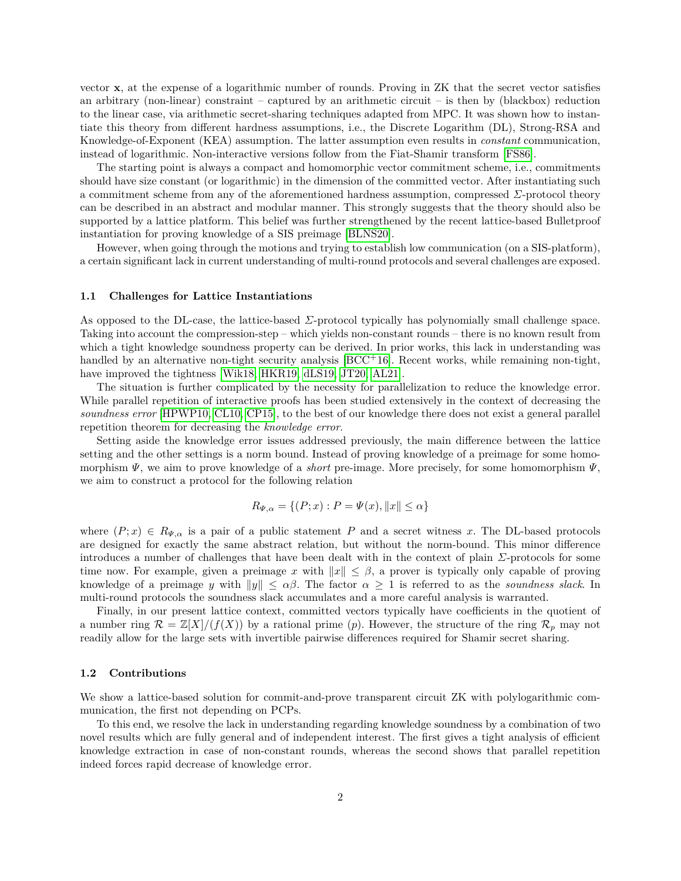vector $\mathbf{x}$, at the expense of a logarithmic number of rounds. Proving in ZK that the secret vector satisfies an arbitrary (non-linear) constraint – captured by an arithmetic circuit – is then by (blackbox) reduction to the linear case, via arithmetic secret-sharing techniques adapted from MPC. It was shown how to instantiate this theory from different hardness assumptions, i.e., the Discrete Logarithm (DL), Strong-RSA and Knowledge-of-Exponent (KEA) assumption. The latter assumption even results in *constant* communication, instead of logarithmic. Non-interactive versions follow from the Fiat-Shamir transform [FS86].

The starting point is always a compact and homomorphic vector commitment scheme, i.e., commitments should have size constant (or logarithmic) in the dimension of the committed vector. After instantiating such a commitment scheme from any of the aforementioned hardness assumption, compressed $\Sigma$-protocol theory can be described in an abstract and modular manner. This strongly suggests that the theory should also be supported by a lattice platform. This belief was further strengthened by the recent lattice-based Bulletproof instantiation for proving knowledge of a SIS preimage [BLNS20].

However, when going through the motions and trying to establish low communication (on a SIS-platform), a certain significant lack in current understanding of multi-round protocols and several challenges are exposed.

### 1.1 Challenges for Lattice Instantiations

As opposed to the DL-case, the lattice-based $\Sigma$-protocol typically has polynomially small challenge space. Taking into account the compression-step – which yields non-constant rounds – there is no known result from which a tight knowledge soundness property can be derived. In prior works, this lack in understanding was handled by an alternative non-tight security analysis [BCC+16]. Recent works, while remaining non-tight, have improved the tightness [Wik18, HKR19, dLS19, JT20, AL21].

The situation is further complicated by the necessity for parallelization to reduce the knowledge error. While parallel repetition of interactive proofs has been studied extensively in the context of decreasing the *soundness error* [HPWP10, CL10, CP15], to the best of our knowledge there does not exist a general parallel repetition theorem for decreasing the *knowledge error*.

Setting aside the knowledge error issues addressed previously, the main difference between the lattice setting and the other settings is a norm bound. Instead of proving knowledge of a preimage for some homomorphism $\Psi$, we aim to prove knowledge of a *short* pre-image. More precisely, for some homomorphism $\Psi$, we aim to construct a protocol for the following relation

$$R_{\Psi,\alpha} = \{(P; x) : P = \Psi(x), \|x\| \leq \alpha\}$$

where $(P; x) \in R_{\Psi,\alpha}$ is a pair of a public statement $P$ and a secret witness $x$. The DL-based protocols are designed for exactly the same abstract relation, but without the norm-bound. This minor difference introduces a number of challenges that have been dealt with in the context of plain $\Sigma$-protocols for some time now. For example, given a preimage $x$ with $\|x\| \leq \beta$, a prover is typically only capable of proving knowledge of a preimage $y$ with $\|y\| \leq \alpha\beta$. The factor $\alpha \geq 1$ is referred to as the *soundness slack*. In multi-round protocols the soundness slack accumulates and a more careful analysis is warranted.

Finally, in our present lattice context, committed vectors typically have coefficients in the quotient of a number ring $\mathcal{R} = \mathbb{Z}[X]/(f(X))$ by a rational prime $(p)$. However, the structure of the ring $\mathcal{R}_p$ may not readily allow for the large sets with invertible pairwise differences required for Shamir secret sharing.

### 1.2 Contributions

We show a lattice-based solution for commit-and-prove transparent circuit ZK with polylogarithmic communication, the first not depending on PCPs.

To this end, we resolve the lack in understanding regarding knowledge soundness by a combination of two novel results which are fully general and of independent interest. The first gives a tight analysis of efficient knowledge extraction in case of non-constant rounds, whereas the second shows that parallel repetition indeed forces rapid decrease of knowledge error.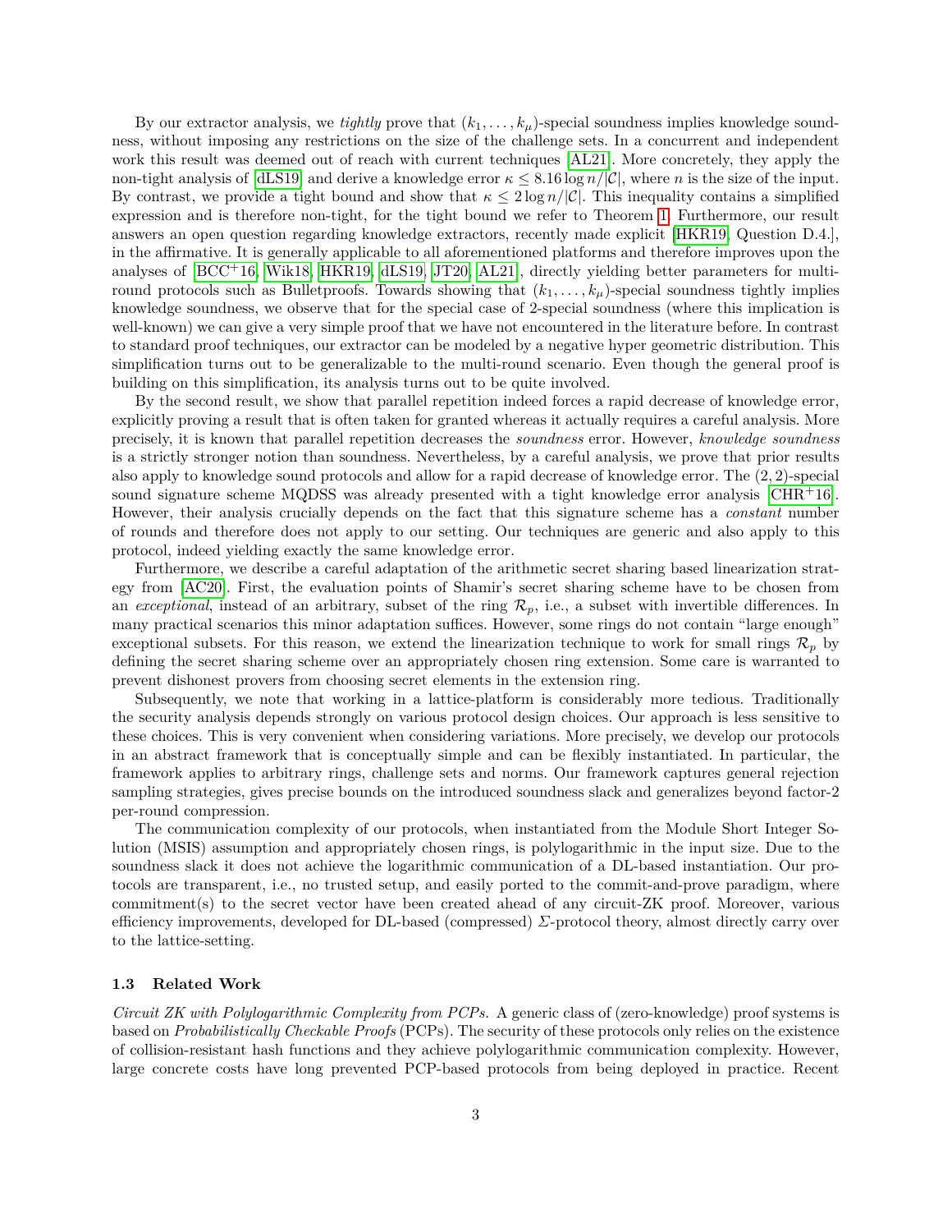By our extractor analysis, we *tightly* prove that $(k_1,\dots,k_\mu)$-special soundness implies knowledge soundness, without imposing any restrictions on the size of the challenge sets. In a concurrent and independent work this result was deemed out of reach with current techniques [AL21]. More concretely, they apply the non-tight analysis of [dLS19] and derive a knowledge error $\kappa \leq 8.16 \log n/|\mathcal{C}|$, where $n$ is the size of the input. By contrast, we provide a tight bound and show that $\kappa \leq 2 \log n/|\mathcal{C}|$. This inequality contains a simplified expression and is therefore non-tight, for the tight bound we refer to Theorem 1. Furthermore, our result answers an open question regarding knowledge extractors, recently made explicit [HKR19, Question D.4.], in the affirmative. It is generally applicable to all aforementioned platforms and therefore improves upon the analyses of [BCC+16, Wik18, HKR19, dLS19, JT20, AL21], directly yielding better parameters for multi-round protocols such as Bulletproofs. Towards showing that $(k_1,\dots,k_\mu)$-special soundness tightly implies knowledge soundness, we observe that for the special case of 2-special soundness (where this implication is well-known) we can give a very simple proof that we have not encountered in the literature before. In contrast to standard proof techniques, our extractor can be modeled by a negative hyper geometric distribution. This simplification turns out to be generalizable to the multi-round scenario. Even though the general proof is building on this simplification, its analysis turns out to be quite involved.

By the second result, we show that parallel repetition indeed forces a rapid decrease of knowledge error, explicitly proving a result that is often taken for granted whereas it actually requires a careful analysis. More precisely, it is known that parallel repetition decreases the *soundness* error. However, *knowledge soundness* is a strictly stronger notion than soundness. Nevertheless, by a careful analysis, we prove that prior results also apply to knowledge sound protocols and allow for a rapid decrease of knowledge error. The $(2,2)$-special sound signature scheme MQDSS was already presented with a tight knowledge error analysis [CHR+16]. However, their analysis crucially depends on the fact that this signature scheme has a *constant* number of rounds and therefore does not apply to our setting. Our techniques are generic and also apply to this protocol, indeed yielding exactly the same knowledge error.

Furthermore, we describe a careful adaptation of the arithmetic secret sharing based linearization strategy from [AC20]. First, the evaluation points of Shamir's secret sharing scheme have to be chosen from an *exceptional*, instead of an arbitrary, subset of the ring $\mathcal{R}_p$, i.e., a subset with invertible differences. In many practical scenarios this minor adaptation suffices. However, some rings do not contain "large enough" exceptional subsets. For this reason, we extend the linearization technique to work for small rings $\mathcal{R}_p$ by defining the secret sharing scheme over an appropriately chosen ring extension. Some care is warranted to prevent dishonest provers from choosing secret elements in the extension ring.

Subsequently, we note that working in a lattice-platform is considerably more tedious. Traditionally the security analysis depends strongly on various protocol design choices. Our approach is less sensitive to these choices. This is very convenient when considering variations. More precisely, we develop our protocols in an abstract framework that is conceptually simple and can be flexibly instantiated. In particular, the framework applies to arbitrary rings, challenge sets and norms. Our framework captures general rejection sampling strategies, gives precise bounds on the introduced soundness slack and generalizes beyond factor-2 per-round compression.

The communication complexity of our protocols, when instantiated from the Module Short Integer Solution (MSIS) assumption and appropriately chosen rings, is polylogarithmic in the input size. Due to the soundness slack it does not achieve the logarithmic communication of a DL-based instantiation. Our protocols are transparent, i.e., no trusted setup, and easily ported to the commit-and-prove paradigm, where commitment(s) to the secret vector have been created ahead of any circuit-ZK proof. Moreover, various efficiency improvements, developed for DL-based (compressed) $\Sigma$-protocol theory, almost directly carry over to the lattice-setting.

### 1.3 Related Work

*Circuit ZK with Polylogarithmic Complexity from PCPs.* A generic class of (zero-knowledge) proof systems is based on *Probabilistically Checkable Proofs* (PCPs). The security of these protocols only relies on the existence of collision-resistant hash functions and they achieve polylogarithmic communication complexity. However, large concrete costs have long prevented PCP-based protocols from being deployed in practice. Recent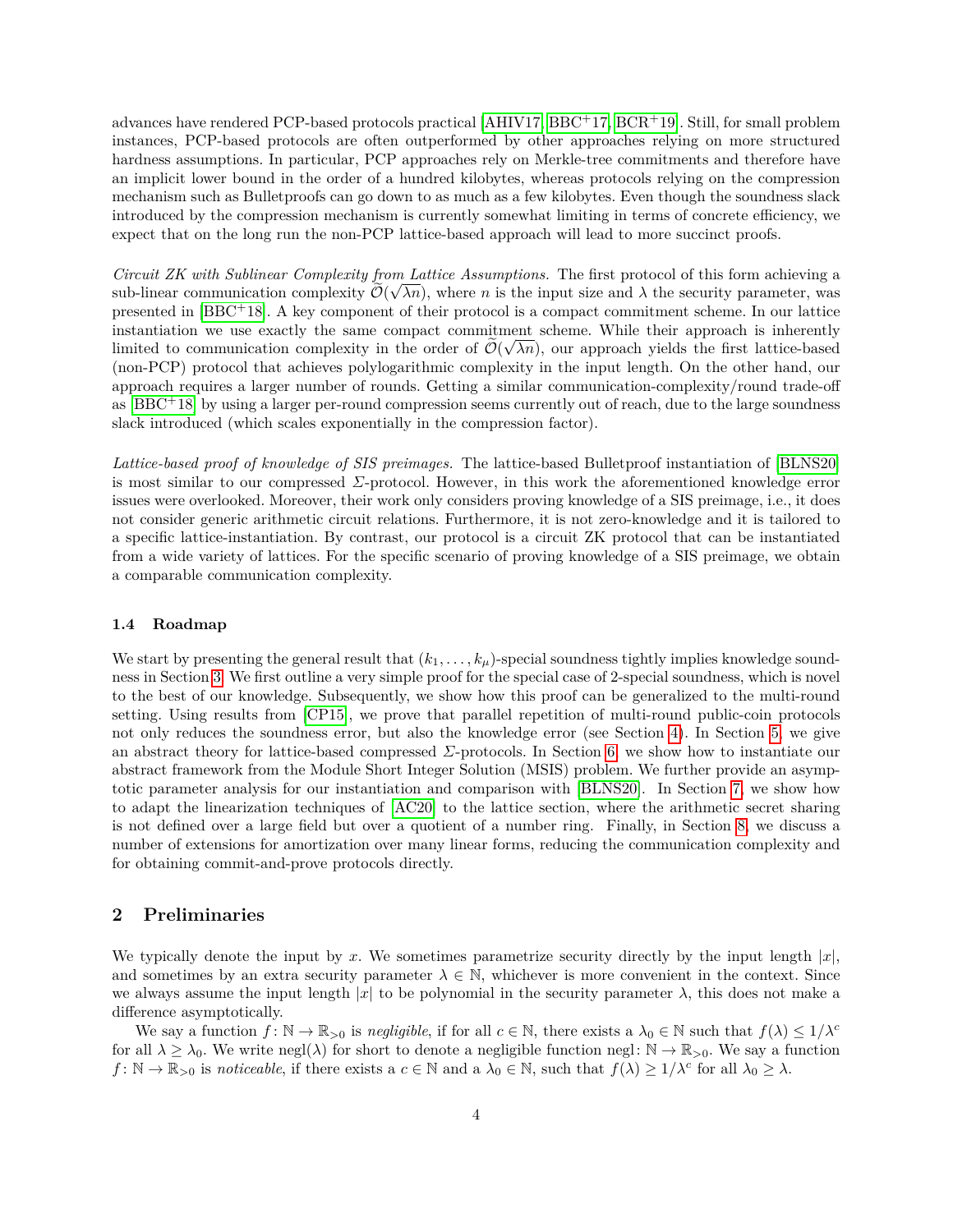advances have rendered PCP-based protocols practical [AHIV17, BBC+17, BCR+19]. Still, for small problem instances, PCP-based protocols are often outperformed by other approaches relying on more structured hardness assumptions. In particular, PCP approaches rely on Merkle-tree commitments and therefore have an implicit lower bound in the order of a hundred kilobytes, whereas protocols relying on the compression mechanism such as Bulletproofs can go down to as much as a few kilobytes. Even though the soundness slack introduced by the compression mechanism is currently somewhat limiting in terms of concrete efficiency, we expect that on the long run the non-PCP lattice-based approach will lead to more succinct proofs.

*Circuit ZK with Sublinear Complexity from Lattice Assumptions.* The first protocol of this form achieving a sub-linear communication complexity $\widetilde{\mathcal{O}}(\sqrt{\lambda n})$, where $n$ is the input size and $\lambda$ the security parameter, was presented in [BBC+18]. A key component of their protocol is a compact commitment scheme. In our lattice instantiation we use exactly the same compact commitment scheme. While their approach is inherently limited to communication complexity in the order of $\widetilde{\mathcal{O}}(\sqrt{\lambda n})$, our approach yields the first lattice-based (non-PCP) protocol that achieves polylogarithmic complexity in the input length. On the other hand, our approach requires a larger number of rounds. Getting a similar communication-complexity/round trade-off as [BBC+18] by using a larger per-round compression seems currently out of reach, due to the large soundness slack introduced (which scales exponentially in the compression factor).

*Lattice-based proof of knowledge of SIS preimages.* The lattice-based Bulletproof instantiation of [BLNS20] is most similar to our compressed *Σ*-protocol. However, in this work the aforementioned knowledge error issues were overlooked. Moreover, their work only considers proving knowledge of a SIS preimage, i.e., it does not consider generic arithmetic circuit relations. Furthermore, it is not zero-knowledge and it is tailored to a specific lattice-instantiation. By contrast, our protocol is a circuit ZK protocol that can be instantiated from a wide variety of lattices. For the specific scenario of proving knowledge of a SIS preimage, we obtain a comparable communication complexity.

### 1.4 Roadmap

We start by presenting the general result that $(k_1, \dots, k_\mu)$-special soundness tightly implies knowledge soundness in Section 3. We first outline a very simple proof for the special case of 2-special soundness, which is novel to the best of our knowledge. Subsequently, we show how this proof can be generalized to the multi-round setting. Using results from [CP15], we prove that parallel repetition of multi-round public-coin protocols not only reduces the soundness error, but also the knowledge error (see Section 4). In Section 5, we give an abstract theory for lattice-based compressed *Σ*-protocols. In Section 6, we show how to instantiate our abstract framework from the Module Short Integer Solution (MSIS) problem. We further provide an asymptotic parameter analysis for our instantiation and comparison with [BLNS20]. In Section 7, we show how to adapt the linearization techniques of [AC20] to the lattice section, where the arithmetic secret sharing is not defined over a large field but over a quotient of a number ring. Finally, in Section 8, we discuss a number of extensions for amortization over many linear forms, reducing the communication complexity and for obtaining commit-and-prove protocols directly.

## 2 Preliminaries

We typically denote the input by $x$. We sometimes parametrize security directly by the input length $|x|$, and sometimes by an extra security parameter $\lambda \in \mathbb{N}$, whichever is more convenient in the context. Since we always assume the input length $|x|$ to be polynomial in the security parameter $\lambda$, this does not make a difference asymptotically.

We say a function $f : \mathbb{N} \to \mathbb{R}_{>0}$ is *negligible*, if for all $c \in \mathbb{N}$, there exists a $\lambda_0 \in \mathbb{N}$ such that $f(\lambda) \leq 1/\lambda^c$ for all $\lambda \geq \lambda_0$. We write $\text{negl}(\lambda)$ for short to denote a negligible function $\text{negl} : \mathbb{N} \to \mathbb{R}_{>0}$. We say a function $f : \mathbb{N} \to \mathbb{R}_{>0}$ is *noticeable*, if there exists a $c \in \mathbb{N}$ and a $\lambda_0 \in \mathbb{N}$, such that $f(\lambda) \geq 1/\lambda^c$ for all $\lambda_0 \geq \lambda$.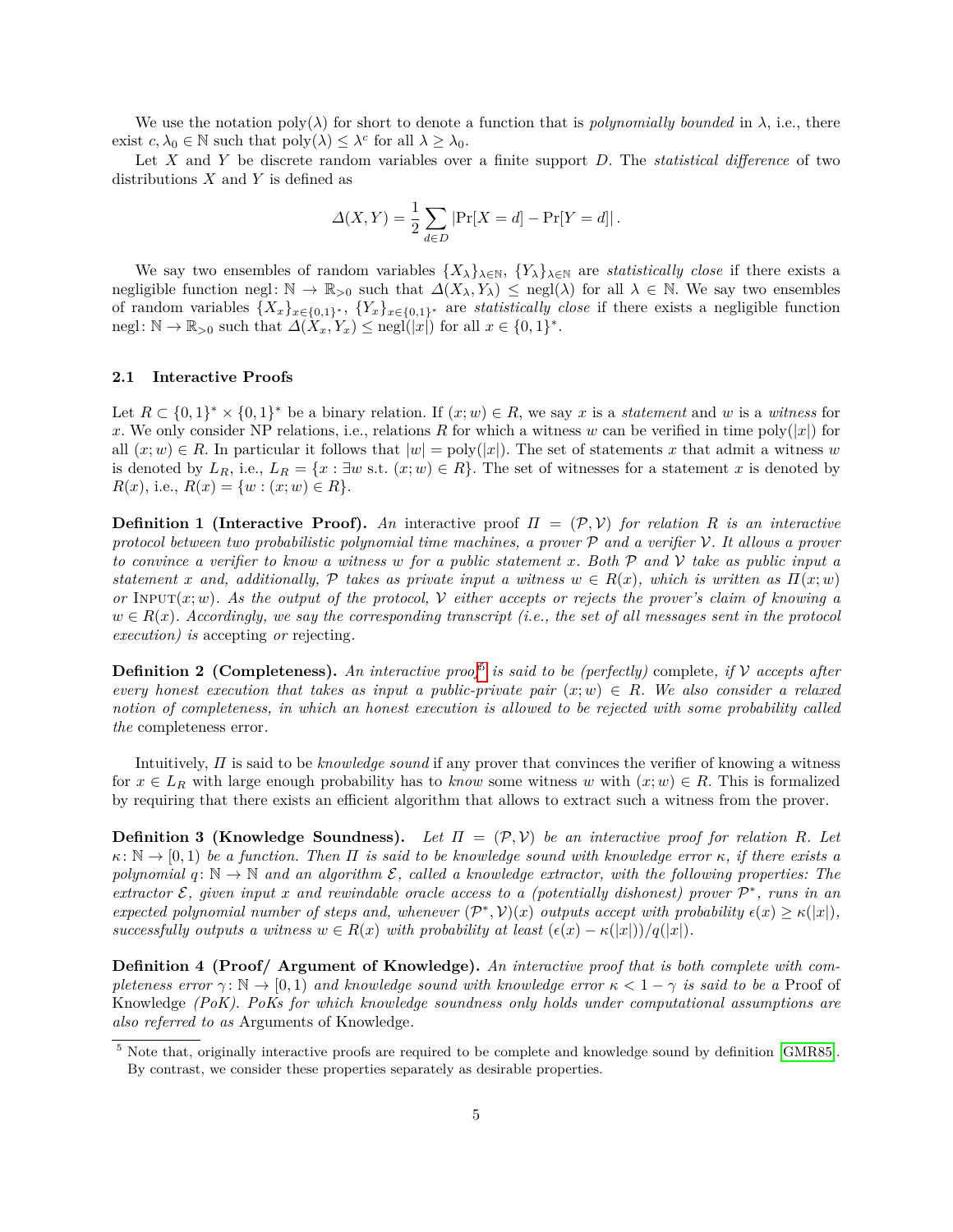We use the notation $\mathrm{poly}(\lambda)$ for short to denote a function that is *polynomially bounded* in $\lambda$, i.e., there exist $c, \lambda_0 \in \mathbb{N}$ such that $\mathrm{poly}(\lambda) \leq \lambda^c$ for all $\lambda \geq \lambda_0$.

Let $X$ and $Y$ be discrete random variables over a finite support $D$. The *statistical difference* of two distributions $X$ and $Y$ is defined as

$$\Delta(X, Y) = \frac{1}{2} \sum_{d \in D} |\Pr[X = d] - \Pr[Y = d]| .$$

We say two ensembles of random variables $\{X_\lambda\}_{\lambda \in \mathbb{N}}$, $\{Y_\lambda\}_{\lambda \in \mathbb{N}}$ are *statistically close* if there exists a negligible function $\mathrm{negl} \colon \mathbb{N} \to \mathbb{R}_{>0}$ such that $\Delta(X_\lambda, Y_\lambda) \leq \mathrm{negl}(\lambda)$ for all $\lambda \in \mathbb{N}$. We say two ensembles of random variables $\{X_x\}_{x \in \{0,1\}^*}$, $\{Y_x\}_{x \in \{0,1\}^*}$ are *statistically close* if there exists a negligible function $\mathrm{negl} \colon \mathbb{N} \to \mathbb{R}_{>0}$ such that $\Delta(X_x, Y_x) \leq \mathrm{negl}(|x|)$ for all $x \in \{0,1\}^*$.

### 2.1 Interactive Proofs

Let $R \subset \{0,1\}^* \times \{0,1\}^*$ be a binary relation. If $(x; w) \in R$, we say $x$ is a *statement* and $w$ is a *witness* for $x$. We only consider NP relations, i.e., relations $R$ for which a witness $w$ can be verified in time $\mathrm{poly}(|x|)$ for all $(x; w) \in R$. In particular it follows that $|w| = \mathrm{poly}(|x|)$. The set of statements $x$ that admit a witness $w$ is denoted by $L_R$, i.e., $L_R = \{x : \exists w \text{ s.t. } (x; w) \in R\}$. The set of witnesses for a statement $x$ is denoted by $R(x)$, i.e., $R(x) = \{w : (x; w) \in R\}$.

**Definition 1 (Interactive Proof).** *An* interactive proof $\Pi = (\mathcal{P}, \mathcal{V})$ *for relation* $R$ *is an interactive protocol between two probabilistic polynomial time machines, a prover* $\mathcal{P}$ *and a verifier* $\mathcal{V}$*. It allows a prover to convince a verifier to know a witness* $w$ *for a public statement* $x$*. Both* $\mathcal{P}$ *and* $\mathcal{V}$ *take as public input a statement* $x$ *and, additionally,* $\mathcal{P}$ *takes as private input a witness* $w \in R(x)$*, which is written as* $\Pi(x; w)$ *or* $\textsc{Input}(x; w)$*. As the output of the protocol,* $\mathcal{V}$ *either accepts or rejects the prover's claim of knowing a* $w \in R(x)$*. Accordingly, we say the corresponding transcript (i.e., the set of all messages sent in the protocol execution) is* accepting *or* rejecting*.*

**Definition 2 (Completeness).** *An interactive proof*[5] *is said to be (perfectly)* complete*, if* $\mathcal{V}$ *accepts after every honest execution that takes as input a public-private pair* $(x; w) \in R$*. We also consider a relaxed notion of completeness, in which an honest execution is allowed to be rejected with some probability called the* completeness error*.*

Intuitively, $\Pi$ is said to be *knowledge sound* if any prover that convinces the verifier of knowing a witness for $x \in L_R$ with large enough probability has to *know* some witness $w$ with $(x; w) \in R$. This is formalized by requiring that there exists an efficient algorithm that allows to extract such a witness from the prover.

**Definition 3 (Knowledge Soundness).** *Let* $\Pi = (\mathcal{P}, \mathcal{V})$ *be an interactive proof for relation* $R$*. Let* $\kappa \colon \mathbb{N} \to [0, 1)$ *be a function. Then* $\Pi$ *is said to be knowledge sound with knowledge error* $\kappa$*, if there exists a polynomial* $q \colon \mathbb{N} \to \mathbb{N}$ *and an algorithm* $\mathcal{E}$*, called a knowledge extractor, with the following properties: The extractor* $\mathcal{E}$*, given input* $x$ *and rewindable oracle access to a (potentially dishonest) prover* $\mathcal{P}^*$*, runs in an expected polynomial number of steps and, whenever* $(\mathcal{P}^*, \mathcal{V})(x)$ *outputs accept with probability* $\epsilon(x) \geq \kappa(|x|)$*, successfully outputs a witness* $w \in R(x)$ *with probability at least* $(\epsilon(x) - \kappa(|x|))/q(|x|)$*.*

**Definition 4 (Proof/ Argument of Knowledge).** *An interactive proof that is both complete with completeness error* $\gamma \colon \mathbb{N} \to [0, 1)$ *and knowledge sound with knowledge error* $\kappa < 1 - \gamma$ *is said to be a* Proof of Knowledge *(PoK). PoKs for which knowledge soundness only holds under computational assumptions are also referred to as* Arguments of Knowledge*.*

[5] Note that, originally interactive proofs are required to be complete and knowledge sound by definition [GMR85]. By contrast, we consider these properties separately as desirable properties.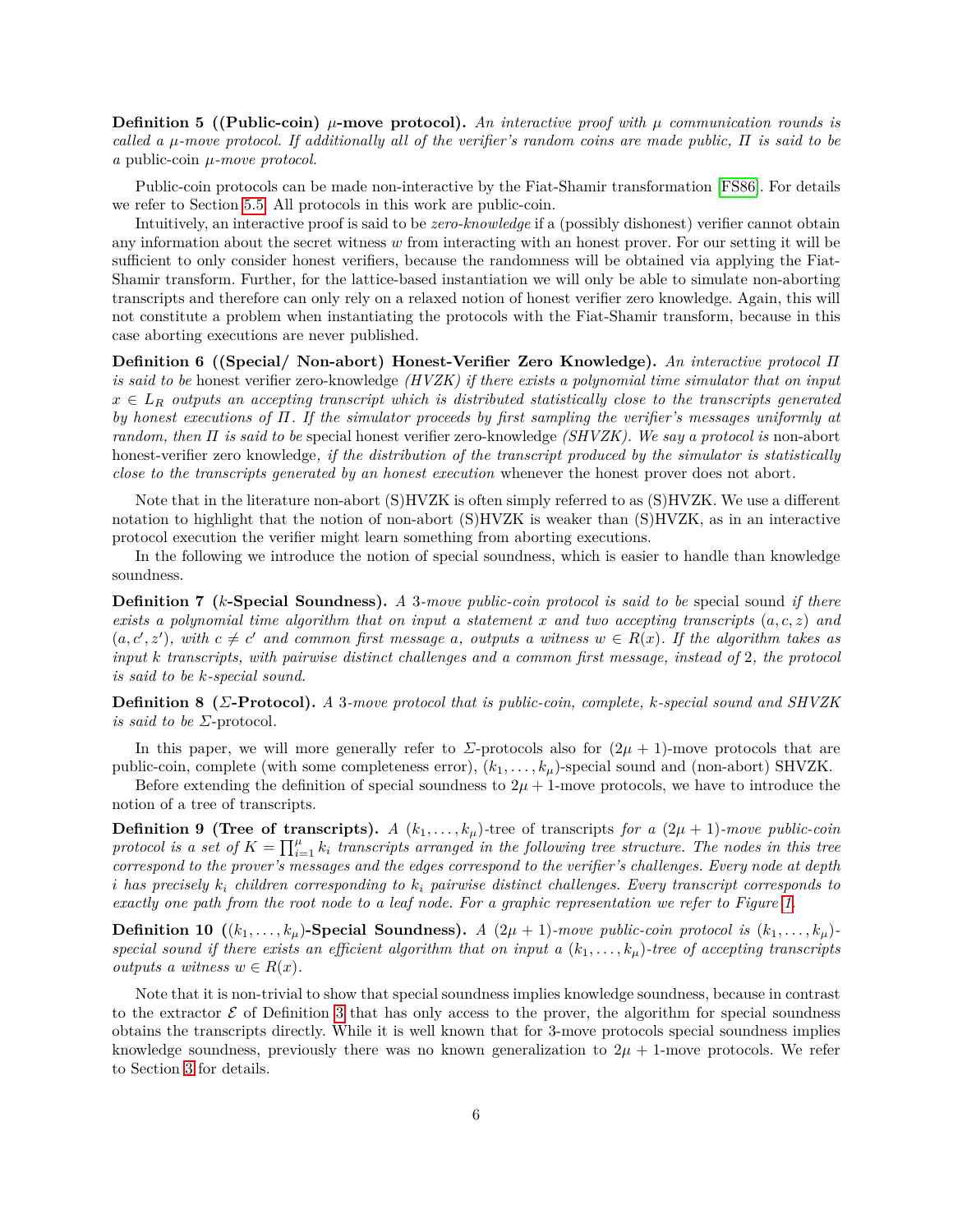**Definition 5 ((Public-coin) $\mu$-move protocol).** *An interactive proof with $\mu$ communication rounds is called a $\mu$-move protocol. If additionally all of the verifier's random coins are made public, $\Pi$ is said to be a* public-coin *$\mu$-move protocol.*

Public-coin protocols can be made non-interactive by the Fiat-Shamir transformation [FS86]. For details we refer to Section 5.5. All protocols in this work are public-coin.

Intuitively, an interactive proof is said to be *zero-knowledge* if a (possibly dishonest) verifier cannot obtain any information about the secret witness $w$ from interacting with an honest prover. For our setting it will be sufficient to only consider honest verifiers, because the randomness will be obtained via applying the Fiat-Shamir transform. Further, for the lattice-based instantiation we will only be able to simulate non-aborting transcripts and therefore can only rely on a relaxed notion of honest verifier zero knowledge. Again, this will not constitute a problem when instantiating the protocols with the Fiat-Shamir transform, because in this case aborting executions are never published.

**Definition 6 ((Special/ Non-abort) Honest-Verifier Zero Knowledge).** *An interactive protocol $\Pi$ is said to be* honest verifier zero-knowledge *(HVZK) if there exists a polynomial time simulator that on input $x \in L_R$ outputs an accepting transcript which is distributed statistically close to the transcripts generated by honest executions of $\Pi$. If the simulator proceeds by first sampling the verifier's messages uniformly at random, then $\Pi$ is said to be* special honest verifier zero-knowledge *(SHVZK). We say a protocol is* non-abort honest-verifier zero knowledge*, if the distribution of the transcript produced by the simulator is statistically close to the transcripts generated by an honest execution* whenever the honest prover does not abort.

Note that in the literature non-abort (S)HVZK is often simply referred to as (S)HVZK. We use a different notation to highlight that the notion of non-abort (S)HVZK is weaker than (S)HVZK, as in an interactive protocol execution the verifier might learn something from aborting executions.

In the following we introduce the notion of special soundness, which is easier to handle than knowledge soundness.

**Definition 7 ($k$-Special Soundness).** *A 3-move public-coin protocol is said to be* special sound *if there exists a polynomial time algorithm that on input a statement $x$ and two accepting transcripts $(a, c, z)$ and $(a, c', z')$, with $c \neq c'$ and common first message $a$, outputs a witness $w \in R(x)$. If the algorithm takes as input $k$ transcripts, with pairwise distinct challenges and a common first message, instead of 2, the protocol is said to be $k$-special sound.*

**Definition 8 ($\Sigma$-Protocol).** *A 3-move protocol that is public-coin, complete, $k$-special sound and SHVZK is said to be $\Sigma$-*protocol.

In this paper, we will more generally refer to $\Sigma$-protocols also for $(2\mu + 1)$-move protocols that are public-coin, complete (with some completeness error), $(k_1, \dots, k_\mu)$-special sound and (non-abort) SHVZK.

Before extending the definition of special soundness to $2\mu + 1$-move protocols, we have to introduce the notion of a tree of transcripts.

**Definition 9 (Tree of transcripts).** *A* $(k_1, \dots, k_\mu)$-tree of transcripts *for a $(2\mu + 1)$-move public-coin protocol is a set of $K = \prod_{i=1}^{\mu} k_i$ transcripts arranged in the following tree structure. The nodes in this tree correspond to the prover's messages and the edges correspond to the verifier's challenges. Every node at depth $i$ has precisely $k_i$ children corresponding to $k_i$ pairwise distinct challenges. Every transcript corresponds to exactly one path from the root node to a leaf node. For a graphic representation we refer to Figure 1.*

**Definition 10 ($(k_1, \dots, k_\mu)$-Special Soundness).** *A $(2\mu + 1)$-move public-coin protocol is $(k_1, \dots, k_\mu)$-special sound if there exists an efficient algorithm that on input a $(k_1, \dots, k_\mu)$-tree of accepting transcripts outputs a witness $w \in R(x)$.*

Note that it is non-trivial to show that special soundness implies knowledge soundness, because in contrast to the extractor $\mathcal{E}$ of Definition 3 that has only access to the prover, the algorithm for special soundness obtains the transcripts directly. While it is well known that for 3-move protocols special soundness implies knowledge soundness, previously there was no known generalization to $2\mu + 1$-move protocols. We refer to Section 3 for details.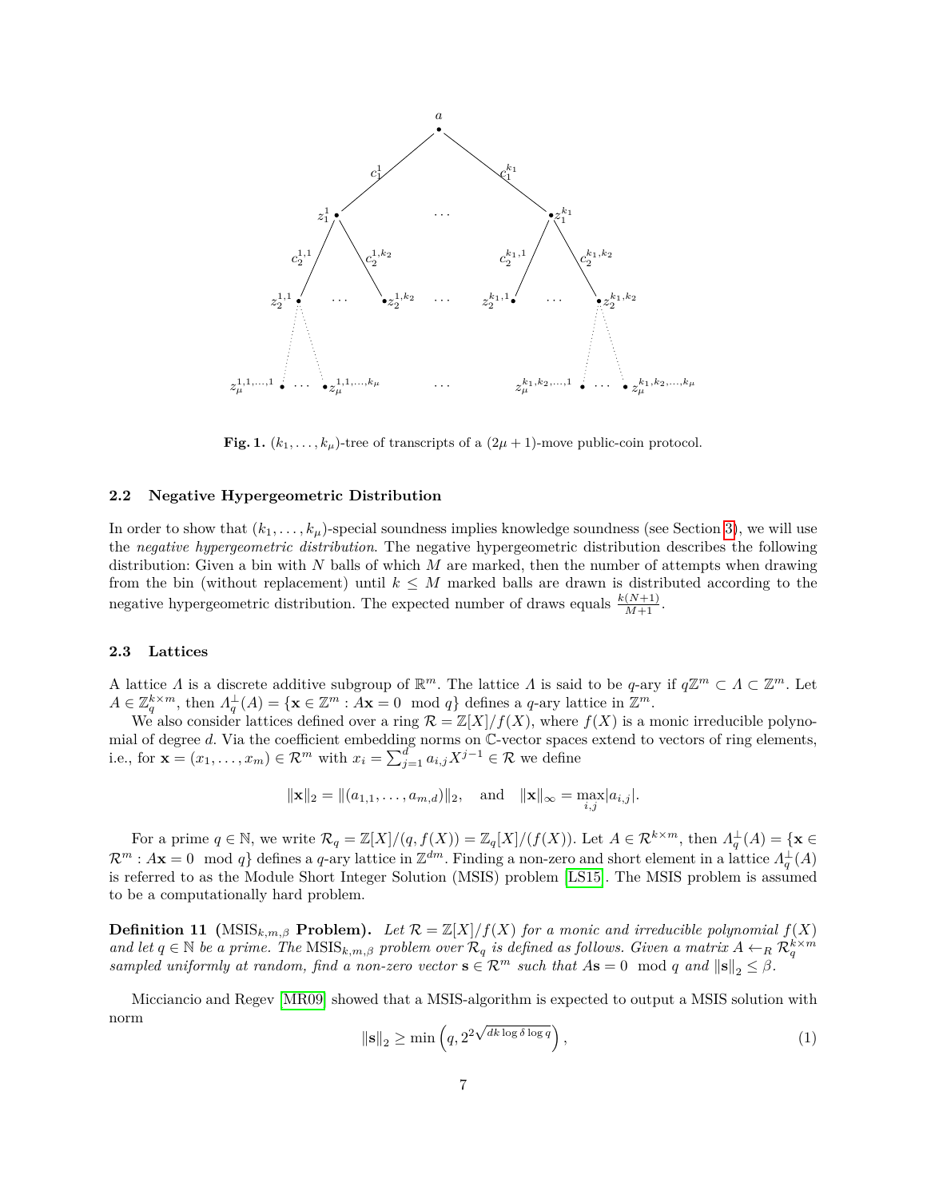**Fig. 1.** $(k_1, \ldots, k_\mu)$-tree of transcripts of a $(2\mu + 1)$-move public-coin protocol.

### 2.2 Negative Hypergeometric Distribution

In order to show that $(k_1, \ldots, k_\mu)$-special soundness implies knowledge soundness (see Section 3), we will use the *negative hypergeometric distribution*. The negative hypergeometric distribution describes the following distribution: Given a bin with $N$ balls of which $M$ are marked, then the number of attempts when drawing from the bin (without replacement) until $k \leq M$ marked balls are drawn is distributed according to the negative hypergeometric distribution. The expected number of draws equals $\frac{k(N+1)}{M+1}$.

### 2.3 Lattices

A lattice $\Lambda$ is a discrete additive subgroup of $\mathbb{R}^m$. The lattice $\Lambda$ is said to be $q$-ary if $q\mathbb{Z}^m \subset \Lambda \subset \mathbb{Z}^m$. Let $A \in \mathbb{Z}_q^{k \times m}$, then $\Lambda_q^\perp(A) = \{\mathbf{x} \in \mathbb{Z}^m : A\mathbf{x} = 0 \mod q\}$ defines a $q$-ary lattice in $\mathbb{Z}^m$.

We also consider lattices defined over a ring $\mathcal{R} = \mathbb{Z}[X]/f(X)$, where $f(X)$ is a monic irreducible polynomial of degree $d$. Via the coefficient embedding norms on $\mathbb{C}$-vector spaces extend to vectors of ring elements, i.e., for $\mathbf{x} = (x_1, \ldots, x_m) \in \mathcal{R}^m$ with $x_i = \sum_{j=1}^{d} a_{i,j} X^{j-1} \in \mathcal{R}$ we define

$$\|\mathbf{x}\|_2 = \|(a_{1,1}, \ldots, a_{m,d})\|_2, \quad \text{and} \quad \|\mathbf{x}\|_\infty = \max_{i,j} |a_{i,j}|.$$

For a prime $q \in \mathbb{N}$, we write $\mathcal{R}_q = \mathbb{Z}[X]/(q, f(X)) = \mathbb{Z}_q[X]/(f(X))$. Let $A \in \mathcal{R}^{k \times m}$, then $\Lambda_q^\perp(A) = \{\mathbf{x} \in \mathcal{R}^m : A\mathbf{x} = 0 \mod q\}$ defines a $q$-ary lattice in $\mathbb{Z}^{dm}$. Finding a non-zero and short element in a lattice $\Lambda_q^\perp(A)$ is referred to as the Module Short Integer Solution (MSIS) problem [LS15]. The MSIS problem is assumed to be a computationally hard problem.

**Definition 11 ($\text{MSIS}_{k,m,\beta}$ Problem).** *Let $\mathcal{R} = \mathbb{Z}[X]/f(X)$ for a monic and irreducible polynomial $f(X)$ and let $q \in \mathbb{N}$ be a prime. The $\text{MSIS}_{k,m,\beta}$ problem over $\mathcal{R}_q$ is defined as follows. Given a matrix $A \leftarrow_R \mathcal{R}_q^{k \times m}$ sampled uniformly at random, find a non-zero vector $\mathbf{s} \in \mathcal{R}^m$ such that $A\mathbf{s} = 0 \mod q$ and $\|\mathbf{s}\|_2 \leq \beta$.*

Micciancio and Regev [MR09] showed that a MSIS-algorithm is expected to output a MSIS solution with norm

$$\|\mathbf{s}\|_2 \geq \min\left(q, 2^{2\sqrt{dk \log \delta \log q}}\right), \tag{1}$$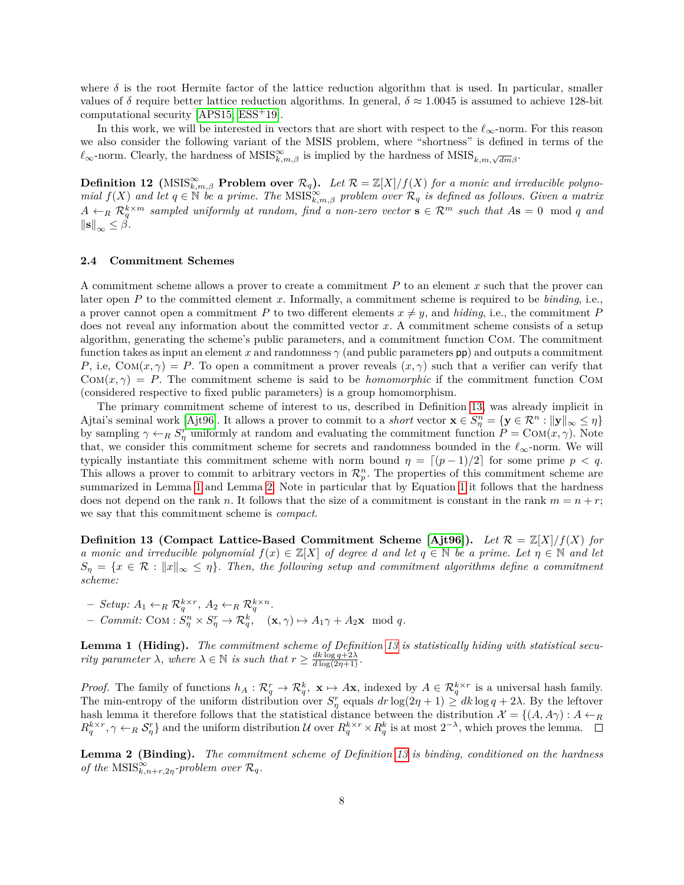where $\delta$ is the root Hermite factor of the lattice reduction algorithm that is used. In particular, smaller values of $\delta$ require better lattice reduction algorithms. In general, $\delta \approx 1.0045$ is assumed to achieve 128-bit computational security [APS15, ESS+19].

In this work, we will be interested in vectors that are short with respect to the $\ell_\infty$-norm. For this reason we also consider the following variant of the MSIS problem, where "shortness" is defined in terms of the $\ell_\infty$-norm. Clearly, the hardness of $\mathrm{MSIS}^{\infty}_{k,m,\beta}$ is implied by the hardness of $\mathrm{MSIS}_{k,m,\sqrt{dm}\beta}$.

**Definition 12 ($\mathrm{MSIS}^{\infty}_{k,m,\beta}$ Problem over $\mathcal{R}_q$).** *Let $\mathcal{R} = \mathbb{Z}[X]/f(X)$ for a monic and irreducible polynomial $f(X)$ and let $q \in \mathbb{N}$ be a prime. The $\mathrm{MSIS}^{\infty}_{k,m,\beta}$ problem over $\mathcal{R}_q$ is defined as follows. Given a matrix $A \leftarrow_R \mathcal{R}_q^{k\times m}$ sampled uniformly at random, find a non-zero vector $\mathbf{s} \in \mathcal{R}^m$ such that $A\mathbf{s} = 0 \mod q$ and $\|\mathbf{s}\|_\infty \leq \beta$.*

### 2.4 Commitment Schemes

A commitment scheme allows a prover to create a commitment $P$ to an element $x$ such that the prover can later open $P$ to the committed element $x$. Informally, a commitment scheme is required to be *binding*, i.e., a prover cannot open a commitment $P$ to two different elements $x \neq y$, and *hiding*, i.e., the commitment $P$ does not reveal any information about the committed vector $x$. A commitment scheme consists of a setup algorithm, generating the scheme's public parameters, and a commitment function Com. The commitment function takes as input an element $x$ and randomness $\gamma$ (and public parameters pp) and outputs a commitment $P$, i.e, $\mathrm{Com}(x, \gamma) = P$. To open a commitment a prover reveals $(x, \gamma)$ such that a verifier can verify that $\mathrm{Com}(x, \gamma) = P$. The commitment scheme is said to be *homomorphic* if the commitment function Com (considered respective to fixed public parameters) is a group homomorphism.

The primary commitment scheme of interest to us, described in Definition 13, was already implicit in Ajtai's seminal work [Ajt96]. It allows a prover to commit to a *short* vector $\mathbf{x} \in S_\eta^n = \{\mathbf{y} \in \mathcal{R}^n : \|\mathbf{y}\|_\infty \leq \eta\}$ by sampling $\gamma \leftarrow_R S_\eta^r$ uniformly at random and evaluating the commitment function $P = \mathrm{Com}(x, \gamma)$. Note that, we consider this commitment scheme for secrets and randomness bounded in the $\ell_\infty$-norm. We will typically instantiate this commitment scheme with norm bound $\eta = \lceil (p-1)/2 \rceil$ for some prime $p < q$. This allows a prover to commit to arbitrary vectors in $\mathcal{R}_p^n$. The properties of this commitment scheme are summarized in Lemma 1 and Lemma 2. Note in particular that by Equation 1 it follows that the hardness does not depend on the rank $n$. It follows that the size of a commitment is constant in the rank $m = n + r$; we say that this commitment scheme is *compact*.

**Definition 13 (Compact Lattice-Based Commitment Scheme [Ajt96]).** *Let $\mathcal{R} = \mathbb{Z}[X]/f(X)$ for a monic and irreducible polynomial $f(x) \in \mathbb{Z}[X]$ of degree $d$ and let $q \in \mathbb{N}$ be a prime. Let $\eta \in \mathbb{N}$ and let $S_\eta = \{x \in \mathcal{R} : \|x\|_\infty \leq \eta\}$. Then, the following setup and commitment algorithms define a commitment scheme:*

- *Setup: $A_1 \leftarrow_R \mathcal{R}_q^{k\times r}$, $A_2 \leftarrow_R \mathcal{R}_q^{k\times n}$.*
- *Commit: $\mathrm{Com} : S_\eta^n \times S_\eta^r \to \mathcal{R}_q^k, \quad (\mathbf{x}, \gamma) \mapsto A_1\gamma + A_2\mathbf{x} \mod q$.*

**Lemma 1 (Hiding).** *The commitment scheme of Definition 13 is statistically hiding with statistical security parameter $\lambda$, where $\lambda \in \mathbb{N}$ is such that $r \geq \frac{dk \log q + 2\lambda}{d \log(2\eta+1)}$.*

*Proof.* The family of functions $h_A : \mathcal{R}_q^r \to \mathcal{R}_q^k$, $\mathbf{x} \mapsto A\mathbf{x}$, indexed by $A \in \mathcal{R}_q^{k\times r}$ is a universal hash family. The min-entropy of the uniform distribution over $S_\eta^r$ equals $dr \log(2\eta + 1) \geq dk \log q + 2\lambda$. By the leftover hash lemma it therefore follows that the statistical distance between the distribution $\mathcal{X} = \{(A, A\gamma) : A \leftarrow_R R_q^{k\times r}, \gamma \leftarrow_R \mathcal{S}_\eta^r\}$ and the uniform distribution $\mathcal{U}$ over $R_q^{k\times r} \times R_q^k$ is at most $2^{-\lambda}$, which proves the lemma. $\square$

**Lemma 2 (Binding).** *The commitment scheme of Definition 13 is binding, conditioned on the hardness of the $\mathrm{MSIS}^{\infty}_{k,n+r,2\eta}$-problem over $\mathcal{R}_q$.*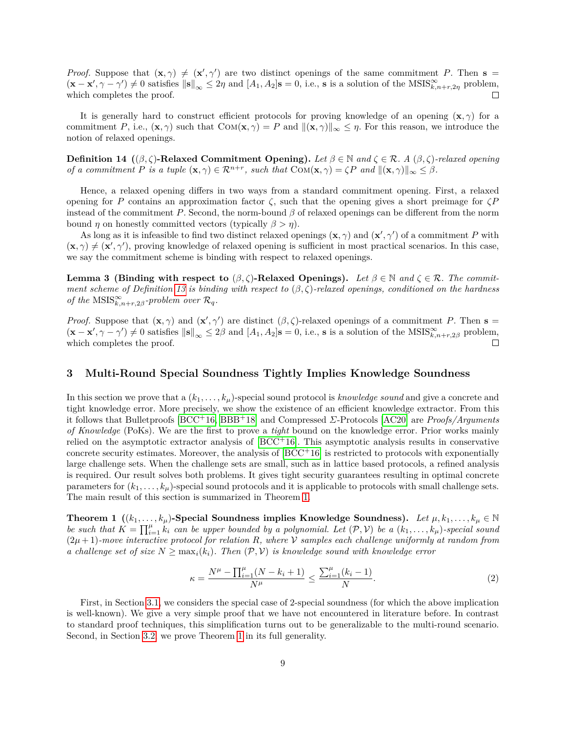*Proof.* Suppose that $(\mathbf{x}, \gamma) \neq (\mathbf{x}', \gamma')$ are two distinct openings of the same commitment $P$. Then $\mathbf{s} = (\mathbf{x} - \mathbf{x}', \gamma - \gamma') \neq 0$ satisfies $\|\mathbf{s}\|_\infty \leq 2\eta$ and $[A_1, A_2]\mathbf{s} = 0$, i.e., $\mathbf{s}$ is a solution of the $\text{MSIS}^\infty_{k,n+r,2\eta}$ problem, which completes the proof. ☐

It is generally hard to construct efficient protocols for proving knowledge of an opening $(\mathbf{x}, \gamma)$ for a commitment $P$, i.e., $(\mathbf{x}, \gamma)$ such that $\text{Com}(\mathbf{x}, \gamma) = P$ and $\|(\mathbf{x}, \gamma)\|_\infty \leq \eta$. For this reason, we introduce the notion of relaxed openings.

**Definition 14 ($(\beta, \zeta)$-Relaxed Commitment Opening).** *Let $\beta \in \mathbb{N}$ and $\zeta \in \mathcal{R}$. A $(\beta, \zeta)$-relaxed opening of a commitment $P$ is a tuple $(\mathbf{x}, \gamma) \in \mathcal{R}^{n+r}$, such that $\text{Com}(\mathbf{x}, \gamma) = \zeta P$ and $\|(\mathbf{x}, \gamma)\|_\infty \leq \beta$.*

Hence, a relaxed opening differs in two ways from a standard commitment opening. First, a relaxed opening for $P$ contains an approximation factor $\zeta$, such that the opening gives a short preimage for $\zeta P$ instead of the commitment $P$. Second, the norm-bound $\beta$ of relaxed openings can be different from the norm bound $\eta$ on honestly committed vectors (typically $\beta > \eta$).

As long as it is infeasible to find two distinct relaxed openings $(\mathbf{x}, \gamma)$ and $(\mathbf{x}', \gamma')$ of a commitment $P$ with $(\mathbf{x}, \gamma) \neq (\mathbf{x}', \gamma')$, proving knowledge of relaxed opening is sufficient in most practical scenarios. In this case, we say the commitment scheme is binding with respect to relaxed openings.

**Lemma 3 (Binding with respect to $(\beta, \zeta)$-Relaxed Openings).** *Let $\beta \in \mathbb{N}$ and $\zeta \in \mathcal{R}$. The commitment scheme of Definition 13 is binding with respect to $(\beta, \zeta)$-relaxed openings, conditioned on the hardness of the $\text{MSIS}^\infty_{k,n+r,2\beta}$-problem over $\mathcal{R}_q$.*

*Proof.* Suppose that $(\mathbf{x}, \gamma)$ and $(\mathbf{x}', \gamma')$ are distinct $(\beta, \zeta)$-relaxed openings of a commitment $P$. Then $\mathbf{s} = (\mathbf{x} - \mathbf{x}', \gamma - \gamma') \neq 0$ satisfies $\|\mathbf{s}\|_\infty \leq 2\beta$ and $[A_1, A_2]\mathbf{s} = 0$, i.e., $\mathbf{s}$ is a solution of the $\text{MSIS}^\infty_{k,n+r,2\beta}$ problem, which completes the proof. ☐

# 3 Multi-Round Special Soundness Tightly Implies Knowledge Soundness

In this section we prove that a $(k_1, \dots, k_\mu)$-special sound protocol is *knowledge sound* and give a concrete and tight knowledge error. More precisely, we show the existence of an efficient knowledge extractor. From this it follows that Bulletproofs [BCC+16, BBB+18] and Compressed $\Sigma$-Protocols [AC20] are *Proofs/Arguments of Knowledge* (PoKs). We are the first to prove a *tight* bound on the knowledge error. Prior works mainly relied on the asymptotic extractor analysis of [BCC+16]. This asymptotic analysis results in conservative concrete security estimates. Moreover, the analysis of [BCC+16] is restricted to protocols with exponentially large challenge sets. When the challenge sets are small, such as in lattice based protocols, a refined analysis is required. Our result solves both problems. It gives tight security guarantees resulting in optimal concrete parameters for $(k_1, \dots, k_\mu)$-special sound protocols and it is applicable to protocols with small challenge sets. The main result of this section is summarized in Theorem 1.

**Theorem 1 ($(k_1, \dots, k_\mu)$-Special Soundness implies Knowledge Soundness).** *Let $\mu, k_1, \dots, k_\mu \in \mathbb{N}$ be such that $K = \prod_{i=1}^\mu k_i$ can be upper bounded by a polynomial. Let $(\mathcal{P}, \mathcal{V})$ be a $(k_1, \dots, k_\mu)$-special sound $(2\mu+1)$-move interactive protocol for relation $R$, where $\mathcal{V}$ samples each challenge uniformly at random from a challenge set of size $N \geq \max_i(k_i)$. Then $(\mathcal{P}, \mathcal{V})$ is knowledge sound with knowledge error*

$$\kappa = \frac{N^\mu - \prod_{i=1}^\mu (N - k_i + 1)}{N^\mu} \leq \frac{\sum_{i=1}^\mu (k_i - 1)}{N}. \tag{2}$$

First, in Section 3.1, we considers the special case of 2-special soundness (for which the above implication is well-known). We give a very simple proof that we have not encountered in literature before. In contrast to standard proof techniques, this simplification turns out to be generalizable to the multi-round scenario. Second, in Section 3.2, we prove Theorem 1 in its full generality.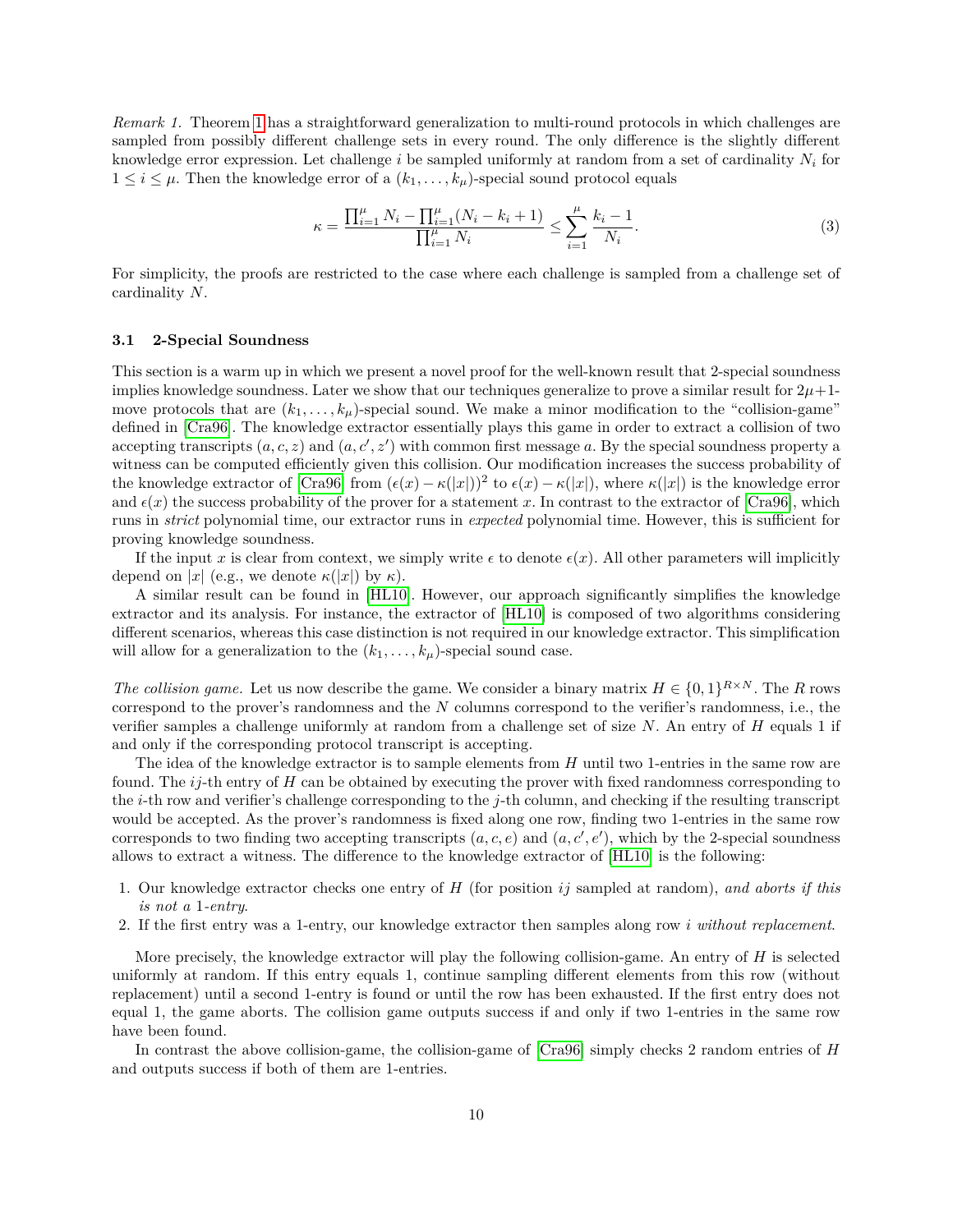*Remark 1.* Theorem 1 has a straightforward generalization to multi-round protocols in which challenges are sampled from possibly different challenge sets in every round. The only difference is the slightly different knowledge error expression. Let challenge $i$ be sampled uniformly at random from a set of cardinality $N_i$ for $1 \leq i \leq \mu$. Then the knowledge error of a $(k_1, \dots, k_\mu)$-special sound protocol equals

$$\kappa = \frac{\prod_{i=1}^{\mu} N_i - \prod_{i=1}^{\mu} (N_i - k_i + 1)}{\prod_{i=1}^{\mu} N_i} \leq \sum_{i=1}^{\mu} \frac{k_i - 1}{N_i}. \tag{3}$$

For simplicity, the proofs are restricted to the case where each challenge is sampled from a challenge set of cardinality $N$.

### 3.1 2-Special Soundness

This section is a warm up in which we present a novel proof for the well-known result that 2-special soundness implies knowledge soundness. Later we show that our techniques generalize to prove a similar result for $2\mu+1$-move protocols that are $(k_1, \dots, k_\mu)$-special sound. We make a minor modification to the "collision-game" defined in [Cra96]. The knowledge extractor essentially plays this game in order to extract a collision of two accepting transcripts $(a, c, z)$ and $(a, c', z')$ with common first message $a$. By the special soundness property a witness can be computed efficiently given this collision. Our modification increases the success probability of the knowledge extractor of [Cra96] from $(\epsilon(x) - \kappa(|x|))^2$ to $\epsilon(x) - \kappa(|x|)$, where $\kappa(|x|)$ is the knowledge error and $\epsilon(x)$ the success probability of the prover for a statement $x$. In contrast to the extractor of [Cra96], which runs in *strict* polynomial time, our extractor runs in *expected* polynomial time. However, this is sufficient for proving knowledge soundness.

If the input $x$ is clear from context, we simply write $\epsilon$ to denote $\epsilon(x)$. All other parameters will implicitly depend on $|x|$ (e.g., we denote $\kappa(|x|)$ by $\kappa$).

A similar result can be found in [HL10]. However, our approach significantly simplifies the knowledge extractor and its analysis. For instance, the extractor of [HL10] is composed of two algorithms considering different scenarios, whereas this case distinction is not required in our knowledge extractor. This simplification will allow for a generalization to the $(k_1, \dots, k_\mu)$-special sound case.

*The collision game.* Let us now describe the game. We consider a binary matrix $H \in \{0, 1\}^{R \times N}$. The $R$ rows correspond to the prover's randomness and the $N$ columns correspond to the verifier's randomness, i.e., the verifier samples a challenge uniformly at random from a challenge set of size $N$. An entry of $H$ equals 1 if and only if the corresponding protocol transcript is accepting.

The idea of the knowledge extractor is to sample elements from $H$ until two 1-entries in the same row are found. The $ij$-th entry of $H$ can be obtained by executing the prover with fixed randomness corresponding to the $i$-th row and verifier's challenge corresponding to the $j$-th column, and checking if the resulting transcript would be accepted. As the prover's randomness is fixed along one row, finding two 1-entries in the same row corresponds to two finding two accepting transcripts $(a, c, e)$ and $(a, c', e')$, which by the 2-special soundness allows to extract a witness. The difference to the knowledge extractor of [HL10] is the following:

1. Our knowledge extractor checks one entry of $H$ (for position $ij$ sampled at random), *and aborts if this is not a* 1*-entry*.
2. If the first entry was a 1-entry, our knowledge extractor then samples along row $i$ *without replacement*.

More precisely, the knowledge extractor will play the following collision-game. An entry of $H$ is selected uniformly at random. If this entry equals 1, continue sampling different elements from this row (without replacement) until a second 1-entry is found or until the row has been exhausted. If the first entry does not equal 1, the game aborts. The collision game outputs success if and only if two 1-entries in the same row have been found.

In contrast the above collision-game, the collision-game of [Cra96] simply checks 2 random entries of $H$ and outputs success if both of them are 1-entries.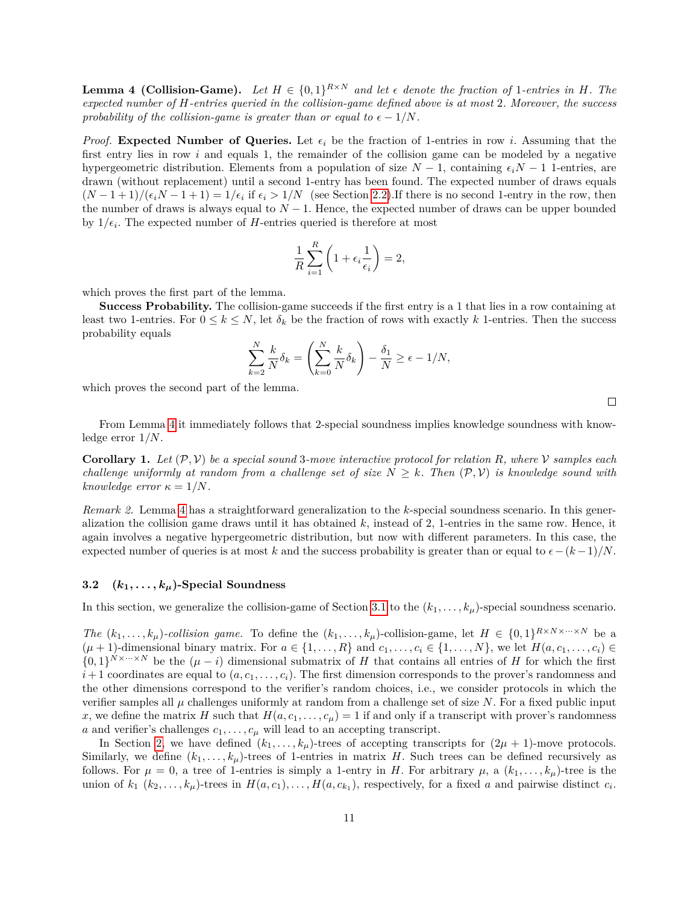**Lemma 4 (Collision-Game).** *Let $H \in \{0,1\}^{R\times N}$ and let $\epsilon$ denote the fraction of 1-entries in $H$. The expected number of $H$-entries queried in the collision-game defined above is at most 2. Moreover, the success probability of the collision-game is greater than or equal to $\epsilon - 1/N$.*

*Proof.* **Expected Number of Queries.** Let $\epsilon_i$ be the fraction of 1-entries in row $i$. Assuming that the first entry lies in row $i$ and equals 1, the remainder of the collision game can be modeled by a negative hypergeometric distribution. Elements from a population of size $N-1$, containing $\epsilon_i N - 1$ 1-entries, are drawn (without replacement) until a second 1-entry has been found. The expected number of draws equals $(N-1+1)/(\epsilon_i N - 1 + 1) = 1/\epsilon_i$ if $\epsilon_i > 1/N$ (see Section 2.2).If there is no second 1-entry in the row, then the number of draws is always equal to $N-1$. Hence, the expected number of draws can be upper bounded by $1/\epsilon_i$. The expected number of $H$-entries queried is therefore at most

$$\frac{1}{R}\sum_{i=1}^{R}\left(1 + \epsilon_i \frac{1}{\epsilon_i}\right) = 2,$$

which proves the first part of the lemma.

**Success Probability.** The collision-game succeeds if the first entry is a 1 that lies in a row containing at least two 1-entries. For $0 \le k \le N$, let $\delta_k$ be the fraction of rows with exactly $k$ 1-entries. Then the success probability equals

$$\sum_{k=2}^{N}\frac{k}{N}\delta_k = \left(\sum_{k=0}^{N}\frac{k}{N}\delta_k\right) - \frac{\delta_1}{N} \ge \epsilon - 1/N,$$

which proves the second part of the lemma.

□

From Lemma 4 it immediately follows that 2-special soundness implies knowledge soundness with knowledge error $1/N$.

**Corollary 1.** *Let $(\mathcal{P},\mathcal{V})$ be a special sound 3-move interactive protocol for relation $R$, where $\mathcal{V}$ samples each challenge uniformly at random from a challenge set of size $N \ge k$. Then $(\mathcal{P},\mathcal{V})$ is knowledge sound with knowledge error $\kappa = 1/N$.*

*Remark 2.* Lemma 4 has a straightforward generalization to the $k$-special soundness scenario. In this generalization the collision game draws until it has obtained $k$, instead of 2, 1-entries in the same row. Hence, it again involves a negative hypergeometric distribution, but now with different parameters. In this case, the expected number of queries is at most $k$ and the success probability is greater than or equal to $\epsilon - (k-1)/N$.

### 3.2 $(k_1,\dots,k_\mu)$-Special Soundness

In this section, we generalize the collision-game of Section 3.1 to the $(k_1,\dots,k_\mu)$-special soundness scenario.

*The $(k_1,\dots,k_\mu)$-collision game.* To define the $(k_1,\dots,k_\mu)$-collision-game, let $H \in \{0,1\}^{R\times N\times\cdots\times N}$ be a $(\mu+1)$-dimensional binary matrix. For $a \in \{1,\dots,R\}$ and $c_1,\dots,c_i \in \{1,\dots,N\}$, we let $H(a,c_1,\dots,c_i) \in \{0,1\}^{N\times\cdots\times N}$ be the $(\mu-i)$ dimensional submatrix of $H$ that contains all entries of $H$ for which the first $i+1$ coordinates are equal to $(a,c_1,\dots,c_i)$. The first dimension corresponds to the prover's randomness and the other dimensions correspond to the verifier's random choices, i.e., we consider protocols in which the verifier samples all $\mu$ challenges uniformly at random from a challenge set of size $N$. For a fixed public input $x$, we define the matrix $H$ such that $H(a,c_1,\dots,c_\mu) = 1$ if and only if a transcript with prover's randomness $a$ and verifier's challenges $c_1,\dots,c_\mu$ will lead to an accepting transcript.

In Section 2, we have defined $(k_1,\dots,k_\mu)$-trees of accepting transcripts for $(2\mu+1)$-move protocols. Similarly, we define $(k_1,\dots,k_\mu)$-trees of 1-entries in matrix $H$. Such trees can be defined recursively as follows. For $\mu = 0$, a tree of 1-entries is simply a 1-entry in $H$. For arbitrary $\mu$, a $(k_1,\dots,k_\mu)$-tree is the union of $k_1$ $(k_2,\dots,k_\mu)$-trees in $H(a,c_1),\dots,H(a,c_{k_1})$, respectively, for a fixed $a$ and pairwise distinct $c_i$.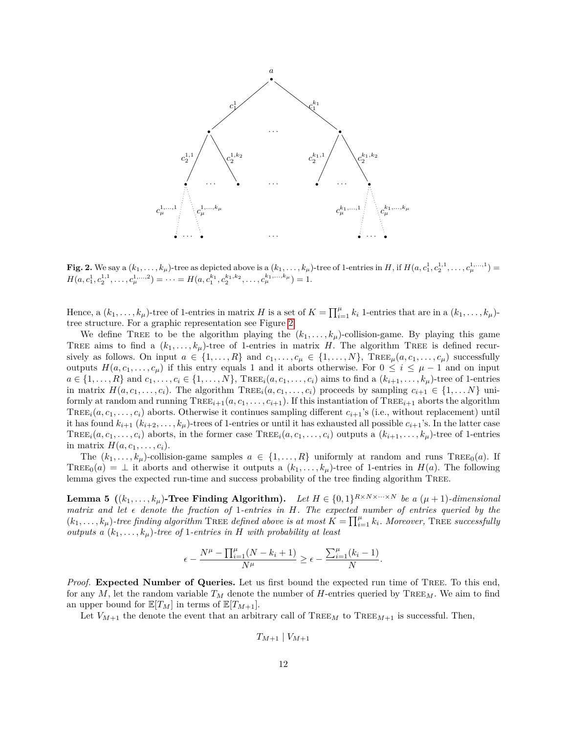**Fig. 2.** We say a $(k_1, \ldots, k_\mu)$-tree as depicted above is a $(k_1, \ldots, k_\mu)$-tree of 1-entries in $H$, if $H(a, c_1^1, c_2^{1,1}, \ldots, c_\mu^{1,\ldots,1}) = H(a, c_1^1, c_2^{1,1}, \ldots, c_\mu^{1,\ldots,2}) = \cdots = H(a, c_1^{k_1}, c_2^{k_1,k_2}, \ldots, c_\mu^{k_1,\ldots,k_\mu}) = 1$.

Hence, a $(k_1, \ldots, k_\mu)$-tree of 1-entries in matrix $H$ is a set of $K = \prod_{i=1}^{\mu} k_i$ 1-entries that are in a $(k_1, \ldots, k_\mu)$-tree structure. For a graphic representation see Figure 2.

We define Tree to be the algorithm playing the $(k_1, \ldots, k_\mu)$-collision-game. By playing this game Tree aims to find a $(k_1, \ldots, k_\mu)$-tree of 1-entries in matrix $H$. The algorithm Tree is defined recursively as follows. On input $a \in \{1, \ldots, R\}$ and $c_1, \ldots, c_\mu \in \{1, \ldots, N\}$, $\text{Tree}_\mu(a, c_1, \ldots, c_\mu)$ successfully outputs $H(a, c_1, \ldots, c_\mu)$ if this entry equals 1 and it aborts otherwise. For $0 \le i \le \mu - 1$ and on input $a \in \{1, \ldots, R\}$ and $c_1, \ldots, c_i \in \{1, \ldots, N\}$, $\text{Tree}_i(a, c_1, \ldots, c_i)$ aims to find a $(k_{i+1}, \ldots, k_\mu)$-tree of 1-entries in matrix $H(a, c_1, \ldots, c_i)$. The algorithm $\text{Tree}_i(a, c_1, \ldots, c_i)$ proceeds by sampling $c_{i+1} \in \{1, \ldots N\}$ uniformly at random and running $\text{Tree}_{i+1}(a, c_1, \ldots, c_{i+1})$. If this instantiation of $\text{Tree}_{i+1}$ aborts the algorithm $\text{Tree}_i(a, c_1, \ldots, c_i)$ aborts. Otherwise it continues sampling different $c_{i+1}$'s (i.e., without replacement) until it has found $k_{i+1}$ $(k_{i+2}, \ldots, k_\mu)$-trees of 1-entries or until it has exhausted all possible $c_{i+1}$'s. In the latter case $\text{Tree}_i(a, c_1, \ldots, c_i)$ aborts, in the former case $\text{Tree}_i(a, c_1, \ldots, c_i)$ outputs a $(k_{i+1}, \ldots, k_\mu)$-tree of 1-entries in matrix $H(a, c_1, \ldots, c_i)$.

The $(k_1, \ldots, k_\mu)$-collision-game samples $a \in \{1, \ldots, R\}$ uniformly at random and runs $\text{Tree}_0(a)$. If $\text{Tree}_0(a) = \perp$ it aborts and otherwise it outputs a $(k_1, \ldots, k_\mu)$-tree of 1-entries in $H(a)$. The following lemma gives the expected run-time and success probability of the tree finding algorithm Tree.

**Lemma 5 ($(k_1, \ldots, k_\mu)$-Tree Finding Algorithm).** *Let $H \in \{0, 1\}^{R \times N \times \cdots \times N}$ be a $(\mu+1)$-dimensional matrix and let $\epsilon$ denote the fraction of 1-entries in $H$. The expected number of entries queried by the $(k_1, \ldots, k_\mu)$-tree finding algorithm* Tree *defined above is at most $K = \prod_{i=1}^{\mu} k_i$. Moreover,* Tree *successfully outputs a $(k_1, \ldots, k_\mu)$-tree of 1-entries in $H$ with probability at least*

$$\epsilon - \frac{N^\mu - \prod_{i=1}^{\mu}(N - k_i + 1)}{N^\mu} \ge \epsilon - \frac{\sum_{i=1}^{\mu}(k_i - 1)}{N}.$$

*Proof.* **Expected Number of Queries.** Let us first bound the expected run time of Tree. To this end, for any $M$, let the random variable $T_M$ denote the number of $H$-entries queried by $\text{Tree}_M$. We aim to find an upper bound for $\mathbb{E}[T_M]$ in terms of $\mathbb{E}[T_{M+1}]$.

Let $V_{M+1}$ the denote the event that an arbitrary call of $\text{Tree}_M$ to $\text{Tree}_{M+1}$ is successful. Then,

$$T_{M+1} \mid V_{M+1}$$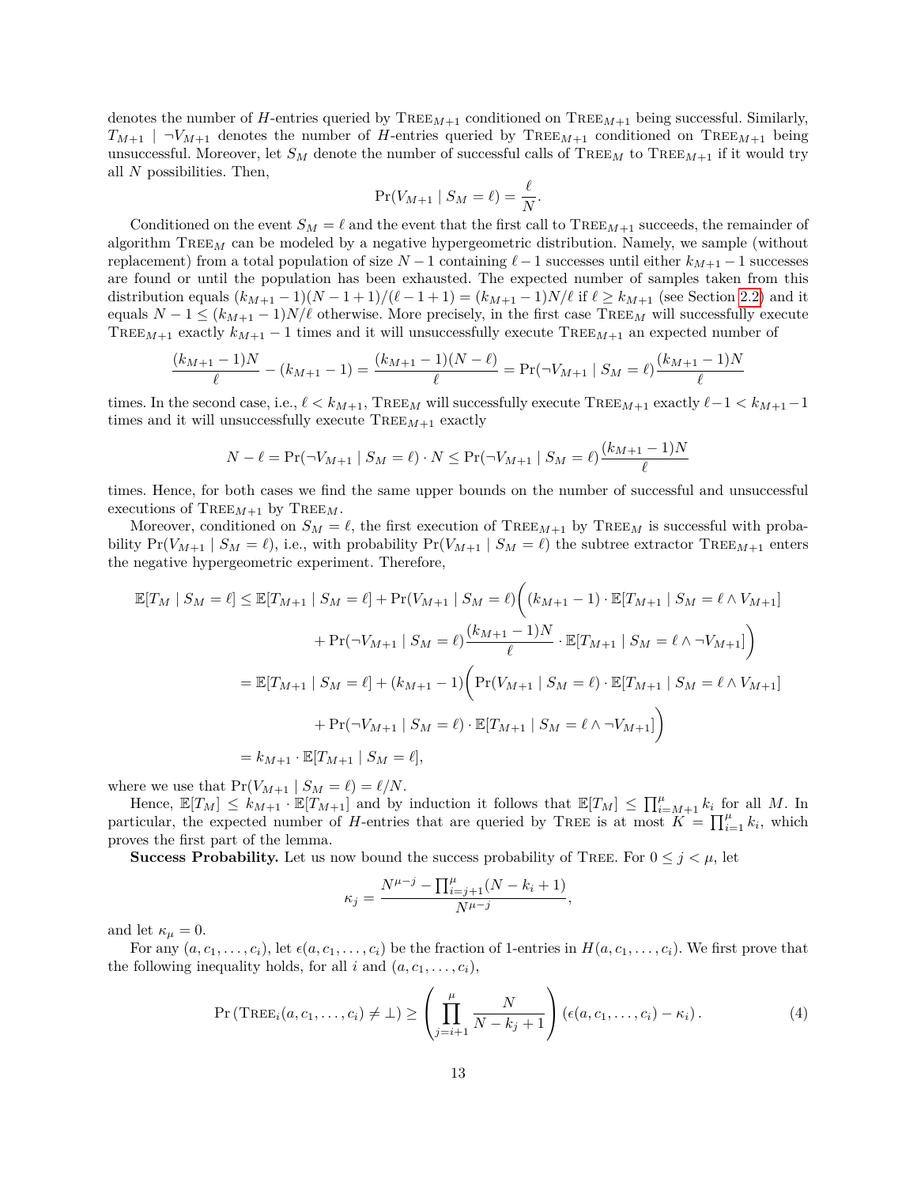denotes the number of $H$-entries queried by $\textsc{Tree}_{M+1}$ conditioned on $\textsc{Tree}_{M+1}$ being successful. Similarly, $T_{M+1} \mid \neg V_{M+1}$ denotes the number of $H$-entries queried by $\textsc{Tree}_{M+1}$ conditioned on $\textsc{Tree}_{M+1}$ being unsuccessful. Moreover, let $S_M$ denote the number of successful calls of $\textsc{Tree}_M$ to $\textsc{Tree}_{M+1}$ if it would try all $N$ possibilities. Then,

$$\Pr(V_{M+1} \mid S_M = \ell) = \frac{\ell}{N}.$$

Conditioned on the event $S_M = \ell$ and the event that the first call to $\textsc{Tree}_{M+1}$ succeeds, the remainder of algorithm $\textsc{Tree}_M$ can be modeled by a negative hypergeometric distribution. Namely, we sample (without replacement) from a total population of size $N-1$ containing $\ell - 1$ successes until either $k_{M+1} - 1$ successes are found or until the population has been exhausted. The expected number of samples taken from this distribution equals $(k_{M+1}-1)(N-1+1)/(\ell-1+1) = (k_{M+1}-1)N/\ell$ if $\ell \geq k_{M+1}$ (see Section 2.2) and it equals $N - 1 \leq (k_{M+1}-1)N/\ell$ otherwise. More precisely, in the first case $\textsc{Tree}_M$ will successfully execute $\textsc{Tree}_{M+1}$ exactly $k_{M+1} - 1$ times and it will unsuccessfully execute $\textsc{Tree}_{M+1}$ an expected number of

$$\frac{(k_{M+1}-1)N}{\ell} - (k_{M+1}-1) = \frac{(k_{M+1}-1)(N-\ell)}{\ell} = \Pr(\neg V_{M+1} \mid S_M = \ell)\frac{(k_{M+1}-1)N}{\ell}$$

times. In the second case, i.e., $\ell < k_{M+1}$, $\textsc{Tree}_M$ will successfully execute $\textsc{Tree}_{M+1}$ exactly $\ell - 1 < k_{M+1} - 1$ times and it will unsuccessfully execute $\textsc{Tree}_{M+1}$ exactly

$$N - \ell = \Pr(\neg V_{M+1} \mid S_M = \ell) \cdot N \leq \Pr(\neg V_{M+1} \mid S_M = \ell)\frac{(k_{M+1}-1)N}{\ell}$$

times. Hence, for both cases we find the same upper bounds on the number of successful and unsuccessful executions of $\textsc{Tree}_{M+1}$ by $\textsc{Tree}_M$.

Moreover, conditioned on $S_M = \ell$, the first execution of $\textsc{Tree}_{M+1}$ by $\textsc{Tree}_M$ is successful with probability $\Pr(V_{M+1} \mid S_M = \ell)$, i.e., with probability $\Pr(V_{M+1} \mid S_M = \ell)$ the subtree extractor $\textsc{Tree}_{M+1}$ enters the negative hypergeometric experiment. Therefore,

$$\begin{aligned}
\mathbb{E}[T_M \mid S_M = \ell] &\leq \mathbb{E}[T_{M+1} \mid S_M = \ell] + \Pr(V_{M+1} \mid S_M = \ell)\bigg((k_{M+1}-1) \cdot \mathbb{E}[T_{M+1} \mid S_M = \ell \wedge V_{M+1}] \\
&\qquad + \Pr(\neg V_{M+1} \mid S_M = \ell)\frac{(k_{M+1}-1)N}{\ell} \cdot \mathbb{E}[T_{M+1} \mid S_M = \ell \wedge \neg V_{M+1}]\bigg) \\
&= \mathbb{E}[T_{M+1} \mid S_M = \ell] + (k_{M+1}-1)\bigg(\Pr(V_{M+1} \mid S_M = \ell) \cdot \mathbb{E}[T_{M+1} \mid S_M = \ell \wedge V_{M+1}] \\
&\qquad + \Pr(\neg V_{M+1} \mid S_M = \ell) \cdot \mathbb{E}[T_{M+1} \mid S_M = \ell \wedge \neg V_{M+1}]\bigg) \\
&= k_{M+1} \cdot \mathbb{E}[T_{M+1} \mid S_M = \ell],
\end{aligned}$$

where we use that $\Pr(V_{M+1} \mid S_M = \ell) = \ell/N$.

Hence, $\mathbb{E}[T_M] \leq k_{M+1} \cdot \mathbb{E}[T_{M+1}]$ and by induction it follows that $\mathbb{E}[T_M] \leq \prod_{i=M+1}^{\mu} k_i$ for all $M$. In particular, the expected number of $H$-entries that are queried by $\textsc{Tree}$ is at most $K = \prod_{i=1}^{\mu} k_i$, which proves the first part of the lemma.

**Success Probability.** Let us now bound the success probability of $\textsc{Tree}$. For $0 \leq j < \mu$, let

$$\kappa_j = \frac{N^{\mu-j} - \prod_{i=j+1}^{\mu}(N - k_i + 1)}{N^{\mu-j}},$$

and let $\kappa_\mu = 0$.

For any $(a, c_1, \ldots, c_i)$, let $\epsilon(a, c_1, \ldots, c_i)$ be the fraction of 1-entries in $H(a, c_1, \ldots, c_i)$. We first prove that the following inequality holds, for all $i$ and $(a, c_1, \ldots, c_i)$,

$$\Pr\left(\textsc{Tree}_i(a, c_1, \ldots, c_i) \neq \bot\right) \geq \left(\prod_{j=i+1}^{\mu} \frac{N}{N - k_j + 1}\right)\left(\epsilon(a, c_1, \ldots, c_i) - \kappa_i\right). \tag{4}$$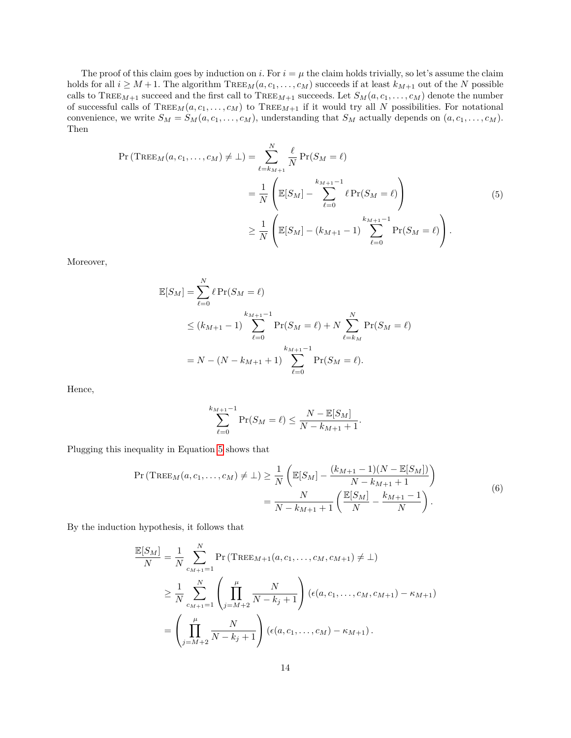The proof of this claim goes by induction on $i$. For $i = \mu$ the claim holds trivially, so let's assume the claim holds for all $i \geq M+1$. The algorithm $\textsc{Tree}_M(a, c_1, \ldots, c_M)$ succeeds if at least $k_{M+1}$ out of the $N$ possible calls to $\textsc{Tree}_{M+1}$ succeed and the first call to $\textsc{Tree}_{M+1}$ succeeds. Let $S_M(a, c_1, \ldots, c_M)$ denote the number of successful calls of $\textsc{Tree}_M(a, c_1, \ldots, c_M)$ to $\textsc{Tree}_{M+1}$ if it would try all $N$ possibilities. For notational convenience, we write $S_M = S_M(a, c_1, \ldots, c_M)$, understanding that $S_M$ actually depends on $(a, c_1, \ldots, c_M)$. Then

$$
\begin{aligned}
\Pr\left(\textsc{Tree}_M(a, c_1, \ldots, c_M) \neq \bot\right) &= \sum_{\ell = k_{M+1}}^{N} \frac{\ell}{N} \Pr(S_M = \ell) \\
&= \frac{1}{N}\left(\mathbb{E}[S_M] - \sum_{\ell=0}^{k_{M+1}-1} \ell \Pr(S_M = \ell)\right) \\
&\geq \frac{1}{N}\left(\mathbb{E}[S_M] - (k_{M+1}-1)\sum_{\ell=0}^{k_{M+1}-1} \Pr(S_M = \ell)\right).
\end{aligned} \tag{5}
$$

Moreover,

$$
\begin{aligned}
\mathbb{E}[S_M] &= \sum_{\ell=0}^{N} \ell \Pr(S_M = \ell) \\
&\leq (k_{M+1}-1)\sum_{\ell=0}^{k_{M+1}-1} \Pr(S_M = \ell) + N \sum_{\ell = k_M}^{N} \Pr(S_M = \ell) \\
&= N - (N - k_{M+1} + 1)\sum_{\ell=0}^{k_{M+1}-1} \Pr(S_M = \ell).
\end{aligned}
$$

Hence,

$$
\sum_{\ell=0}^{k_{M+1}-1} \Pr(S_M = \ell) \leq \frac{N - \mathbb{E}[S_M]}{N - k_{M+1} + 1}.
$$

Plugging this inequality in Equation 5 shows that

$$
\begin{aligned}
\Pr\left(\textsc{Tree}_M(a, c_1, \ldots, c_M) \neq \bot\right) &\geq \frac{1}{N}\left(\mathbb{E}[S_M] - \frac{(k_{M+1}-1)(N - \mathbb{E}[S_M])}{N - k_{M+1} + 1}\right) \\
&= \frac{N}{N - k_{M+1} + 1}\left(\frac{\mathbb{E}[S_M]}{N} - \frac{k_{M+1}-1}{N}\right).
\end{aligned} \tag{6}
$$

By the induction hypothesis, it follows that

$$
\begin{aligned}
\frac{\mathbb{E}[S_M]}{N} &= \frac{1}{N}\sum_{c_{M+1}=1}^{N} \Pr\left(\textsc{Tree}_{M+1}(a, c_1, \ldots, c_M, c_{M+1}) \neq \bot\right) \\
&\geq \frac{1}{N}\sum_{c_{M+1}=1}^{N}\left(\prod_{j=M+2}^{\mu} \frac{N}{N - k_j + 1}\right)\left(\epsilon(a, c_1, \ldots, c_M, c_{M+1}) - \kappa_{M+1}\right) \\
&= \left(\prod_{j=M+2}^{\mu} \frac{N}{N - k_j + 1}\right)\left(\epsilon(a, c_1, \ldots, c_M) - \kappa_{M+1}\right).
\end{aligned}
$$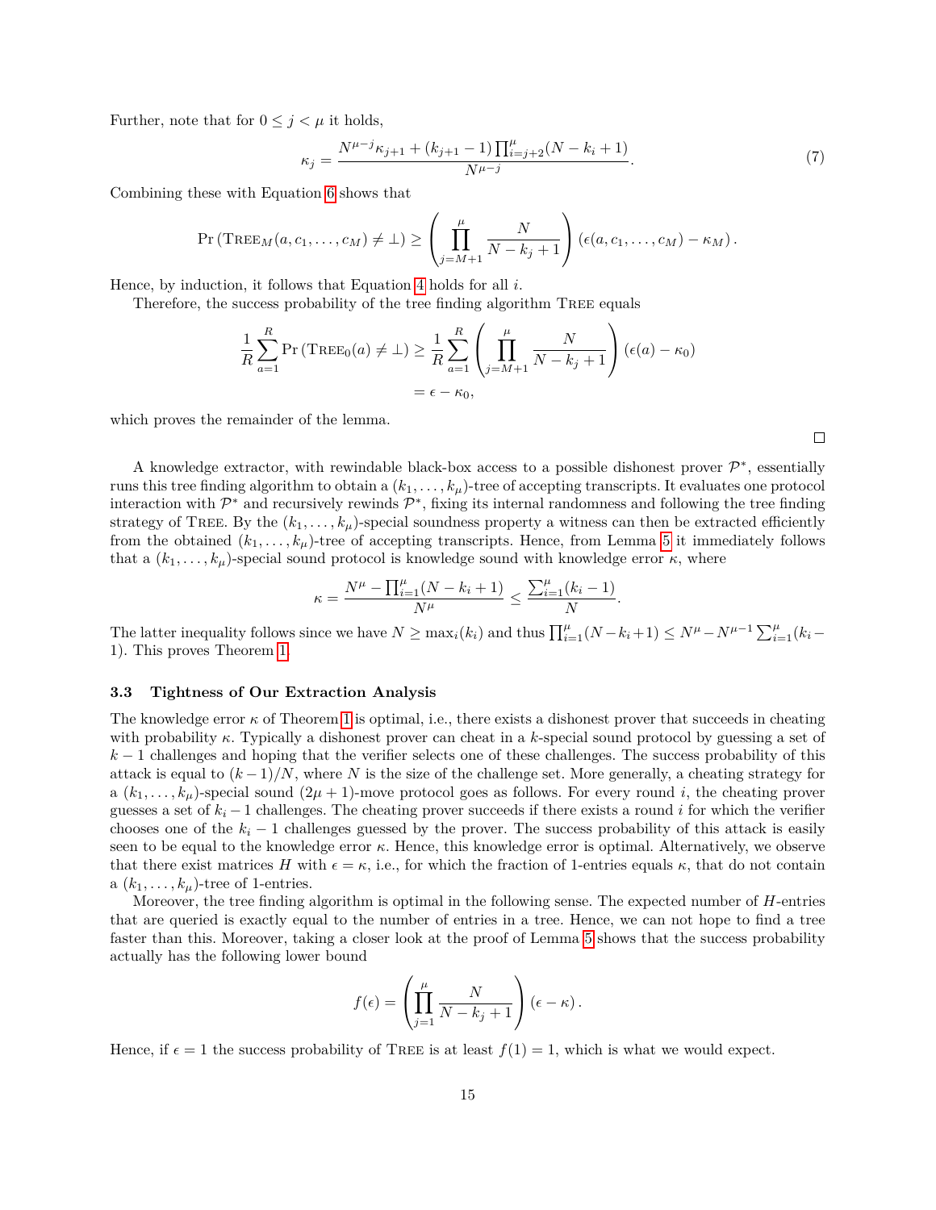Further, note that for $0 \leq j < \mu$ it holds,

$$\kappa_j = \frac{N^{\mu-j}\kappa_{j+1} + (k_{j+1}-1)\prod_{i=j+2}^{\mu}(N - k_i + 1)}{N^{\mu-j}}. \tag{7}$$

Combining these with Equation 6 shows that

$$\Pr\left(\text{Tree}_M(a, c_1, \dots, c_M) \neq \bot\right) \geq \left(\prod_{j=M+1}^{\mu} \frac{N}{N - k_j + 1}\right)\left(\epsilon(a, c_1, \dots, c_M) - \kappa_M\right).$$

Hence, by induction, it follows that Equation 4 holds for all $i$.

Therefore, the success probability of the tree finding algorithm Tree equals

$$\begin{aligned}\frac{1}{R}\sum_{a=1}^{R} \Pr\left(\text{Tree}_0(a) \neq \bot\right) &\geq \frac{1}{R}\sum_{a=1}^{R}\left(\prod_{j=M+1}^{\mu} \frac{N}{N - k_j + 1}\right)\left(\epsilon(a) - \kappa_0\right) \\ &= \epsilon - \kappa_0,\end{aligned}$$

which proves the remainder of the lemma.

□

A knowledge extractor, with rewindable black-box access to a possible dishonest prover $\mathcal{P}^*$, essentially runs this tree finding algorithm to obtain a $(k_1, \dots, k_\mu)$-tree of accepting transcripts. It evaluates one protocol interaction with $\mathcal{P}^*$ and recursively rewinds $\mathcal{P}^*$, fixing its internal randomness and following the tree finding strategy of Tree. By the $(k_1, \dots, k_\mu)$-special soundness property a witness can then be extracted efficiently from the obtained $(k_1, \dots, k_\mu)$-tree of accepting transcripts. Hence, from Lemma 5 it immediately follows that a $(k_1, \dots, k_\mu)$-special sound protocol is knowledge sound with knowledge error $\kappa$, where

$$\kappa = \frac{N^\mu - \prod_{i=1}^{\mu}(N - k_i + 1)}{N^\mu} \leq \frac{\sum_{i=1}^{\mu}(k_i - 1)}{N}.$$

The latter inequality follows since we have $N \geq \max_i(k_i)$ and thus $\prod_{i=1}^{\mu}(N - k_i + 1) \leq N^\mu - N^{\mu-1}\sum_{i=1}^{\mu}(k_i - 1)$. This proves Theorem 1.

### 3.3 Tightness of Our Extraction Analysis

The knowledge error $\kappa$ of Theorem 1 is optimal, i.e., there exists a dishonest prover that succeeds in cheating with probability $\kappa$. Typically a dishonest prover can cheat in a $k$-special sound protocol by guessing a set of $k-1$ challenges and hoping that the verifier selects one of these challenges. The success probability of this attack is equal to $(k-1)/N$, where $N$ is the size of the challenge set. More generally, a cheating strategy for a $(k_1, \dots, k_\mu)$-special sound $(2\mu+1)$-move protocol goes as follows. For every round $i$, the cheating prover guesses a set of $k_i - 1$ challenges. The cheating prover succeeds if there exists a round $i$ for which the verifier chooses one of the $k_i - 1$ challenges guessed by the prover. The success probability of this attack is easily seen to be equal to the knowledge error $\kappa$. Hence, this knowledge error is optimal. Alternatively, we observe that there exist matrices $H$ with $\epsilon = \kappa$, i.e., for which the fraction of 1-entries equals $\kappa$, that do not contain a $(k_1, \dots, k_\mu)$-tree of 1-entries.

Moreover, the tree finding algorithm is optimal in the following sense. The expected number of $H$-entries that are queried is exactly equal to the number of entries in a tree. Hence, we can not hope to find a tree faster than this. Moreover, taking a closer look at the proof of Lemma 5 shows that the success probability actually has the following lower bound

$$f(\epsilon) = \left(\prod_{j=1}^{\mu} \frac{N}{N - k_j + 1}\right)(\epsilon - \kappa).$$

Hence, if $\epsilon = 1$ the success probability of Tree is at least $f(1) = 1$, which is what we would expect.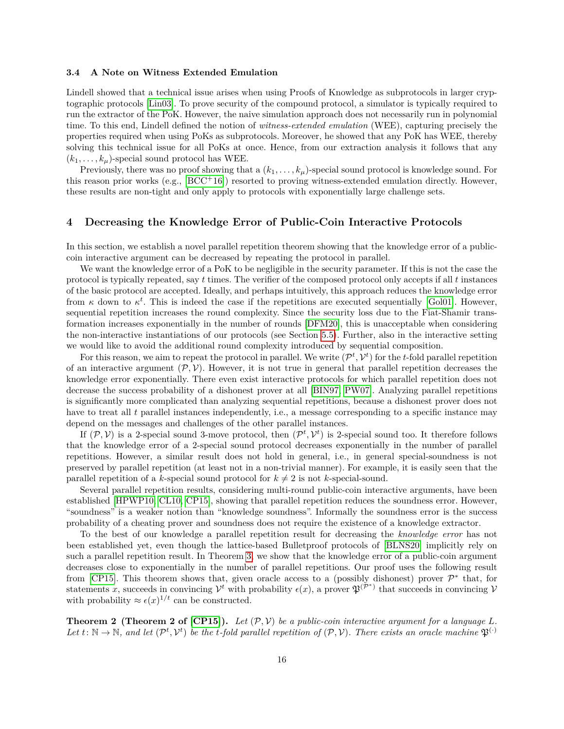### 3.4 A Note on Witness Extended Emulation

Lindell showed that a technical issue arises when using Proofs of Knowledge as subprotocols in larger cryptographic protocols [Lin03]. To prove security of the compound protocol, a simulator is typically required to run the extractor of the PoK. However, the naive simulation approach does not necessarily run in polynomial time. To this end, Lindell defined the notion of *witness-extended emulation* (WEE), capturing precisely the properties required when using PoKs as subprotocols. Moreover, he showed that any PoK has WEE, thereby solving this technical issue for all PoKs at once. Hence, from our extraction analysis it follows that any $(k_1, \dots, k_\mu)$-special sound protocol has WEE.

Previously, there was no proof showing that a $(k_1, \dots, k_\mu)$-special sound protocol is knowledge sound. For this reason prior works (e.g., [BCC+16]) resorted to proving witness-extended emulation directly. However, these results are non-tight and only apply to protocols with exponentially large challenge sets.

## 4 Decreasing the Knowledge Error of Public-Coin Interactive Protocols

In this section, we establish a novel parallel repetition theorem showing that the knowledge error of a public-coin interactive argument can be decreased by repeating the protocol in parallel.

We want the knowledge error of a PoK to be negligible in the security parameter. If this is not the case the protocol is typically repeated, say $t$ times. The verifier of the composed protocol only accepts if all $t$ instances of the basic protocol are accepted. Ideally, and perhaps intuitively, this approach reduces the knowledge error from $\kappa$ down to $\kappa^t$. This is indeed the case if the repetitions are executed sequentially [Gol01]. However, sequential repetition increases the round complexity. Since the security loss due to the Fiat-Shamir transformation increases exponentially in the number of rounds [DFM20], this is unacceptable when considering the non-interactive instantiations of our protocols (see Section 5.5). Further, also in the interactive setting we would like to avoid the additional round complexity introduced by sequential composition.

For this reason, we aim to repeat the protocol in parallel. We write $(\mathcal{P}^t, \mathcal{V}^t)$ for the $t$-fold parallel repetition of an interactive argument $(\mathcal{P}, \mathcal{V})$. However, it is not true in general that parallel repetition decreases the knowledge error exponentially. There even exist interactive protocols for which parallel repetition does not decrease the success probability of a dishonest prover at all [BIN97, PW07]. Analyzing parallel repetitions is significantly more complicated than analyzing sequential repetitions, because a dishonest prover does not have to treat all $t$ parallel instances independently, i.e., a message corresponding to a specific instance may depend on the messages and challenges of the other parallel instances.

If $(\mathcal{P}, \mathcal{V})$ is a 2-special sound 3-move protocol, then $(\mathcal{P}^t, \mathcal{V}^t)$ is 2-special sound too. It therefore follows that the knowledge error of a 2-special sound protocol decreases exponentially in the number of parallel repetitions. However, a similar result does not hold in general, i.e., in general special-soundness is not preserved by parallel repetition (at least not in a non-trivial manner). For example, it is easily seen that the parallel repetition of a $k$-special sound protocol for $k \neq 2$ is not $k$-special-sound.

Several parallel repetition results, considering multi-round public-coin interactive arguments, have been established [HPWP10, CL10, CP15], showing that parallel repetition reduces the soundness error. However, "soundness" is a weaker notion than "knowledge soundness". Informally the soundness error is the success probability of a cheating prover and soundness does not require the existence of a knowledge extractor.

To the best of our knowledge a parallel repetition result for decreasing the *knowledge error* has not been established yet, even though the lattice-based Bulletproof protocols of [BLNS20] implicitly rely on such a parallel repetition result. In Theorem 3, we show that the knowledge error of a public-coin argument decreases close to exponentially in the number of parallel repetitions. Our proof uses the following result from [CP15]. This theorem shows that, given oracle access to a (possibly dishonest) prover $\mathcal{P}^*$ that, for statements $x$, succeeds in convincing $\mathcal{V}^t$ with probability $\epsilon(x)$, a prover $\mathfrak{P}^{(\mathcal{P}^*)}$ that succeeds in convincing $\mathcal{V}$ with probability $\approx \epsilon(x)^{1/t}$ can be constructed.

**Theorem 2 (Theorem 2 of [CP15]).** *Let $(\mathcal{P}, \mathcal{V})$ be a public-coin interactive argument for a language $L$. Let $t \colon \mathbb{N} \to \mathbb{N}$, and let $(\mathcal{P}^t, \mathcal{V}^t)$ be the $t$-fold parallel repetition of $(\mathcal{P}, \mathcal{V})$. There exists an oracle machine $\mathfrak{P}^{(\cdot)}$*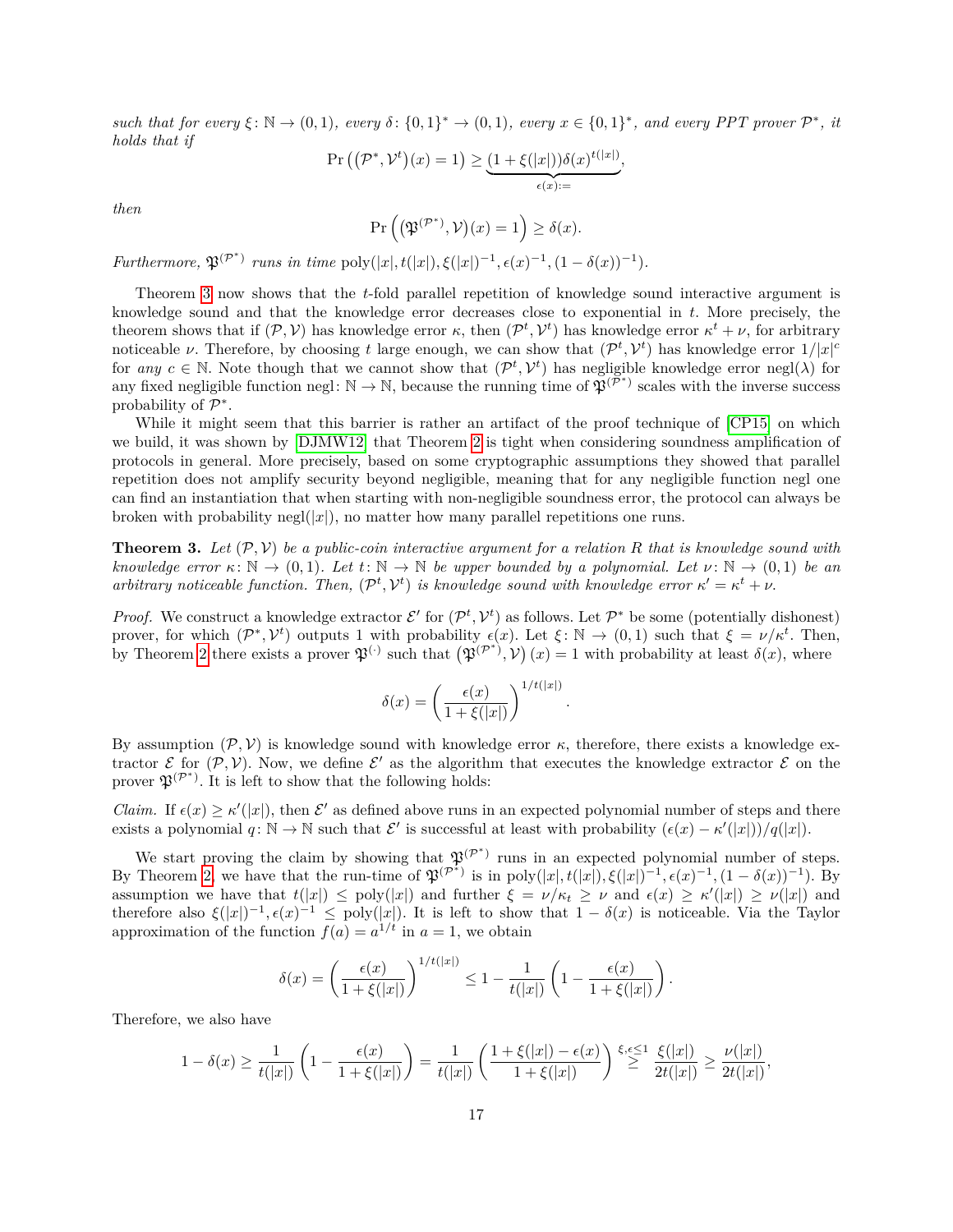*such that for every $\xi\colon \mathbb{N} \to (0,1)$, every $\delta\colon \{0,1\}^* \to (0,1)$, every $x \in \{0,1\}^*$, and every PPT prover $\mathcal{P}^*$, it holds that if*

$$\Pr\left(\left(\mathcal{P}^*, \mathcal{V}^t\right)(x) = 1\right) \geq \underbrace{(1+\xi(|x|))\delta(x)^{t(|x|)}}_{\epsilon(x):=},$$

*then*

$$\Pr\left(\left(\mathfrak{P}^{(\mathcal{P}^*)}, \mathcal{V}\right)(x) = 1\right) \geq \delta(x).$$

*Furthermore, $\mathfrak{P}^{(\mathcal{P}^*)}$ runs in time* $\mathrm{poly}(|x|, t(|x|), \xi(|x|)^{-1}, \epsilon(x)^{-1}, (1-\delta(x))^{-1})$.

Theorem 3 now shows that the $t$-fold parallel repetition of knowledge sound interactive argument is knowledge sound and that the knowledge error decreases close to exponential in $t$. More precisely, the theorem shows that if $(\mathcal{P}, \mathcal{V})$ has knowledge error $\kappa$, then $(\mathcal{P}^t, \mathcal{V}^t)$ has knowledge error $\kappa^t + \nu$, for arbitrary noticeable $\nu$. Therefore, by choosing $t$ large enough, we can show that $(\mathcal{P}^t, \mathcal{V}^t)$ has knowledge error $1/|x|^c$ for *any* $c \in \mathbb{N}$. Note though that we cannot show that $(\mathcal{P}^t, \mathcal{V}^t)$ has negligible knowledge error $\mathrm{negl}(\lambda)$ for any fixed negligible function $\mathrm{negl}\colon \mathbb{N} \to \mathbb{N}$, because the running time of $\mathfrak{P}^{(\mathcal{P}^*)}$ scales with the inverse success probability of $\mathcal{P}^*$.

While it might seem that this barrier is rather an artifact of the proof technique of [CP15] on which we build, it was shown by [DJMW12] that Theorem 2 is tight when considering soundness amplification of protocols in general. More precisely, based on some cryptographic assumptions they showed that parallel repetition does not amplify security beyond negligible, meaning that for any negligible function negl one can find an instantiation that when starting with non-negligible soundness error, the protocol can always be broken with probability $\mathrm{negl}(|x|)$, no matter how many parallel repetitions one runs.

**Theorem 3.** *Let $(\mathcal{P}, \mathcal{V})$ be a public-coin interactive argument for a relation $R$ that is knowledge sound with knowledge error $\kappa\colon \mathbb{N} \to (0,1)$. Let $t\colon \mathbb{N} \to \mathbb{N}$ be upper bounded by a polynomial. Let $\nu\colon \mathbb{N} \to (0,1)$ be an arbitrary noticeable function. Then, $(\mathcal{P}^t, \mathcal{V}^t)$ is knowledge sound with knowledge error $\kappa' = \kappa^t + \nu$.*

*Proof.* We construct a knowledge extractor $\mathcal{E}'$ for $(\mathcal{P}^t, \mathcal{V}^t)$ as follows. Let $\mathcal{P}^*$ be some (potentially dishonest) prover, for which $(\mathcal{P}^*, \mathcal{V}^t)$ outputs 1 with probability $\epsilon(x)$. Let $\xi\colon \mathbb{N} \to (0,1)$ such that $\xi = \nu/\kappa^t$. Then, by Theorem 2 there exists a prover $\mathfrak{P}^{(\cdot)}$ such that $\left(\mathfrak{P}^{(\mathcal{P}^*)}, \mathcal{V}\right)(x) = 1$ with probability at least $\delta(x)$, where

$$\delta(x) = \left(\frac{\epsilon(x)}{1+\xi(|x|)}\right)^{1/t(|x|)}.$$

By assumption $(\mathcal{P}, \mathcal{V})$ is knowledge sound with knowledge error $\kappa$, therefore, there exists a knowledge extractor $\mathcal{E}$ for $(\mathcal{P}, \mathcal{V})$. Now, we define $\mathcal{E}'$ as the algorithm that executes the knowledge extractor $\mathcal{E}$ on the prover $\mathfrak{P}^{(\mathcal{P}^*)}$. It is left to show that the following holds:

*Claim.* If $\epsilon(x) \geq \kappa'(|x|)$, then $\mathcal{E}'$ as defined above runs in an expected polynomial number of steps and there exists a polynomial $q\colon \mathbb{N} \to \mathbb{N}$ such that $\mathcal{E}'$ is successful at least with probability $(\epsilon(x) - \kappa'(|x|))/q(|x|)$.

We start proving the claim by showing that $\mathfrak{P}^{(\mathcal{P}^*)}$ runs in an expected polynomial number of steps. By Theorem 2, we have that the run-time of $\mathfrak{P}^{(\mathcal{P}^*)}$ is in $\mathrm{poly}(|x|, t(|x|), \xi(|x|)^{-1}, \epsilon(x)^{-1}, (1-\delta(x))^{-1})$. By assumption we have that $t(|x|) \leq \mathrm{poly}(|x|)$ and further $\xi = \nu/\kappa_t \geq \nu$ and $\epsilon(x) \geq \kappa'(|x|) \geq \nu(|x|)$ and therefore also $\xi(|x|)^{-1}, \epsilon(x)^{-1} \leq \mathrm{poly}(|x|)$. It is left to show that $1 - \delta(x)$ is noticeable. Via the Taylor approximation of the function $f(a) = a^{1/t}$ in $a = 1$, we obtain

$$\delta(x) = \left(\frac{\epsilon(x)}{1+\xi(|x|)}\right)^{1/t(|x|)} \leq 1 - \frac{1}{t(|x|)}\left(1 - \frac{\epsilon(x)}{1+\xi(|x|)}\right).$$

Therefore, we also have

$$1 - \delta(x) \geq \frac{1}{t(|x|)}\left(1 - \frac{\epsilon(x)}{1+\xi(|x|)}\right) = \frac{1}{t(|x|)}\left(\frac{1+\xi(|x|) - \epsilon(x)}{1+\xi(|x|)}\right) \overset{\xi,\epsilon\leq 1}{\geq} \frac{\xi(|x|)}{2t(|x|)} \geq \frac{\nu(|x|)}{2t(|x|)},$$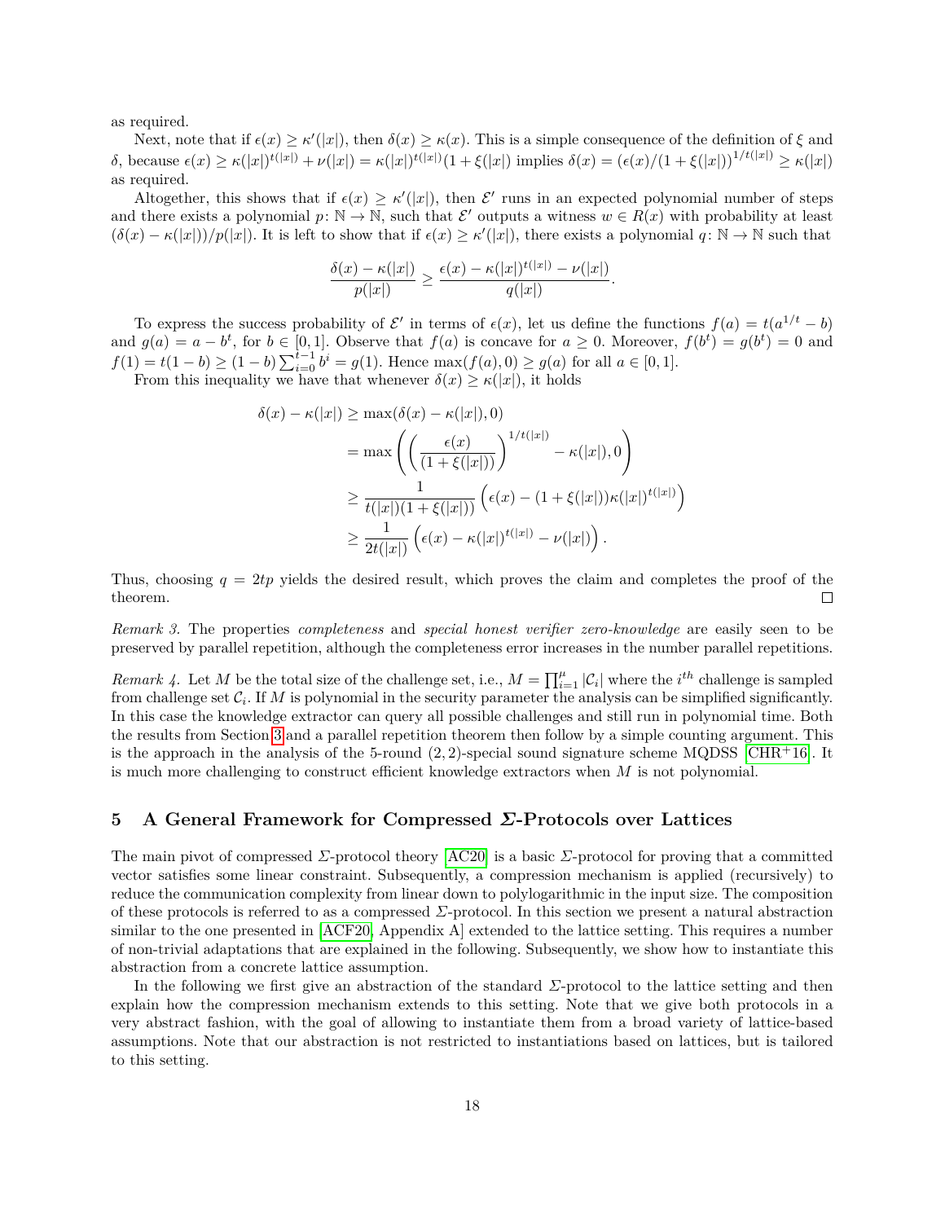as required.

Next, note that if $\epsilon(x) \geq \kappa'(|x|)$, then $\delta(x) \geq \kappa(x)$. This is a simple consequence of the definition of $\xi$ and $\delta$, because $\epsilon(x) \geq \kappa(|x|)^{t(|x|)} + \nu(|x|) = \kappa(|x|)^{t(|x|)}(1 + \xi(|x|))$ implies $\delta(x) = (\epsilon(x)/(1+\xi(|x|))^{1/t(|x|)} \geq \kappa(|x|)$ as required.

Altogether, this shows that if $\epsilon(x) \geq \kappa'(|x|)$, then $\mathcal{E}'$ runs in an expected polynomial number of steps and there exists a polynomial $p \colon \mathbb{N} \to \mathbb{N}$, such that $\mathcal{E}'$ outputs a witness $w \in R(x)$ with probability at least $(\delta(x) - \kappa(|x|))/p(|x|)$. It is left to show that if $\epsilon(x) \geq \kappa'(|x|)$, there exists a polynomial $q \colon \mathbb{N} \to \mathbb{N}$ such that

$$\frac{\delta(x) - \kappa(|x|)}{p(|x|)} \geq \frac{\epsilon(x) - \kappa(|x|)^{t(|x|)} - \nu(|x|)}{q(|x|)}.$$

To express the success probability of $\mathcal{E}'$ in terms of $\epsilon(x)$, let us define the functions $f(a) = t(a^{1/t} - b)$ and $g(a) = a - b^t$, for $b \in [0,1]$. Observe that $f(a)$ is concave for $a \geq 0$. Moreover, $f(b^t) = g(b^t) = 0$ and $f(1) = t(1-b) \geq (1-b)\sum_{i=0}^{t-1} b^i = g(1)$. Hence $\max(f(a), 0) \geq g(a)$ for all $a \in [0,1]$.

From this inequality we have that whenever $\delta(x) \geq \kappa(|x|)$, it holds

$$\begin{aligned}
\delta(x) - \kappa(|x|) &\geq \max(\delta(x) - \kappa(|x|), 0) \\
&= \max\left(\left(\frac{\epsilon(x)}{(1+\xi(|x|))}\right)^{1/t(|x|)} - \kappa(|x|), 0\right) \\
&\geq \frac{1}{t(|x|)(1+\xi(|x|))}\left(\epsilon(x) - (1+\xi(|x|))\kappa(|x|)^{t(|x|)}\right) \\
&\geq \frac{1}{2t(|x|)}\left(\epsilon(x) - \kappa(|x|)^{t(|x|)} - \nu(|x|)\right).
\end{aligned}$$

Thus, choosing $q = 2tp$ yields the desired result, which proves the claim and completes the proof of the theorem. □

*Remark 3.* The properties *completeness* and *special honest verifier zero-knowledge* are easily seen to be preserved by parallel repetition, although the completeness error increases in the number parallel repetitions.

*Remark 4.* Let $M$ be the total size of the challenge set, i.e., $M = \prod_{i=1}^{\mu} |\mathcal{C}_i|$ where the $i^{th}$ challenge is sampled from challenge set $\mathcal{C}_i$. If $M$ is polynomial in the security parameter the analysis can be simplified significantly. In this case the knowledge extractor can query all possible challenges and still run in polynomial time. Both the results from Section 3 and a parallel repetition theorem then follow by a simple counting argument. This is the approach in the analysis of the 5-round $(2,2)$-special sound signature scheme MQDSS [CHR+16]. It is much more challenging to construct efficient knowledge extractors when $M$ is not polynomial.

## 5 A General Framework for Compressed $\Sigma$-Protocols over Lattices

The main pivot of compressed $\Sigma$-protocol theory [AC20] is a basic $\Sigma$-protocol for proving that a committed vector satisfies some linear constraint. Subsequently, a compression mechanism is applied (recursively) to reduce the communication complexity from linear down to polylogarithmic in the input size. The composition of these protocols is referred to as a compressed $\Sigma$-protocol. In this section we present a natural abstraction similar to the one presented in [ACF20, Appendix A] extended to the lattice setting. This requires a number of non-trivial adaptations that are explained in the following. Subsequently, we show how to instantiate this abstraction from a concrete lattice assumption.

In the following we first give an abstraction of the standard $\Sigma$-protocol to the lattice setting and then explain how the compression mechanism extends to this setting. Note that we give both protocols in a very abstract fashion, with the goal of allowing to instantiate them from a broad variety of lattice-based assumptions. Note that our abstraction is not restricted to instantiations based on lattices, but is tailored to this setting.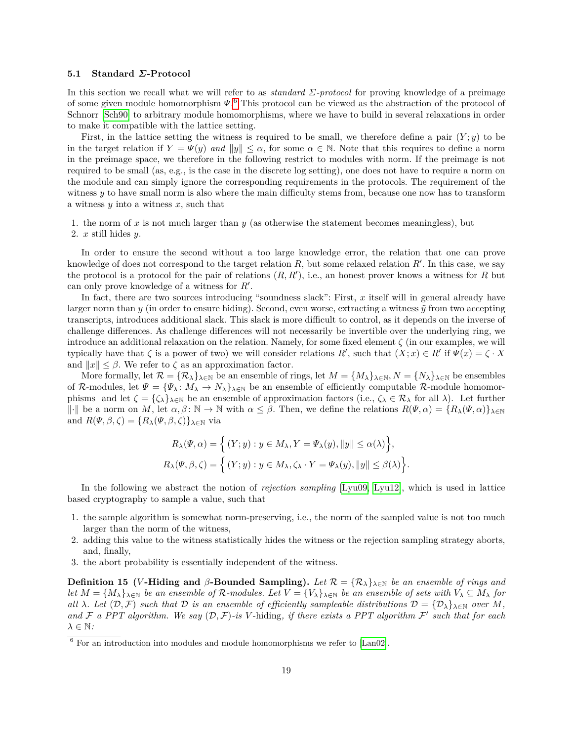### 5.1 Standard $\Sigma$-Protocol

In this section we recall what we will refer to as *standard $\Sigma$-protocol* for proving knowledge of a preimage of some given module homomorphism $\Psi$.[6] This protocol can be viewed as the abstraction of the protocol of Schnorr [Sch90] to arbitrary module homomorphisms, where we have to build in several relaxations in order to make it compatible with the lattice setting.

First, in the lattice setting the witness is required to be small, we therefore define a pair $(Y; y)$ to be in the target relation if $Y = \Psi(y)$ *and* $\|y\| \leq \alpha$, for some $\alpha \in \mathbb{N}$. Note that this requires to define a norm in the preimage space, we therefore in the following restrict to modules with norm. If the preimage is not required to be small (as, e.g., is the case in the discrete log setting), one does not have to require a norm on the module and can simply ignore the corresponding requirements in the protocols. The requirement of the witness $y$ to have small norm is also where the main difficulty stems from, because one now has to transform a witness $y$ into a witness $x$, such that

1. the norm of $x$ is not much larger than $y$ (as otherwise the statement becomes meaningless), but
2. $x$ still hides $y$.

In order to ensure the second without a too large knowledge error, the relation that one can prove knowledge of does not correspond to the target relation $R$, but some relaxed relation $R'$. In this case, we say the protocol is a protocol for the pair of relations $(R, R')$, i.e., an honest prover knows a witness for $R$ but can only prove knowledge of a witness for $R'$.

In fact, there are two sources introducing "soundness slack": First, $x$ itself will in general already have larger norm than $y$ (in order to ensure hiding). Second, even worse, extracting a witness $\tilde{y}$ from two accepting transcripts, introduces additional slack. This slack is more difficult to control, as it depends on the inverse of challenge differences. As challenge differences will not necessarily be invertible over the underlying ring, we introduce an additional relaxation on the relation. Namely, for some fixed element $\zeta$ (in our examples, we will typically have that $\zeta$ is a power of two) we will consider relations $R'$, such that $(X; x) \in R'$ if $\Psi(x) = \zeta \cdot X$ and $\|x\| \leq \beta$. We refer to $\zeta$ as an approximation factor.

More formally, let $\mathcal{R} = \{\mathcal{R}_\lambda\}_{\lambda \in \mathbb{N}}$ be an ensemble of rings, let $M = \{M_\lambda\}_{\lambda \in \mathbb{N}}, N = \{N_\lambda\}_{\lambda \in \mathbb{N}}$ be ensembles of $\mathcal{R}$-modules, let $\Psi = \{\Psi_\lambda : M_\lambda \to N_\lambda\}_{\lambda \in \mathbb{N}}$ be an ensemble of efficiently computable $\mathcal{R}$-module homomorphisms and let $\zeta = \{\zeta_\lambda\}_{\lambda \in \mathbb{N}}$ be an ensemble of approximation factors (i.e., $\zeta_\lambda \in \mathcal{R}_\lambda$ for all $\lambda$). Let further $\|\cdot\|$ be a norm on $M$, let $\alpha, \beta : \mathbb{N} \to \mathbb{N}$ with $\alpha \leq \beta$. Then, we define the relations $R(\Psi, \alpha) = \{R_\lambda(\Psi, \alpha)\}_{\lambda \in \mathbb{N}}$ and $R(\Psi, \beta, \zeta) = \{R_\lambda(\Psi, \beta, \zeta)\}_{\lambda \in \mathbb{N}}$ via

$$R_\lambda(\Psi, \alpha) = \Big\{ (Y; y) : y \in M_\lambda, Y = \Psi_\lambda(y), \|y\| \leq \alpha(\lambda) \Big\},$$

$$R_\lambda(\Psi, \beta, \zeta) = \Big\{ (Y; y) : y \in M_\lambda, \zeta_\lambda \cdot Y = \Psi_\lambda(y), \|y\| \leq \beta(\lambda) \Big\}.$$

In the following we abstract the notion of *rejection sampling* [Lyu09, Lyu12], which is used in lattice based cryptography to sample a value, such that

1. the sample algorithm is somewhat norm-preserving, i.e., the norm of the sampled value is not too much larger than the norm of the witness,
2. adding this value to the witness statistically hides the witness or the rejection sampling strategy aborts, and, finally,
3. the abort probability is essentially independent of the witness.

**Definition 15 ($V$-Hiding and $\beta$-Bounded Sampling).** *Let $\mathcal{R} = \{\mathcal{R}_\lambda\}_{\lambda \in \mathbb{N}}$ be an ensemble of rings and let $M = \{M_\lambda\}_{\lambda \in \mathbb{N}}$ be an ensemble of $\mathcal{R}$-modules. Let $V = \{V_\lambda\}_{\lambda \in \mathbb{N}}$ be an ensemble of sets with $V_\lambda \subseteq M_\lambda$ for all $\lambda$. Let $(\mathcal{D}, \mathcal{F})$ such that $\mathcal{D}$ is an ensemble of efficiently sampleable distributions $\mathcal{D} = \{\mathcal{D}_\lambda\}_{\lambda \in \mathbb{N}}$ over $M$, and $\mathcal{F}$ a PPT algorithm. We say $(\mathcal{D}, \mathcal{F})$-is $V$-hiding, if there exists a PPT algorithm $\mathcal{F}'$ such that for each $\lambda \in \mathbb{N}$:*

[6] For an introduction into modules and module homomorphisms we refer to [Lan02].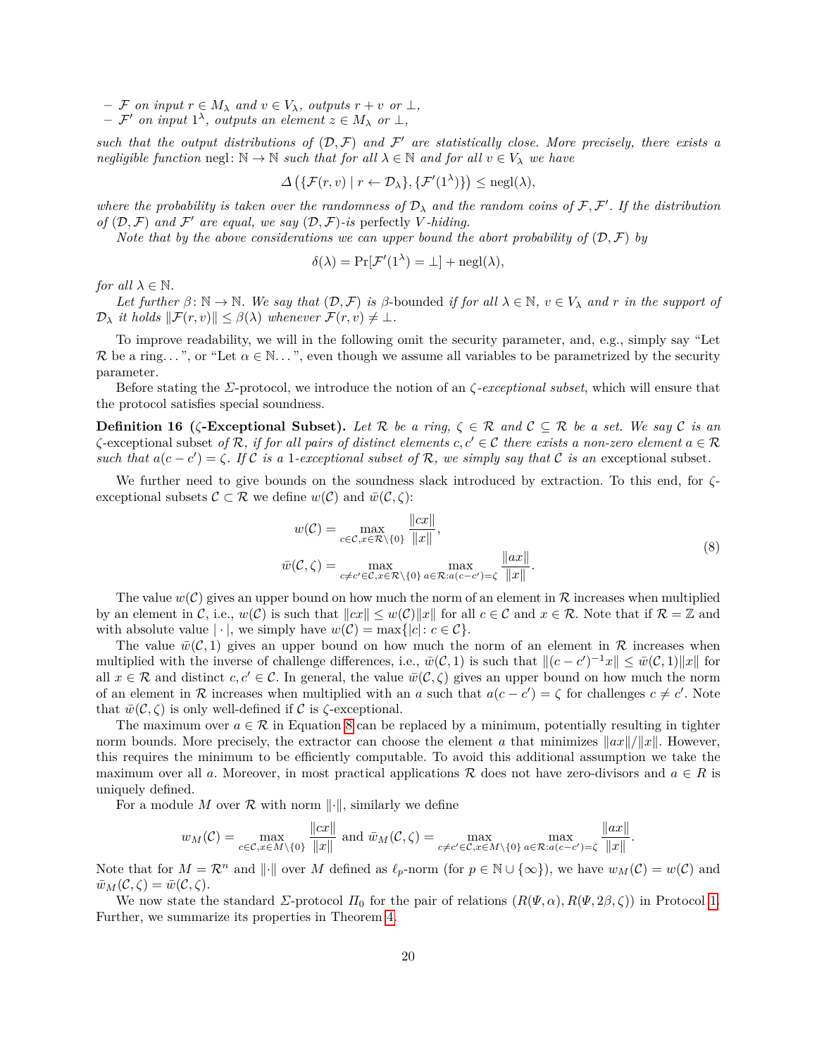– $\mathcal{F}$ *on input* $r \in M_\lambda$ *and* $v \in V_\lambda$*, outputs* $r + v$ *or* $\bot$,
– $\mathcal{F}'$ *on input* $1^\lambda$*, outputs an element* $z \in M_\lambda$ *or* $\bot$,

*such that the output distributions of* $(\mathcal{D}, \mathcal{F})$ *and* $\mathcal{F}'$ *are statistically close. More precisely, there exists a negligible function* $\mathrm{negl}\colon \mathbb{N} \to \mathbb{N}$ *such that for all* $\lambda \in \mathbb{N}$ *and for all* $v \in V_\lambda$ *we have*

$$\Delta\left(\{\mathcal{F}(r, v) \mid r \leftarrow \mathcal{D}_\lambda\}, \{\mathcal{F}'(1^\lambda)\}\right) \leq \mathrm{negl}(\lambda),$$

*where the probability is taken over the randomness of* $\mathcal{D}_\lambda$ *and the random coins of* $\mathcal{F}, \mathcal{F}'$*. If the distribution of* $(\mathcal{D}, \mathcal{F})$ *and* $\mathcal{F}'$ *are equal, we say* $(\mathcal{D}, \mathcal{F})$*-is* perfectly $V$-hiding*.*

*Note that by the above considerations we can upper bound the abort probability of* $(\mathcal{D}, \mathcal{F})$ *by*

$$\delta(\lambda) = \Pr[\mathcal{F}'(1^\lambda) = \bot] + \mathrm{negl}(\lambda),$$

*for all* $\lambda \in \mathbb{N}$*.*

*Let further* $\beta\colon \mathbb{N} \to \mathbb{N}$*. We say that* $(\mathcal{D}, \mathcal{F})$ *is* $\beta$-bounded *if for all* $\lambda \in \mathbb{N}$*,* $v \in V_\lambda$ *and* $r$ *in the support of* $\mathcal{D}_\lambda$ *it holds* $\|\mathcal{F}(r, v)\| \leq \beta(\lambda)$ *whenever* $\mathcal{F}(r, v) \neq \bot$*.*

To improve readability, we will in the following omit the security parameter, and, e.g., simply say "Let $\mathcal{R}$ be a ring…", or "Let $\alpha \in \mathbb{N}$…", even though we assume all variables to be parametrized by the security parameter.

Before stating the $\Sigma$-protocol, we introduce the notion of an $\zeta$*-exceptional subset*, which will ensure that the protocol satisfies special soundness.

**Definition 16 ($\zeta$-Exceptional Subset).** *Let* $\mathcal{R}$ *be a ring,* $\zeta \in \mathcal{R}$ *and* $\mathcal{C} \subseteq \mathcal{R}$ *be a set. We say* $\mathcal{C}$ *is an* $\zeta$-exceptional subset *of* $\mathcal{R}$*, if for all pairs of distinct elements* $c, c' \in \mathcal{C}$ *there exists a non-zero element* $a \in \mathcal{R}$ *such that* $a(c - c') = \zeta$*. If* $\mathcal{C}$ *is a* 1*-exceptional subset of* $\mathcal{R}$*, we simply say that* $\mathcal{C}$ *is an* exceptional subset*.*

We further need to give bounds on the soundness slack introduced by extraction. To this end, for $\zeta$-exceptional subsets $\mathcal{C} \subset \mathcal{R}$ we define $w(\mathcal{C})$ and $\bar{w}(\mathcal{C}, \zeta)$:

$$\begin{aligned} w(\mathcal{C}) &= \max_{c \in \mathcal{C}, x \in \mathcal{R} \setminus \{0\}} \frac{\|cx\|}{\|x\|}, \\ \bar{w}(\mathcal{C}, \zeta) &= \max_{c \neq c' \in \mathcal{C}, x \in \mathcal{R} \setminus \{0\}} \max_{a \in \mathcal{R} : a(c - c') = \zeta} \frac{\|ax\|}{\|x\|}. \end{aligned} \tag{8}$$

The value $w(\mathcal{C})$ gives an upper bound on how much the norm of an element in $\mathcal{R}$ increases when multiplied by an element in $\mathcal{C}$, i.e., $w(\mathcal{C})$ is such that $\|cx\| \leq w(\mathcal{C})\|x\|$ for all $c \in \mathcal{C}$ and $x \in \mathcal{R}$. Note that if $\mathcal{R} = \mathbb{Z}$ and with absolute value $|\cdot|$, we simply have $w(\mathcal{C}) = \max\{|c| : c \in \mathcal{C}\}$.

The value $\bar{w}(\mathcal{C}, 1)$ gives an upper bound on how much the norm of an element in $\mathcal{R}$ increases when multiplied with the inverse of challenge differences, i.e., $\bar{w}(\mathcal{C}, 1)$ is such that $\|(c - c')^{-1}x\| \leq \bar{w}(\mathcal{C}, 1)\|x\|$ for all $x \in \mathcal{R}$ and distinct $c, c' \in \mathcal{C}$. In general, the value $\bar{w}(\mathcal{C}, \zeta)$ gives an upper bound on how much the norm of an element in $\mathcal{R}$ increases when multiplied with an $a$ such that $a(c - c') = \zeta$ for challenges $c \neq c'$. Note that $\bar{w}(\mathcal{C}, \zeta)$ is only well-defined if $\mathcal{C}$ is $\zeta$-exceptional.

The maximum over $a \in \mathcal{R}$ in Equation 8 can be replaced by a minimum, potentially resulting in tighter norm bounds. More precisely, the extractor can choose the element $a$ that minimizes $\|ax\|/\|x\|$. However, this requires the minimum to be efficiently computable. To avoid this additional assumption we take the maximum over all $a$. Moreover, in most practical applications $\mathcal{R}$ does not have zero-divisors and $a \in R$ is uniquely defined.

For a module $M$ over $\mathcal{R}$ with norm $\|\cdot\|$, similarly we define

$$w_M(\mathcal{C}) = \max_{c \in \mathcal{C}, x \in M \setminus \{0\}} \frac{\|cx\|}{\|x\|} \text{ and } \bar{w}_M(\mathcal{C}, \zeta) = \max_{c \neq c' \in \mathcal{C}, x \in M \setminus \{0\}} \max_{a \in \mathcal{R} : a(c - c') = \zeta} \frac{\|ax\|}{\|x\|}.$$

Note that for $M = \mathcal{R}^n$ and $\|\cdot\|$ over $M$ defined as $\ell_p$-norm (for $p \in \mathbb{N} \cup \{\infty\}$), we have $w_M(\mathcal{C}) = w(\mathcal{C})$ and $\bar{w}_M(\mathcal{C}, \zeta) = \bar{w}(\mathcal{C}, \zeta)$.

We now state the standard $\Sigma$-protocol $\Pi_0$ for the pair of relations $(R(\Psi, \alpha), R(\Psi, 2\beta, \zeta))$ in Protocol 1. Further, we summarize its properties in Theorem 4.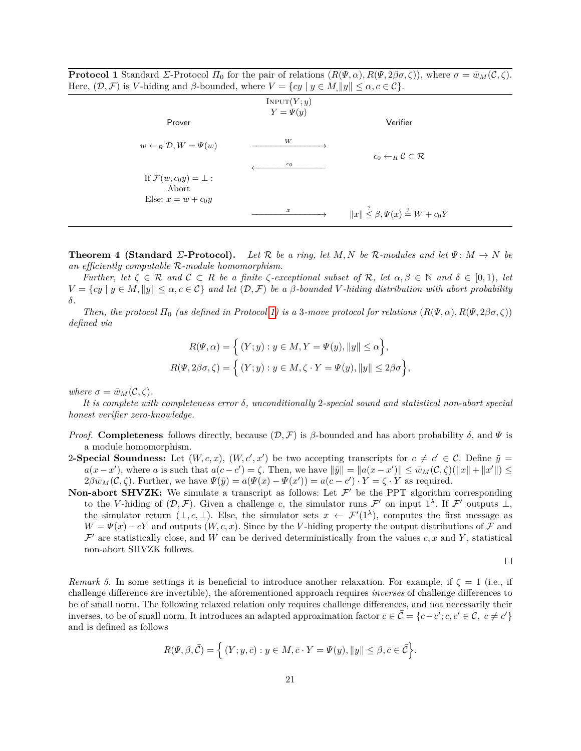**Protocol 1** Standard $\Sigma$-Protocol $\Pi_0$ for the pair of relations $(R(\Psi,\alpha), R(\Psi, 2\beta\sigma, \zeta))$, where $\sigma = \bar{w}_M(\mathcal{C},\zeta)$. Here, $(\mathcal{D},\mathcal{F})$ is $V$-hiding and $\beta$-bounded, where $V = \{cy \mid y \in M, \|y\| \leq \alpha, c \in \mathcal{C}\}$.

| Prover | | Verifier |
|---|---|---|
| | $\textsc{Input}(Y; y)$ <br> $Y = \Psi(y)$ | |
| $w \leftarrow_R \mathcal{D}, W = \Psi(w)$ | $\xrightarrow{\quad W \quad}$ | |
| | $\xleftarrow{\quad c_0 \quad}$ | $c_0 \leftarrow_R \mathcal{C} \subset \mathcal{R}$ |
| If $\mathcal{F}(w, c_0 y) = \perp$ : Abort <br> Else: $x = w + c_0 y$ | | |
| | $\xrightarrow{\quad x \quad}$ | $\|x\| \overset{?}{\leq} \beta, \Psi(x) \overset{?}{=} W + c_0 Y$ |

**Theorem 4 (Standard $\Sigma$-Protocol).** *Let $\mathcal{R}$ be a ring, let $M, N$ be $\mathcal{R}$-modules and let $\Psi\colon M \to N$ be an efficiently computable $\mathcal{R}$-module homomorphism.*

*Further, let $\zeta \in \mathcal{R}$ and $\mathcal{C} \subset R$ be a finite $\zeta$-exceptional subset of $\mathcal{R}$, let $\alpha, \beta \in \mathbb{N}$ and $\delta \in [0, 1)$, let $V = \{cy \mid y \in M, \|y\| \leq \alpha, c \in \mathcal{C}\}$ and let $(\mathcal{D},\mathcal{F})$ be a $\beta$-bounded $V$-hiding distribution with abort probability $\delta$.*

*Then, the protocol $\Pi_0$ (as defined in Protocol 1) is a 3-move protocol for relations $(R(\Psi,\alpha), R(\Psi, 2\beta\sigma, \zeta))$ defined via*

$$R(\Psi,\alpha) = \Big\{ (Y; y) : y \in M, Y = \Psi(y), \|y\| \leq \alpha \Big\},$$
$$R(\Psi, 2\beta\sigma, \zeta) = \Big\{ (Y; y) : y \in M, \zeta \cdot Y = \Psi(y), \|y\| \leq 2\beta\sigma \Big\},$$

*where $\sigma = \bar{w}_M(\mathcal{C},\zeta)$.*

*It is complete with completeness error $\delta$, unconditionally 2-special sound and statistical non-abort special honest verifier zero-knowledge.*

*Proof.* **Completeness** follows directly, because $(\mathcal{D},\mathcal{F})$ is $\beta$-bounded and has abort probability $\delta$, and $\Psi$ is a module homomorphism.

**2-Special Soundness:** Let $(W, c, x)$, $(W, c', x')$ be two accepting transcripts for $c \neq c' \in \mathcal{C}$. Define $\tilde{y} = a(x - x')$, where $a$ is such that $a(c - c') = \zeta$. Then, we have $\|\tilde{y}\| = \|a(x - x')\| \leq \bar{w}_M(\mathcal{C},\zeta)(\|x\| + \|x'\|) \leq 2\beta\bar{w}_M(\mathcal{C},\zeta)$. Further, we have $\Psi(\tilde{y}) = a(\Psi(x) - \Psi(x')) = a(c - c') \cdot Y = \zeta \cdot Y$ as required.

**Non-abort SHVZK:** We simulate a transcript as follows: Let $\mathcal{F}'$ be the PPT algorithm corresponding to the $V$-hiding of $(\mathcal{D},\mathcal{F})$. Given a challenge $c$, the simulator runs $\mathcal{F}'$ on input $1^\lambda$. If $\mathcal{F}'$ outputs $\perp$, the simulator return $(\perp, c, \perp)$. Else, the simulator sets $x \leftarrow \mathcal{F}'(1^\lambda)$, computes the first message as $W = \Psi(x) - cY$ and outputs $(W, c, x)$. Since by the $V$-hiding property the output distributions of $\mathcal{F}$ and $\mathcal{F}'$ are statistically close, and $W$ can be derived deterministically from the values $c, x$ and $Y$, statistical non-abort SHVZK follows.

$\square$

*Remark 5.* In some settings it is beneficial to introduce another relaxation. For example, if $\zeta = 1$ (i.e., if challenge difference are invertible), the aforementioned approach requires *inverses* of challenge differences to be of small norm. The following relaxed relation only requires challenge differences, and not necessarily their inverses, to be of small norm. It introduces an adapted approximation factor $\bar{c} \in \bar{\mathcal{C}} = \{c - c'; c, c' \in \mathcal{C},\ c \neq c'\}$ and is defined as follows

$$R(\Psi, \beta, \bar{\mathcal{C}}) = \Big\{ (Y; y, \bar{c}) : y \in M, \bar{c} \cdot Y = \Psi(y), \|y\| \leq \beta, \bar{c} \in \bar{\mathcal{C}} \Big\}.$$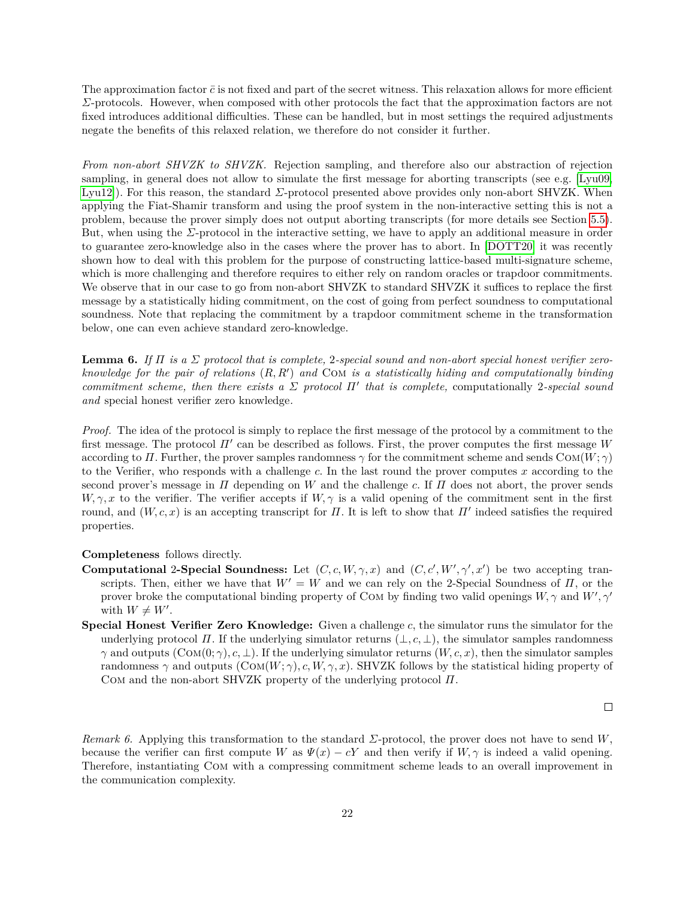The approximation factor $\bar{c}$ is not fixed and part of the secret witness. This relaxation allows for more efficient $\Sigma$-protocols. However, when composed with other protocols the fact that the approximation factors are not fixed introduces additional difficulties. These can be handled, but in most settings the required adjustments negate the benefits of this relaxed relation, we therefore do not consider it further.

*From non-abort SHVZK to SHVZK.* Rejection sampling, and therefore also our abstraction of rejection sampling, in general does not allow to simulate the first message for aborting transcripts (see e.g. [Lyu09, Lyu12]). For this reason, the standard $\Sigma$-protocol presented above provides only non-abort SHVZK. When applying the Fiat-Shamir transform and using the proof system in the non-interactive setting this is not a problem, because the prover simply does not output aborting transcripts (for more details see Section 5.5). But, when using the $\Sigma$-protocol in the interactive setting, we have to apply an additional measure in order to guarantee zero-knowledge also in the cases where the prover has to abort. In [DOTT20] it was recently shown how to deal with this problem for the purpose of constructing lattice-based multi-signature scheme, which is more challenging and therefore requires to either rely on random oracles or trapdoor commitments. We observe that in our case to go from non-abort SHVZK to standard SHVZK it suffices to replace the first message by a statistically hiding commitment, on the cost of going from perfect soundness to computational soundness. Note that replacing the commitment by a trapdoor commitment scheme in the transformation below, one can even achieve standard zero-knowledge.

**Lemma 6.** *If $\Pi$ is a $\Sigma$ protocol that is complete, 2-special sound and non-abort special honest verifier zero-knowledge for the pair of relations $(R, R')$ and* Com *is a statistically hiding and computationally binding commitment scheme, then there exists a $\Sigma$ protocol $\Pi'$ that is complete,* computationally *2-special sound and* special honest verifier zero knowledge*.*

*Proof.* The idea of the protocol is simply to replace the first message of the protocol by a commitment to the first message. The protocol $\Pi'$ can be described as follows. First, the prover computes the first message $W$ according to $\Pi$. Further, the prover samples randomness $\gamma$ for the commitment scheme and sends $\textsc{Com}(W; \gamma)$ to the Verifier, who responds with a challenge $c$. In the last round the prover computes $x$ according to the second prover's message in $\Pi$ depending on $W$ and the challenge $c$. If $\Pi$ does not abort, the prover sends $W, \gamma, x$ to the verifier. The verifier accepts if $W, \gamma$ is a valid opening of the commitment sent in the first round, and $(W, c, x)$ is an accepting transcript for $\Pi$. It is left to show that $\Pi'$ indeed satisfies the required properties.

**Completeness** follows directly.

**Computational 2-Special Soundness:** Let $(C, c, W, \gamma, x)$ and $(C, c', W', \gamma', x')$ be two accepting transcripts. Then, either we have that $W' = W$ and we can rely on the 2-Special Soundness of $\Pi$, or the prover broke the computational binding property of Com by finding two valid openings $W, \gamma$ and $W', \gamma'$ with $W \neq W'$.

**Special Honest Verifier Zero Knowledge:** Given a challenge $c$, the simulator runs the simulator for the underlying protocol $\Pi$. If the underlying simulator returns $(\perp, c, \perp)$, the simulator samples randomness $\gamma$ and outputs $(\textsc{Com}(0; \gamma), c, \perp)$. If the underlying simulator returns $(W, c, x)$, then the simulator samples randomness $\gamma$ and outputs $(\textsc{Com}(W; \gamma), c, W, \gamma, x)$. SHVZK follows by the statistical hiding property of Com and the non-abort SHVZK property of the underlying protocol $\Pi$.

□

*Remark 6.* Applying this transformation to the standard $\Sigma$-protocol, the prover does not have to send $W$, because the verifier can first compute $W$ as $\Psi(x) - cY$ and then verify if $W, \gamma$ is indeed a valid opening. Therefore, instantiating Com with a compressing commitment scheme leads to an overall improvement in the communication complexity.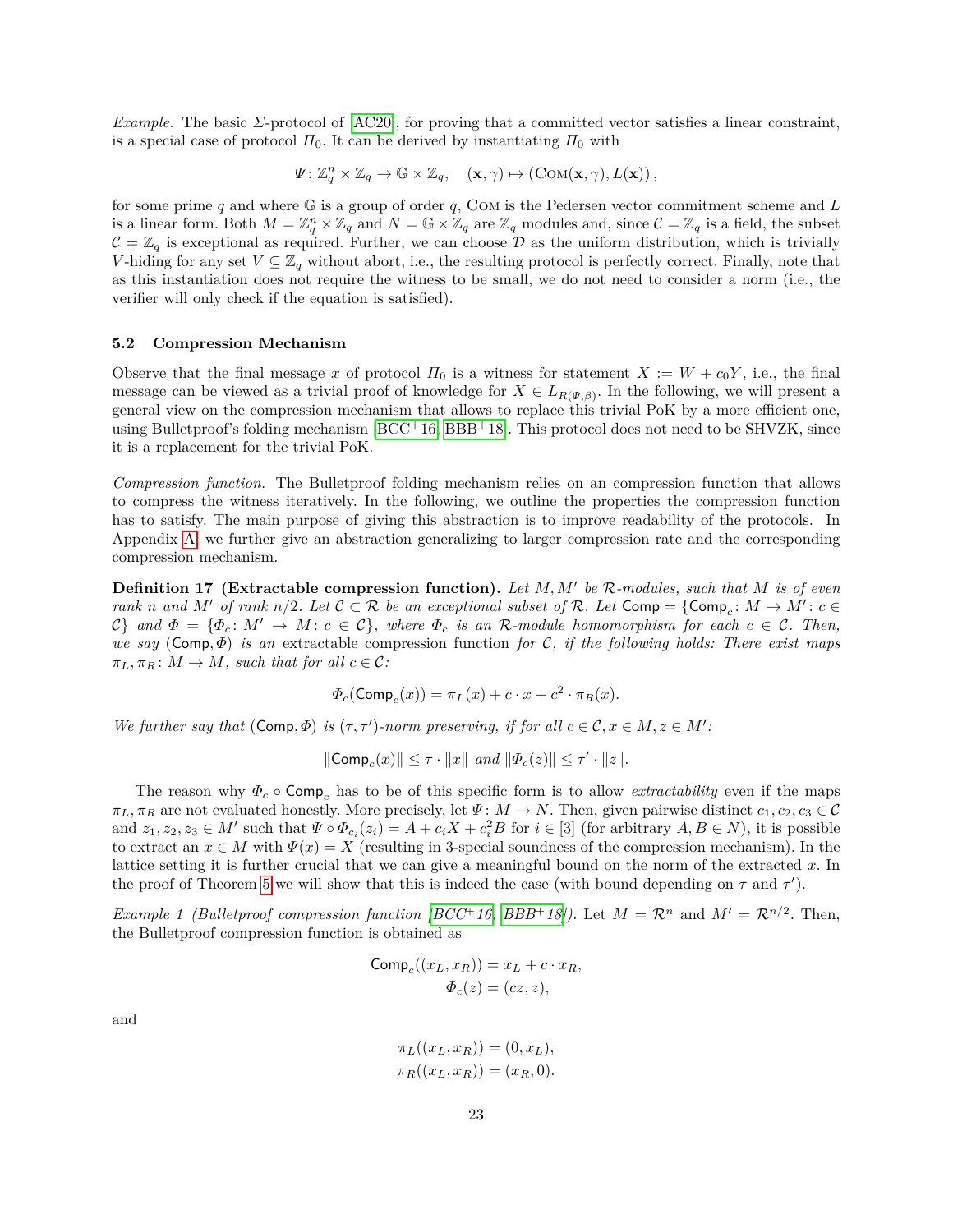*Example.* The basic $\Sigma$-protocol of [AC20], for proving that a committed vector satisfies a linear constraint, is a special case of protocol $\Pi_0$. It can be derived by instantiating $\Pi_0$ with

$$\Psi : \mathbb{Z}_q^n \times \mathbb{Z}_q \to \mathbb{G} \times \mathbb{Z}_q, \quad (\mathbf{x}, \gamma) \mapsto (\mathrm{COM}(\mathbf{x}, \gamma), L(\mathbf{x})),$$

for some prime $q$ and where $\mathbb{G}$ is a group of order $q$, COM is the Pedersen vector commitment scheme and $L$ is a linear form. Both $M = \mathbb{Z}_q^n \times \mathbb{Z}_q$ and $N = \mathbb{G} \times \mathbb{Z}_q$ are $\mathbb{Z}_q$ modules and, since $\mathcal{C} = \mathbb{Z}_q$ is a field, the subset $\mathcal{C} = \mathbb{Z}_q$ is exceptional as required. Further, we can choose $\mathcal{D}$ as the uniform distribution, which is trivially $V$-hiding for any set $V \subseteq \mathbb{Z}_q$ without abort, i.e., the resulting protocol is perfectly correct. Finally, note that as this instantiation does not require the witness to be small, we do not need to consider a norm (i.e., the verifier will only check if the equation is satisfied).

### 5.2 Compression Mechanism

Observe that the final message $x$ of protocol $\Pi_0$ is a witness for statement $X := W + c_0 Y$, i.e., the final message can be viewed as a trivial proof of knowledge for $X \in L_{R(\Psi,\beta)}$. In the following, we will present a general view on the compression mechanism that allows to replace this trivial PoK by a more efficient one, using Bulletproof's folding mechanism [BCC+16, BBB+18]. This protocol does not need to be SHVZK, since it is a replacement for the trivial PoK.

*Compression function.* The Bulletproof folding mechanism relies on an compression function that allows to compress the witness iteratively. In the following, we outline the properties the compression function has to satisfy. The main purpose of giving this abstraction is to improve readability of the protocols. In Appendix A, we further give an abstraction generalizing to larger compression rate and the corresponding compression mechanism.

**Definition 17 (Extractable compression function).** *Let $M, M'$ be $\mathcal{R}$-modules, such that $M$ is of even rank $n$ and $M'$ of rank $n/2$. Let $\mathcal{C} \subset \mathcal{R}$ be an exceptional subset of $\mathcal{R}$. Let $\mathsf{Comp} = \{\mathsf{Comp}_c : M \to M' : c \in \mathcal{C}\}$ and $\Phi = \{\Phi_c : M' \to M : c \in \mathcal{C}\}$, where $\Phi_c$ is an $\mathcal{R}$-module homomorphism for each $c \in \mathcal{C}$. Then, we say $(\mathsf{Comp}, \Phi)$ is an* extractable compression function *for $\mathcal{C}$, if the following holds: There exist maps $\pi_L, \pi_R : M \to M$, such that for all $c \in \mathcal{C}$:*

$$\Phi_c(\mathsf{Comp}_c(x)) = \pi_L(x) + c \cdot x + c^2 \cdot \pi_R(x).$$

*We further say that $(\mathsf{Comp}, \Phi)$ is $(\tau, \tau')$-norm preserving, if for all $c \in \mathcal{C}, x \in M, z \in M'$:*

$$\|\mathsf{Comp}_c(x)\| \leq \tau \cdot \|x\| \text{ and } \|\Phi_c(z)\| \leq \tau' \cdot \|z\|.$$

The reason why $\Phi_c \circ \mathsf{Comp}_c$ has to be of this specific form is to allow *extractability* even if the maps $\pi_L, \pi_R$ are not evaluated honestly. More precisely, let $\Psi : M \to N$. Then, given pairwise distinct $c_1, c_2, c_3 \in \mathcal{C}$ and $z_1, z_2, z_3 \in M'$ such that $\Psi \circ \Phi_{c_i}(z_i) = A + c_i X + c_i^2 B$ for $i \in [3]$ (for arbitrary $A, B \in N$), it is possible to extract an $x \in M$ with $\Psi(x) = X$ (resulting in 3-special soundness of the compression mechanism). In the lattice setting it is further crucial that we can give a meaningful bound on the norm of the extracted $x$. In the proof of Theorem 5 we will show that this is indeed the case (with bound depending on $\tau$ and $\tau'$).

*Example 1 (Bulletproof compression function [BCC+16, BBB+18]).* Let $M = \mathcal{R}^n$ and $M' = \mathcal{R}^{n/2}$. Then, the Bulletproof compression function is obtained as

$$\mathsf{Comp}_c((x_L, x_R)) = x_L + c \cdot x_R,$$
$$\Phi_c(z) = (cz, z),$$

and

$$\pi_L((x_L, x_R)) = (0, x_L),$$
$$\pi_R((x_L, x_R)) = (x_R, 0).$$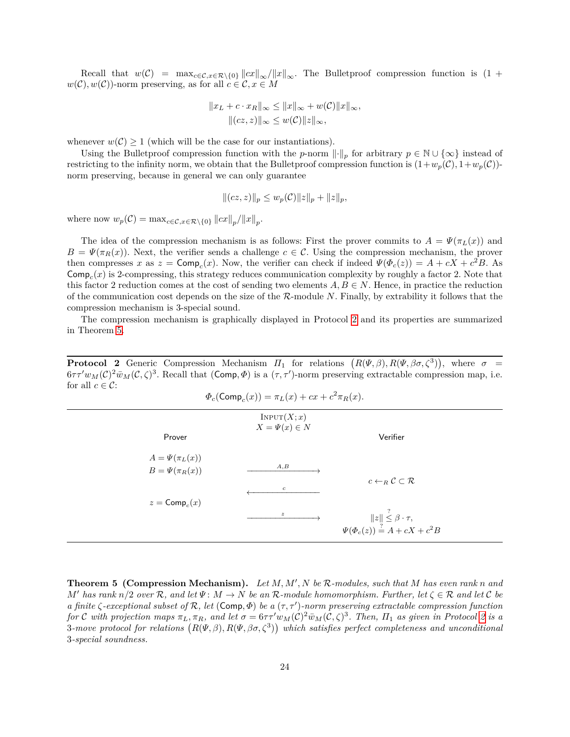Recall that $w(\mathcal{C}) = \max_{c \in \mathcal{C}, x \in \mathcal{R}\setminus\{0\}} \|cx\|_\infty / \|x\|_\infty$. The Bulletproof compression function is $(1 + w(\mathcal{C}), w(\mathcal{C}))$-norm preserving, as for all $c \in \mathcal{C}, x \in M$

$$\|x_L + c \cdot x_R\|_\infty \le \|x\|_\infty + w(\mathcal{C})\|x\|_\infty,$$
$$\|(cz, z)\|_\infty \le w(\mathcal{C})\|z\|_\infty,$$

whenever $w(\mathcal{C}) \ge 1$ (which will be the case for our instantiations).

Using the Bulletproof compression function with the $p$-norm $\|\cdot\|_p$ for arbitrary $p \in \mathbb{N} \cup \{\infty\}$ instead of restricting to the infinity norm, we obtain that the Bulletproof compression function is $(1+w_p(\mathcal{C}), 1+w_p(\mathcal{C}))$-norm preserving, because in general we can only guarantee

$$\|(cz, z)\|_p \le w_p(\mathcal{C})\|z\|_p + \|z\|_p,$$

where now $w_p(\mathcal{C}) = \max_{c \in \mathcal{C}, x \in \mathcal{R}\setminus\{0\}} \|cx\|_p / \|x\|_p$.

The idea of the compression mechanism is as follows: First the prover commits to $A = \Psi(\pi_L(x))$ and $B = \Psi(\pi_R(x))$. Next, the verifier sends a challenge $c \in \mathcal{C}$. Using the compression mechanism, the prover then compresses $x$ as $z = \mathsf{Comp}_c(x)$. Now, the verifier can check if indeed $\Psi(\Phi_c(z)) = A + cX + c^2 B$. As $\mathsf{Comp}_c(x)$ is 2-compressing, this strategy reduces communication complexity by roughly a factor 2. Note that this factor 2 reduction comes at the cost of sending two elements $A, B \in N$. Hence, in practice the reduction of the communication cost depends on the size of the $\mathcal{R}$-module $N$. Finally, by extrability it follows that the compression mechanism is 3-special sound.

The compression mechanism is graphically displayed in Protocol 2 and its properties are summarized in Theorem 5.

---

**Protocol 2** Generic Compression Mechanism $\Pi_1$ for relations $\big(R(\Psi, \beta), R(\Psi, \beta\sigma, \zeta^3)\big)$, where $\sigma = 6\tau\tau' w_M(\mathcal{C})^2 \bar{w}_M(\mathcal{C}, \zeta)^3$. Recall that $(\mathsf{Comp}, \Phi)$ is a $(\tau, \tau')$-norm preserving extractable compression map, i.e. for all $c \in \mathcal{C}$:

$$\Phi_c(\mathsf{Comp}_c(x)) = \pi_L(x) + cx + c^2 \pi_R(x).$$

---

INPUT$(X; x)$
$X = \Psi(x) \in N$

| Prover | | Verifier |
|---|---|---|
| $A = \Psi(\pi_L(x))$<br>$B = \Psi(\pi_R(x))$ | $\xrightarrow{A,B}$ | |
| | $\xleftarrow{c}$ | $c \leftarrow_R \mathcal{C} \subset \mathcal{R}$ |
| $z = \mathsf{Comp}_c(x)$ | $\xrightarrow{z}$ | $\|z\| \overset{?}{\le} \beta \cdot \tau$,<br>$\Psi(\Phi_c(z)) \overset{?}{=} A + cX + c^2 B$ |

---

**Theorem 5 (Compression Mechanism).** *Let $M, M', N$ be $\mathcal{R}$-modules, such that $M$ has even rank $n$ and $M'$ has rank $n/2$ over $\mathcal{R}$, and let $\Psi \colon M \to N$ be an $\mathcal{R}$-module homomorphism. Further, let $\zeta \in \mathcal{R}$ and let $\mathcal{C}$ be a finite $\zeta$-exceptional subset of $\mathcal{R}$, let $(\mathsf{Comp}, \Phi)$ be a $(\tau, \tau')$-norm preserving extractable compression function for $\mathcal{C}$ with projection maps $\pi_L, \pi_R$, and let $\sigma = 6\tau\tau' w_M(\mathcal{C})^2 \bar{w}_M(\mathcal{C}, \zeta)^3$. Then, $\Pi_1$ as given in Protocol 2 is a 3-move protocol for relations $\big(R(\Psi, \beta), R(\Psi, \beta\sigma, \zeta^3)\big)$ which satisfies perfect completeness and unconditional 3-special soundness.*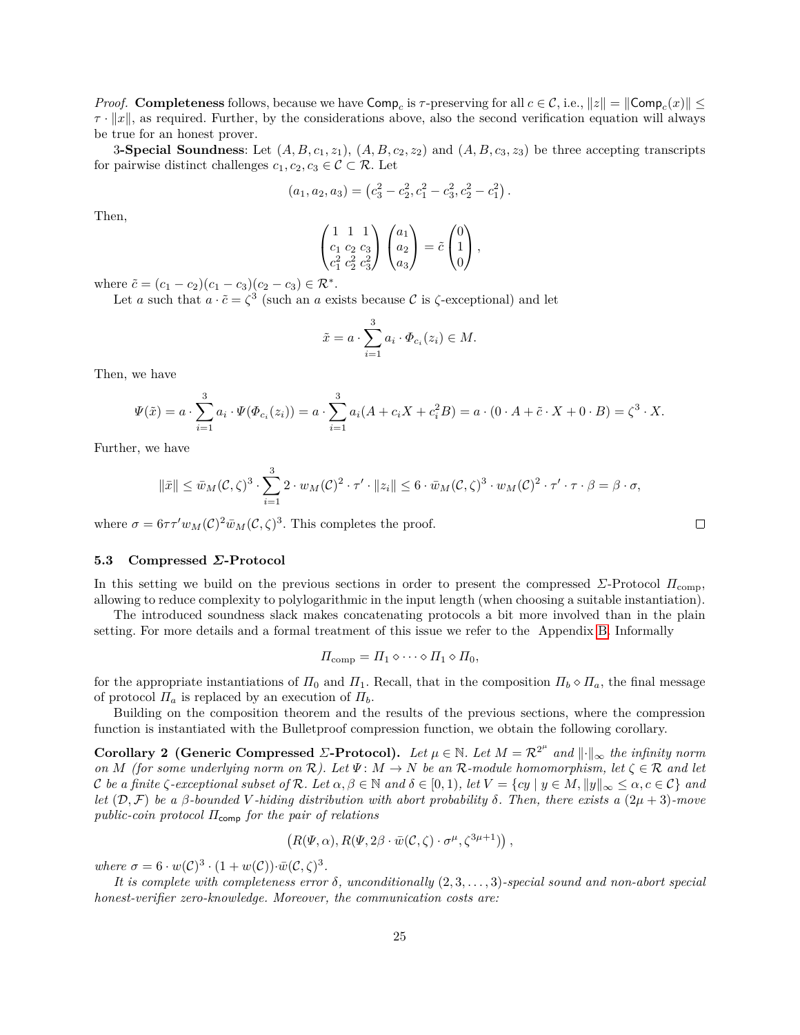*Proof.* **Completeness** follows, because we have $\mathsf{Comp}_c$ is $\tau$-preserving for all $c \in \mathcal{C}$, i.e., $\|z\| = \|\mathsf{Comp}_c(x)\| \leq \tau \cdot \|x\|$, as required. Further, by the considerations above, also the second verification equation will always be true for an honest prover.

**3-Special Soundness**: Let $(A, B, c_1, z_1)$, $(A, B, c_2, z_2)$ and $(A, B, c_3, z_3)$ be three accepting transcripts for pairwise distinct challenges $c_1, c_2, c_3 \in \mathcal{C} \subset \mathcal{R}$. Let

$$(a_1, a_2, a_3) = \left(c_3^2 - c_2^2, c_1^2 - c_3^2, c_2^2 - c_1^2\right).$$

Then,

$$\begin{pmatrix} 1 & 1 & 1 \\ c_1 & c_2 & c_3 \\ c_1^2 & c_2^2 & c_3^2 \end{pmatrix} \begin{pmatrix} a_1 \\ a_2 \\ a_3 \end{pmatrix} = \tilde{c} \begin{pmatrix} 0 \\ 1 \\ 0 \end{pmatrix},$$

where $\tilde{c} = (c_1 - c_2)(c_1 - c_3)(c_2 - c_3) \in \mathcal{R}^*$.

Let $a$ such that $a \cdot \tilde{c} = \zeta^3$ (such an $a$ exists because $\mathcal{C}$ is $\zeta$-exceptional) and let

$$\tilde{x} = a \cdot \sum_{i=1}^{3} a_i \cdot \Phi_{c_i}(z_i) \in M.$$

Then, we have

$$\Psi(\tilde{x}) = a \cdot \sum_{i=1}^{3} a_i \cdot \Psi(\Phi_{c_i}(z_i)) = a \cdot \sum_{i=1}^{3} a_i (A + c_i X + c_i^2 B) = a \cdot (0 \cdot A + \tilde{c} \cdot X + 0 \cdot B) = \zeta^3 \cdot X.$$

Further, we have

$$\|\bar{x}\| \leq \bar{w}_M(\mathcal{C}, \zeta)^3 \cdot \sum_{i=1}^{3} 2 \cdot w_M(\mathcal{C})^2 \cdot \tau' \cdot \|z_i\| \leq 6 \cdot \bar{w}_M(\mathcal{C}, \zeta)^3 \cdot w_M(\mathcal{C})^2 \cdot \tau' \cdot \tau \cdot \beta = \beta \cdot \sigma,$$

where $\sigma = 6\tau\tau' w_M(\mathcal{C})^2 \bar{w}_M(\mathcal{C}, \zeta)^3$. This completes the proof. ◻

### 5.3 Compressed *Σ*-Protocol

In this setting we build on the previous sections in order to present the compressed $\Sigma$-Protocol $\Pi_{\text{comp}}$, allowing to reduce complexity to polylogarithmic in the input length (when choosing a suitable instantiation).

The introduced soundness slack makes concatenating protocols a bit more involved than in the plain setting. For more details and a formal treatment of this issue we refer to the Appendix B. Informally

$$\Pi_{\text{comp}} = \Pi_1 \diamond \cdots \diamond \Pi_1 \diamond \Pi_0,$$

for the appropriate instantiations of $\Pi_0$ and $\Pi_1$. Recall, that in the composition $\Pi_b \diamond \Pi_a$, the final message of protocol $\Pi_a$ is replaced by an execution of $\Pi_b$.

Building on the composition theorem and the results of the previous sections, where the compression function is instantiated with the Bulletproof compression function, we obtain the following corollary.

**Corollary 2 (Generic Compressed *Σ*-Protocol).** *Let $\mu \in \mathbb{N}$. Let $M = \mathcal{R}^{2^\mu}$ and $\|\cdot\|_\infty$ the infinity norm on $M$ (for some underlying norm on $\mathcal{R}$). Let $\Psi \colon M \to N$ be an $\mathcal{R}$-module homomorphism, let $\zeta \in \mathcal{R}$ and let $\mathcal{C}$ be a finite $\zeta$-exceptional subset of $\mathcal{R}$. Let $\alpha, \beta \in \mathbb{N}$ and $\delta \in [0, 1)$, let $V = \{cy \mid y \in M, \|y\|_\infty \leq \alpha, c \in \mathcal{C}\}$ and let $(\mathcal{D}, \mathcal{F})$ be a $\beta$-bounded $V$-hiding distribution with abort probability $\delta$. Then, there exists a $(2\mu + 3)$-move public-coin protocol $\Pi_{\mathsf{comp}}$ for the pair of relations*

$$\left(R(\Psi, \alpha), R(\Psi, 2\beta \cdot \bar{w}(\mathcal{C}, \zeta) \cdot \sigma^\mu, \zeta^{3\mu+1})\right),$$

*where $\sigma = 6 \cdot w(\mathcal{C})^3 \cdot (1 + w(\mathcal{C})) \cdot \bar{w}(\mathcal{C}, \zeta)^3$.*

*It is complete with completeness error $\delta$, unconditionally $(2, 3, \ldots, 3)$-special sound and non-abort special honest-verifier zero-knowledge. Moreover, the communication costs are:*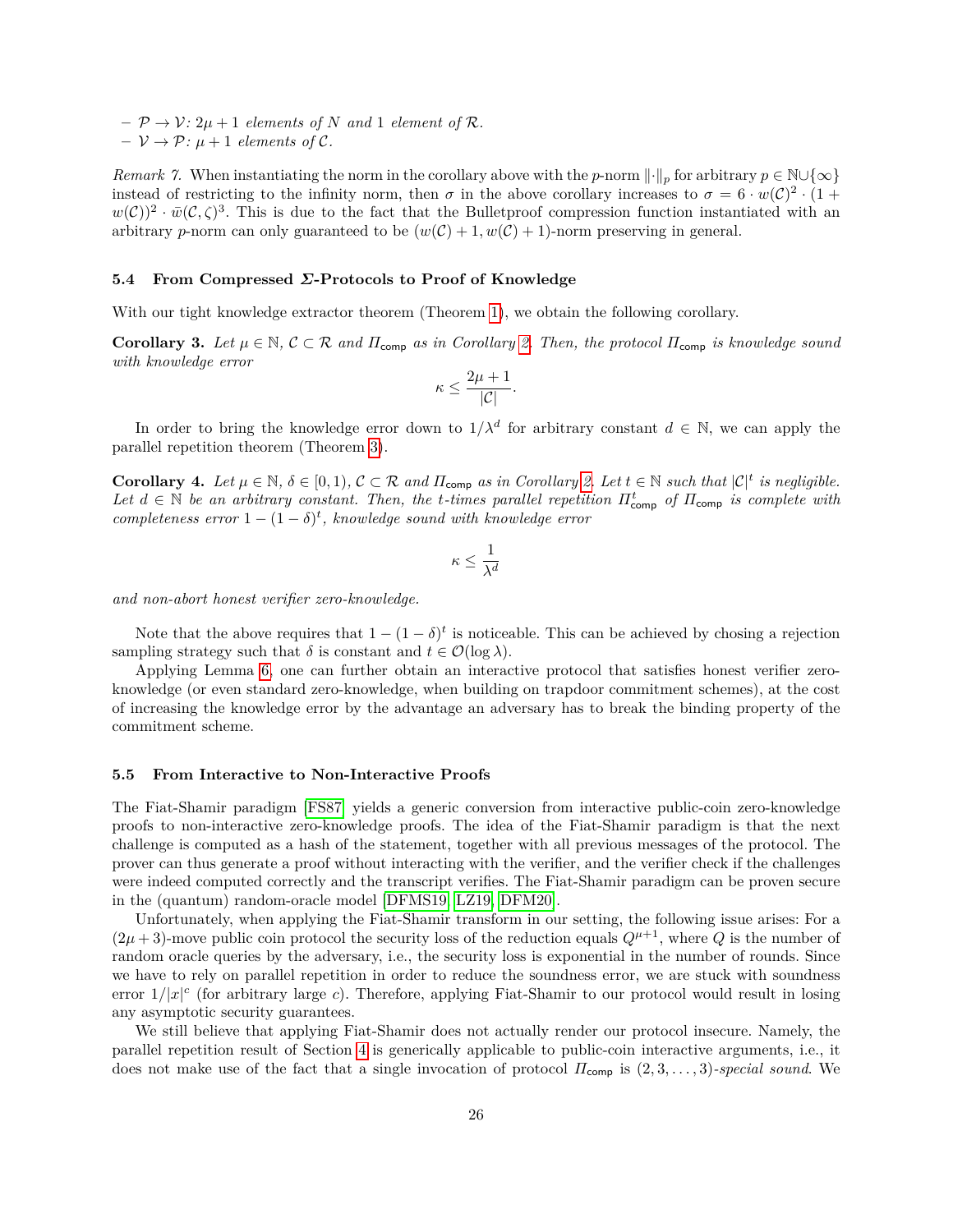- $\mathcal{P} \to \mathcal{V}$: $2\mu + 1$ *elements of* $N$ *and* 1 *element of* $\mathcal{R}$.
- $\mathcal{V} \to \mathcal{P}$: $\mu + 1$ *elements of* $\mathcal{C}$.

*Remark 7.* When instantiating the norm in the corollary above with the $p$-norm $\|\cdot\|_p$ for arbitrary $p \in \mathbb{N} \cup \{\infty\}$ instead of restricting to the infinity norm, then $\sigma$ in the above corollary increases to $\sigma = 6 \cdot w(\mathcal{C})^2 \cdot (1 + w(\mathcal{C}))^2 \cdot \bar{w}(\mathcal{C}, \zeta)^3$. This is due to the fact that the Bulletproof compression function instantiated with an arbitrary $p$-norm can only guaranteed to be $(w(\mathcal{C}) + 1, w(\mathcal{C}) + 1)$-norm preserving in general.

### 5.4 From Compressed $\Sigma$-Protocols to Proof of Knowledge

With our tight knowledge extractor theorem (Theorem 1), we obtain the following corollary.

**Corollary 3.** *Let* $\mu \in \mathbb{N}$, $\mathcal{C} \subset \mathcal{R}$ *and* $\Pi_{\mathsf{comp}}$ *as in Corollary 2. Then, the protocol* $\Pi_{\mathsf{comp}}$ *is knowledge sound with knowledge error*

$$\kappa \leq \frac{2\mu + 1}{|\mathcal{C}|}.$$

In order to bring the knowledge error down to $1/\lambda^d$ for arbitrary constant $d \in \mathbb{N}$, we can apply the parallel repetition theorem (Theorem 3).

**Corollary 4.** *Let* $\mu \in \mathbb{N}$, $\delta \in [0, 1)$, $\mathcal{C} \subset \mathcal{R}$ *and* $\Pi_{\mathsf{comp}}$ *as in Corollary 2. Let* $t \in \mathbb{N}$ *such that* $|\mathcal{C}|^t$ *is negligible. Let* $d \in \mathbb{N}$ *be an arbitrary constant. Then, the* $t$*-times parallel repetition* $\Pi^t_{\mathsf{comp}}$ *of* $\Pi_{\mathsf{comp}}$ *is complete with completeness error* $1 - (1 - \delta)^t$*, knowledge sound with knowledge error*

$$\kappa \leq \frac{1}{\lambda^d}$$

*and non-abort honest verifier zero-knowledge.*

Note that the above requires that $1 - (1 - \delta)^t$ is noticeable. This can be achieved by chosing a rejection sampling strategy such that $\delta$ is constant and $t \in \mathcal{O}(\log \lambda)$.

Applying Lemma 6, one can further obtain an interactive protocol that satisfies honest verifier zero-knowledge (or even standard zero-knowledge, when building on trapdoor commitment schemes), at the cost of increasing the knowledge error by the advantage an adversary has to break the binding property of the commitment scheme.

### 5.5 From Interactive to Non-Interactive Proofs

The Fiat-Shamir paradigm [FS87] yields a generic conversion from interactive public-coin zero-knowledge proofs to non-interactive zero-knowledge proofs. The idea of the Fiat-Shamir paradigm is that the next challenge is computed as a hash of the statement, together with all previous messages of the protocol. The prover can thus generate a proof without interacting with the verifier, and the verifier check if the challenges were indeed computed correctly and the transcript verifies. The Fiat-Shamir paradigm can be proven secure in the (quantum) random-oracle model [DFMS19, LZ19, DFM20].

Unfortunately, when applying the Fiat-Shamir transform in our setting, the following issue arises: For a $(2\mu + 3)$-move public coin protocol the security loss of the reduction equals $Q^{\mu+1}$, where $Q$ is the number of random oracle queries by the adversary, i.e., the security loss is exponential in the number of rounds. Since we have to rely on parallel repetition in order to reduce the soundness error, we are stuck with soundness error $1/|x|^c$ (for arbitrary large $c$). Therefore, applying Fiat-Shamir to our protocol would result in losing any asymptotic security guarantees.

We still believe that applying Fiat-Shamir does not actually render our protocol insecure. Namely, the parallel repetition result of Section 4 is generically applicable to public-coin interactive arguments, i.e., it does not make use of the fact that a single invocation of protocol $\Pi_{\mathsf{comp}}$ is $(2, 3, \ldots, 3)$-*special sound*. We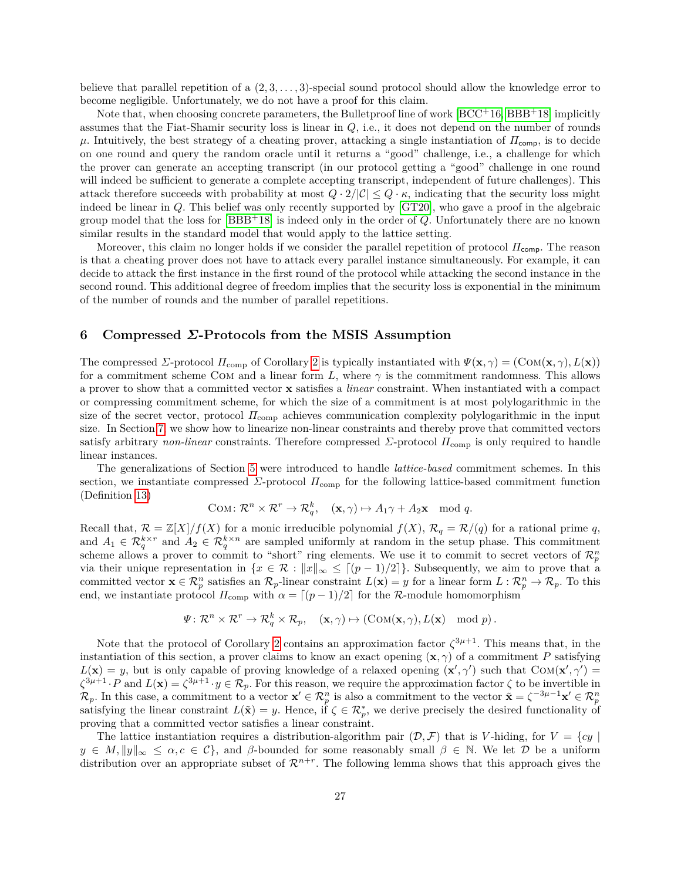believe that parallel repetition of a $(2, 3, \ldots, 3)$-special sound protocol should allow the knowledge error to become negligible. Unfortunately, we do not have a proof for this claim.

Note that, when choosing concrete parameters, the Bulletproof line of work [BCC+16, BBB+18] implicitly assumes that the Fiat-Shamir security loss is linear in $Q$, i.e., it does not depend on the number of rounds $\mu$. Intuitively, the best strategy of a cheating prover, attacking a single instantiation of $\Pi_{\mathsf{comp}}$, is to decide on one round and query the random oracle until it returns a "good" challenge, i.e., a challenge for which the prover can generate an accepting transcript (in our protocol getting a "good" challenge in one round will indeed be sufficient to generate a complete accepting transcript, independent of future challenges). This attack therefore succeeds with probability at most $Q \cdot 2/|\mathcal{C}| \leq Q \cdot \kappa$, indicating that the security loss might indeed be linear in $Q$. This belief was only recently supported by [GT20], who gave a proof in the algebraic group model that the loss for [BBB+18] is indeed only in the order of $Q$. Unfortunately there are no known similar results in the standard model that would apply to the lattice setting.

Moreover, this claim no longer holds if we consider the parallel repetition of protocol $\Pi_{\mathsf{comp}}$. The reason is that a cheating prover does not have to attack every parallel instance simultaneously. For example, it can decide to attack the first instance in the first round of the protocol while attacking the second instance in the second round. This additional degree of freedom implies that the security loss is exponential in the minimum of the number of rounds and the number of parallel repetitions.

## 6 Compressed $\Sigma$-Protocols from the MSIS Assumption

The compressed $\Sigma$-protocol $\Pi_{\text{comp}}$ of Corollary 2 is typically instantiated with $\Psi(\mathbf{x}, \gamma) = (\textsc{Com}(\mathbf{x}, \gamma), L(\mathbf{x}))$ for a commitment scheme $\textsc{Com}$ and a linear form $L$, where $\gamma$ is the commitment randomness. This allows a prover to show that a committed vector $\mathbf{x}$ satisfies a *linear* constraint. When instantiated with a compact or compressing commitment scheme, for which the size of a commitment is at most polylogarithmic in the size of the secret vector, protocol $\Pi_{\text{comp}}$ achieves communication complexity polylogarithmic in the input size. In Section 7, we show how to linearize non-linear constraints and thereby prove that committed vectors satisfy arbitrary *non-linear* constraints. Therefore compressed $\Sigma$-protocol $\Pi_{\text{comp}}$ is only required to handle linear instances.

The generalizations of Section 5 were introduced to handle *lattice-based* commitment schemes. In this section, we instantiate compressed $\Sigma$-protocol $\Pi_{\text{comp}}$ for the following lattice-based commitment function (Definition 13)

$$\textsc{Com}\colon \mathcal{R}^n \times \mathcal{R}^r \to \mathcal{R}_q^k, \quad (\mathbf{x}, \gamma) \mapsto A_1\gamma + A_2\mathbf{x} \mod q.$$

Recall that, $\mathcal{R} = \mathbb{Z}[X]/f(X)$ for a monic irreducible polynomial $f(X)$, $\mathcal{R}_q = \mathcal{R}/(q)$ for a rational prime $q$, and $A_1 \in \mathcal{R}_q^{k \times r}$ and $A_2 \in \mathcal{R}_q^{k \times n}$ are sampled uniformly at random in the setup phase. This commitment scheme allows a prover to commit to "short" ring elements. We use it to commit to secret vectors of $\mathcal{R}_p^n$ via their unique representation in $\{x \in \mathcal{R} : \|x\|_\infty \leq \lceil (p-1)/2 \rceil\}$. Subsequently, we aim to prove that a committed vector $\mathbf{x} \in \mathcal{R}_p^n$ satisfies an $\mathcal{R}_p$-linear constraint $L(\mathbf{x}) = y$ for a linear form $L : \mathcal{R}_p^n \to \mathcal{R}_p$. To this end, we instantiate protocol $\Pi_{\text{comp}}$ with $\alpha = \lceil (p-1)/2 \rceil$ for the $\mathcal{R}$-module homomorphism

$$\Psi\colon \mathcal{R}^n \times \mathcal{R}^r \to \mathcal{R}_q^k \times \mathcal{R}_p, \quad (\mathbf{x}, \gamma) \mapsto (\textsc{Com}(\mathbf{x}, \gamma), L(\mathbf{x}) \mod p).$$

Note that the protocol of Corollary 2 contains an approximation factor $\zeta^{3\mu+1}$. This means that, in the instantiation of this section, a prover claims to know an exact opening $(\mathbf{x}, \gamma)$ of a commitment $P$ satisfying $L(\mathbf{x}) = y$, but is only capable of proving knowledge of a relaxed opening $(\mathbf{x}', \gamma')$ such that $\textsc{Com}(\mathbf{x}', \gamma') = \zeta^{3\mu+1} \cdot P$ and $L(\mathbf{x}) = \zeta^{3\mu+1} \cdot y \in \mathcal{R}_p$. For this reason, we require the approximation factor $\zeta$ to be invertible in $\mathcal{R}_p$. In this case, a commitment to a vector $\mathbf{x}' \in \mathcal{R}_p^n$ is also a commitment to the vector $\bar{\mathbf{x}} = \zeta^{-3\mu-1}\mathbf{x}' \in \mathcal{R}_p^n$ satisfying the linear constraint $L(\bar{\mathbf{x}}) = y$. Hence, if $\zeta \in \mathcal{R}_p^*$, we derive precisely the desired functionality of proving that a committed vector satisfies a linear constraint.

The lattice instantiation requires a distribution-algorithm pair $(\mathcal{D}, \mathcal{F})$ that is $V$-hiding, for $V = \{cy \mid y \in M, \|y\|_\infty \leq \alpha, c \in \mathcal{C}\}$, and $\beta$-bounded for some reasonably small $\beta \in \mathbb{N}$. We let $\mathcal{D}$ be a uniform distribution over an appropriate subset of $\mathcal{R}^{n+r}$. The following lemma shows that this approach gives the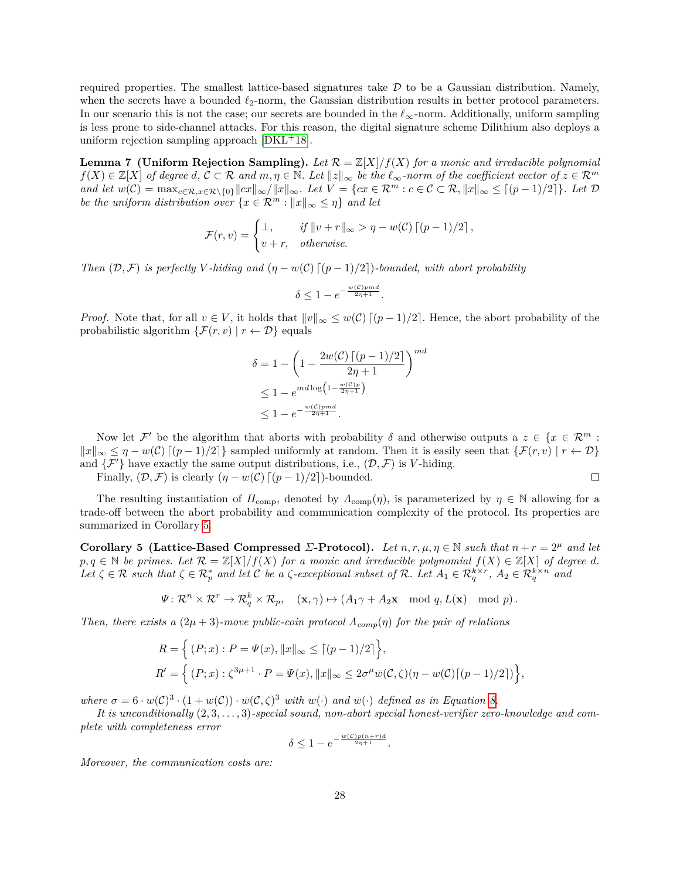required properties. The smallest lattice-based signatures take $\mathcal{D}$ to be a Gaussian distribution. Namely, when the secrets have a bounded $\ell_2$-norm, the Gaussian distribution results in better protocol parameters. In our scenario this is not the case; our secrets are bounded in the $\ell_\infty$-norm. Additionally, uniform sampling is less prone to side-channel attacks. For this reason, the digital signature scheme Dilithium also deploys a uniform rejection sampling approach [DKL+18].

**Lemma 7 (Uniform Rejection Sampling).** *Let $\mathcal{R} = \mathbb{Z}[X]/f(X)$ for a monic and irreducible polynomial $f(X) \in \mathbb{Z}[X]$ of degree $d$, $\mathcal{C} \subset \mathcal{R}$ and $m, \eta \in \mathbb{N}$. Let $\|z\|_\infty$ be the $\ell_\infty$-norm of the coefficient vector of $z \in \mathcal{R}^m$ and let $w(\mathcal{C}) = \max_{c \in \mathcal{R}, x \in \mathcal{R}\setminus\{0\}} \|cx\|_\infty / \|x\|_\infty$. Let $V = \{cx \in \mathcal{R}^m : c \in \mathcal{C} \subset \mathcal{R}, \|x\|_\infty \leq \lceil (p-1)/2 \rceil\}$. Let $\mathcal{D}$ be the uniform distribution over $\{x \in \mathcal{R}^m : \|x\|_\infty \leq \eta\}$ and let*

$$\mathcal{F}(r, v) = \begin{cases} \perp, & \text{if } \|v + r\|_\infty > \eta - w(\mathcal{C}) \lceil (p-1)/2 \rceil, \\ v + r, & \text{otherwise.} \end{cases}$$

*Then $(\mathcal{D}, \mathcal{F})$ is perfectly $V$-hiding and $(\eta - w(\mathcal{C}) \lceil (p-1)/2 \rceil)$-bounded, with abort probability*

$$\delta \leq 1 - e^{-\frac{w(\mathcal{C})pmd}{2\eta+1}}.$$

*Proof.* Note that, for all $v \in V$, it holds that $\|v\|_\infty \leq w(\mathcal{C}) \lceil (p-1)/2 \rceil$. Hence, the abort probability of the probabilistic algorithm $\{\mathcal{F}(r, v) \mid r \leftarrow \mathcal{D}\}$ equals

$$\begin{aligned}
\delta &= 1 - \left(1 - \frac{2w(\mathcal{C}) \lceil (p-1)/2 \rceil}{2\eta + 1}\right)^{md} \\
&\leq 1 - e^{md \log\left(1 - \frac{w(\mathcal{C})p}{2\eta+1}\right)} \\
&\leq 1 - e^{-\frac{w(\mathcal{C})pmd}{2\eta+1}}.
\end{aligned}$$

Now let $\mathcal{F}'$ be the algorithm that aborts with probability $\delta$ and otherwise outputs a $z \in \{x \in \mathcal{R}^m : \|x\|_\infty \leq \eta - w(\mathcal{C}) \lceil (p-1)/2 \rceil\}$ sampled uniformly at random. Then it is easily seen that $\{\mathcal{F}(r, v) \mid r \leftarrow \mathcal{D}\}$ and $\{\mathcal{F}'\}$ have exactly the same output distributions, i.e., $(\mathcal{D}, \mathcal{F})$ is $V$-hiding.

Finally, $(\mathcal{D}, \mathcal{F})$ is clearly $(\eta - w(\mathcal{C}) \lceil (p-1)/2 \rceil)$-bounded. $\square$

The resulting instantiation of $\Pi_{\mathrm{comp}}$, denoted by $\Lambda_{\mathrm{comp}}(\eta)$, is parameterized by $\eta \in \mathbb{N}$ allowing for a trade-off between the abort probability and communication complexity of the protocol. Its properties are summarized in Corollary 5.

**Corollary 5 (Lattice-Based Compressed $\Sigma$-Protocol).** *Let $n, r, \mu, \eta \in \mathbb{N}$ such that $n + r = 2^\mu$ and let $p, q \in \mathbb{N}$ be primes. Let $\mathcal{R} = \mathbb{Z}[X]/f(X)$ for a monic and irreducible polynomial $f(X) \in \mathbb{Z}[X]$ of degree $d$. Let $\zeta \in \mathcal{R}$ such that $\zeta \in \mathcal{R}_p^*$ and let $\mathcal{C}$ be a $\zeta$-exceptional subset of $\mathcal{R}$. Let $A_1 \in \mathcal{R}_q^{k \times r}$, $A_2 \in \mathcal{R}_q^{k \times n}$ and*

$$\Psi \colon \mathcal{R}^n \times \mathcal{R}^r \to \mathcal{R}_q^k \times \mathcal{R}_p, \quad (\mathbf{x}, \gamma) \mapsto (A_1 \gamma + A_2 \mathbf{x} \mod q, L(\mathbf{x}) \mod p).$$

*Then, there exists a $(2\mu + 3)$-move public-coin protocol $\Lambda_{comp}(\eta)$ for the pair of relations*

$$\begin{aligned}
R &= \Big\{ (P; x) : P = \Psi(x), \|x\|_\infty \leq \lceil (p-1)/2 \rceil \Big\}, \\
R' &= \Big\{ (P; x) : \zeta^{3\mu+1} \cdot P = \Psi(x), \|x\|_\infty \leq 2\sigma^\mu \bar{w}(\mathcal{C}, \zeta)(\eta - w(\mathcal{C})\lceil (p-1)/2 \rceil) \Big\},
\end{aligned}$$

*where $\sigma = 6 \cdot w(\mathcal{C})^3 \cdot (1 + w(\mathcal{C})) \cdot \bar{w}(\mathcal{C}, \zeta)^3$ with $w(\cdot)$ and $\bar{w}(\cdot)$ defined as in Equation 8.*

*It is unconditionally $(2, 3, \dots, 3)$-special sound, non-abort special honest-verifier zero-knowledge and complete with completeness error*

$$\delta \leq 1 - e^{-\frac{w(\mathcal{C})p(n+r)d}{2\eta+1}}.$$

*Moreover, the communication costs are:*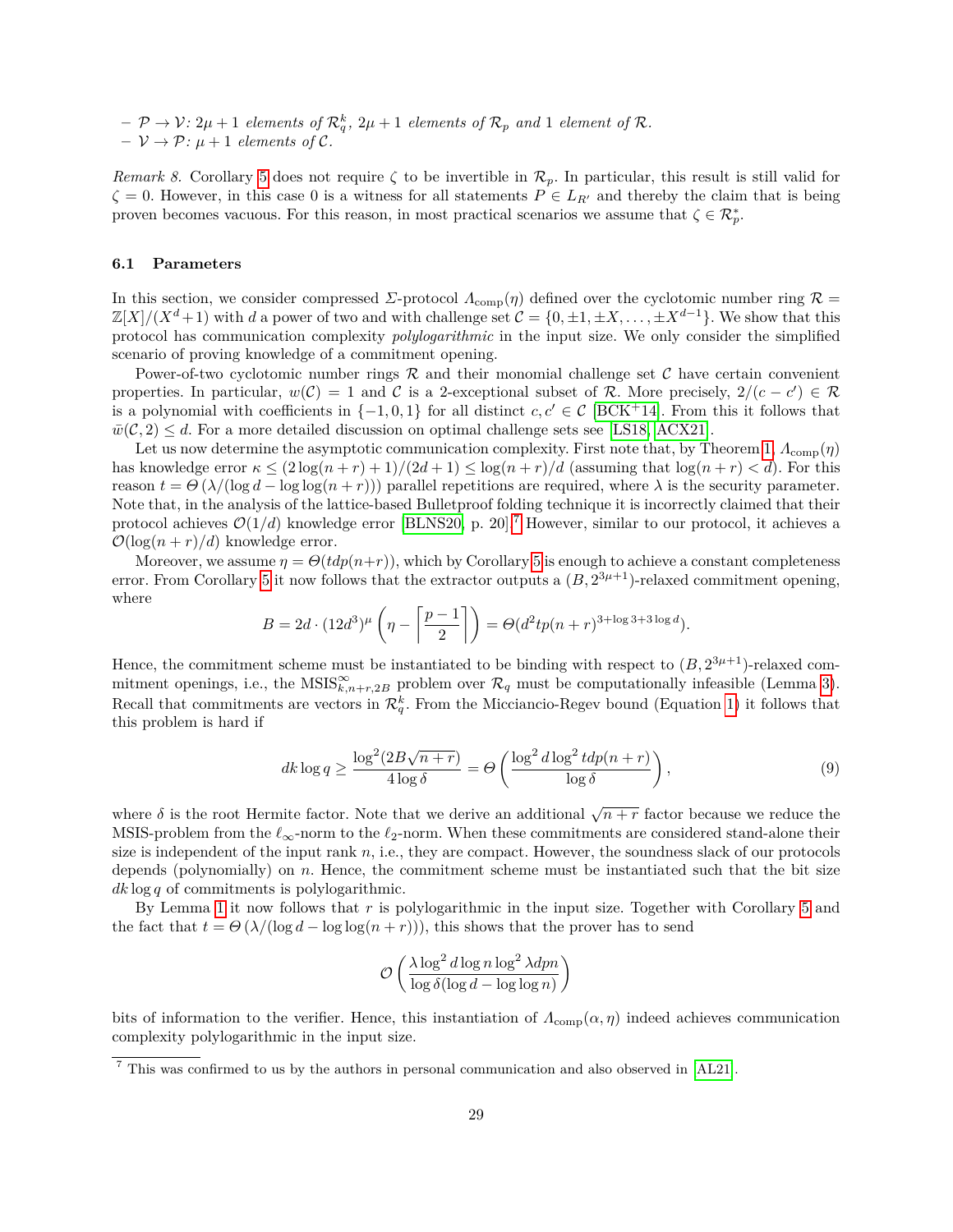– $\mathcal{P} \to \mathcal{V}$: $2\mu + 1$ *elements of* $\mathcal{R}_q^k$*,* $2\mu + 1$ *elements of* $\mathcal{R}_p$ *and* 1 *element of* $\mathcal{R}$*.*
– $\mathcal{V} \to \mathcal{P}$: $\mu + 1$ *elements of* $\mathcal{C}$*.*

*Remark 8.* Corollary 5 does not require $\zeta$ to be invertible in $\mathcal{R}_p$. In particular, this result is still valid for $\zeta = 0$. However, in this case 0 is a witness for all statements $P \in L_{R'}$ and thereby the claim that is being proven becomes vacuous. For this reason, in most practical scenarios we assume that $\zeta \in \mathcal{R}_p^*$.

### 6.1 Parameters

In this section, we consider compressed $\Sigma$-protocol $\Lambda_{\mathrm{comp}}(\eta)$ defined over the cyclotomic number ring $\mathcal{R} = \mathbb{Z}[X]/(X^d+1)$ with $d$ a power of two and with challenge set $\mathcal{C} = \{0, \pm 1, \pm X, \dots, \pm X^{d-1}\}$. We show that this protocol has communication complexity *polylogarithmic* in the input size. We only consider the simplified scenario of proving knowledge of a commitment opening.

Power-of-two cyclotomic number rings $\mathcal{R}$ and their monomial challenge set $\mathcal{C}$ have certain convenient properties. In particular, $w(\mathcal{C}) = 1$ and $\mathcal{C}$ is a 2-exceptional subset of $\mathcal{R}$. More precisely, $2/(c - c') \in \mathcal{R}$ is a polynomial with coefficients in $\{-1, 0, 1\}$ for all distinct $c, c' \in \mathcal{C}$ [BCK+14]. From this it follows that $\bar{w}(\mathcal{C}, 2) \le d$. For a more detailed discussion on optimal challenge sets see [LS18, ACX21].

Let us now determine the asymptotic communication complexity. First note that, by Theorem 1, $\Lambda_{\mathrm{comp}}(\eta)$ has knowledge error $\kappa \le (2\log(n+r)+1)/(2d+1) \le \log(n+r)/d$ (assuming that $\log(n+r) < d$). For this reason $t = \Theta\left(\lambda/(\log d - \log\log(n+r))\right)$ parallel repetitions are required, where $\lambda$ is the security parameter. Note that, in the analysis of the lattice-based Bulletproof folding technique it is incorrectly claimed that their protocol achieves $\mathcal{O}(1/d)$ knowledge error [BLNS20, p. 20].[7] However, similar to our protocol, it achieves a $\mathcal{O}(\log(n+r)/d)$ knowledge error.

Moreover, we assume $\eta = \Theta(tdp(n+r))$, which by Corollary 5 is enough to achieve a constant completeness error. From Corollary 5 it now follows that the extractor outputs a $(B, 2^{3\mu+1})$-relaxed commitment opening, where

$$B = 2d \cdot (12d^3)^\mu \left(\eta - \left\lceil \frac{p-1}{2} \right\rceil\right) = \Theta(d^2 tp(n+r)^{3+\log 3 + 3\log d}).$$

Hence, the commitment scheme must be instantiated to be binding with respect to $(B, 2^{3\mu+1})$-relaxed commitment openings, i.e., the $\mathrm{MSIS}^\infty_{k,n+r,2B}$ problem over $\mathcal{R}_q$ must be computationally infeasible (Lemma 3). Recall that commitments are vectors in $\mathcal{R}_q^k$. From the Micciancio-Regev bound (Equation 1) it follows that this problem is hard if

$$dk\log q \ge \frac{\log^2(2B\sqrt{n+r})}{4\log\delta} = \Theta\left(\frac{\log^2 d \log^2 tdp(n+r)}{\log\delta}\right), \tag{9}$$

where $\delta$ is the root Hermite factor. Note that we derive an additional $\sqrt{n+r}$ factor because we reduce the MSIS-problem from the $\ell_\infty$-norm to the $\ell_2$-norm. When these commitments are considered stand-alone their size is independent of the input rank $n$, i.e., they are compact. However, the soundness slack of our protocols depends (polynomially) on $n$. Hence, the commitment scheme must be instantiated such that the bit size $dk\log q$ of commitments is polylogarithmic.

By Lemma 1 it now follows that $r$ is polylogarithmic in the input size. Together with Corollary 5 and the fact that $t = \Theta\left(\lambda/(\log d - \log\log(n+r))\right)$, this shows that the prover has to send

$$\mathcal{O}\left(\frac{\lambda \log^2 d \log n \log^2 \lambda dpn}{\log\delta(\log d - \log\log n)}\right)$$

bits of information to the verifier. Hence, this instantiation of $\Lambda_{\mathrm{comp}}(\alpha, \eta)$ indeed achieves communication complexity polylogarithmic in the input size.

[7] This was confirmed to us by the authors in personal communication and also observed in [AL21].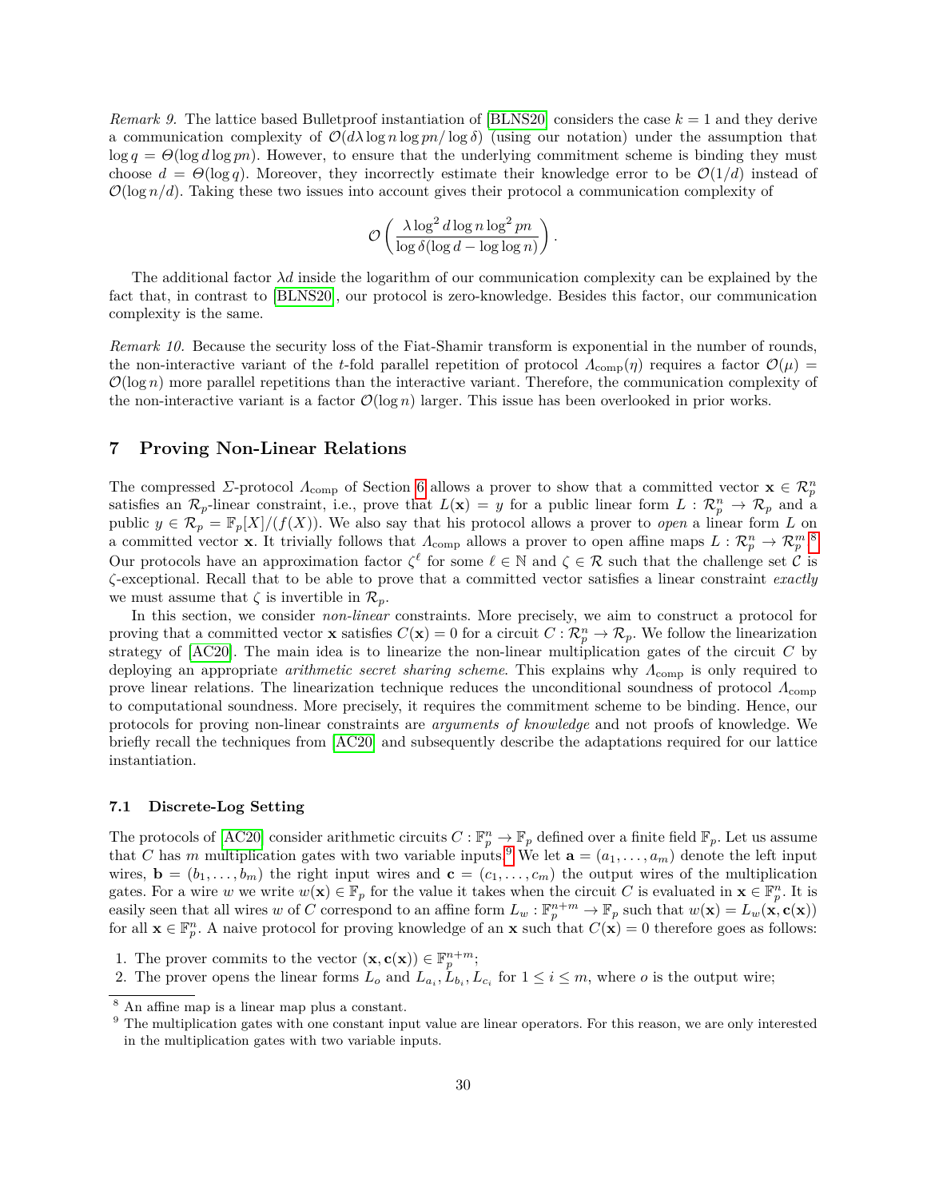*Remark 9.* The lattice based Bulletproof instantiation of [BLNS20] considers the case $k = 1$ and they derive a communication complexity of $\mathcal{O}(d\lambda \log n \log pn / \log \delta)$ (using our notation) under the assumption that $\log q = \Theta(\log d \log pn)$. However, to ensure that the underlying commitment scheme is binding they must choose $d = \Theta(\log q)$. Moreover, they incorrectly estimate their knowledge error to be $\mathcal{O}(1/d)$ instead of $\mathcal{O}(\log n/d)$. Taking these two issues into account gives their protocol a communication complexity of

$$\mathcal{O}\left(\frac{\lambda \log^2 d \log n \log^2 pn}{\log \delta (\log d - \log \log n)}\right).$$

The additional factor $\lambda d$ inside the logarithm of our communication complexity can be explained by the fact that, in contrast to [BLNS20], our protocol is zero-knowledge. Besides this factor, our communication complexity is the same.

*Remark 10.* Because the security loss of the Fiat-Shamir transform is exponential in the number of rounds, the non-interactive variant of the $t$-fold parallel repetition of protocol $\Lambda_{\text{comp}}(\eta)$ requires a factor $\mathcal{O}(\mu) = \mathcal{O}(\log n)$ more parallel repetitions than the interactive variant. Therefore, the communication complexity of the non-interactive variant is a factor $\mathcal{O}(\log n)$ larger. This issue has been overlooked in prior works.

## 7 Proving Non-Linear Relations

The compressed $\Sigma$-protocol $\Lambda_{\text{comp}}$ of Section 6 allows a prover to show that a committed vector $\mathbf{x} \in \mathcal{R}_p^n$ satisfies an $\mathcal{R}_p$-linear constraint, i.e., prove that $L(\mathbf{x}) = y$ for a public linear form $L : \mathcal{R}_p^n \to \mathcal{R}_p$ and a public $y \in \mathcal{R}_p = \mathbb{F}_p[X]/(f(X))$. We also say that his protocol allows a prover to *open* a linear form $L$ on a committed vector $\mathbf{x}$. It trivially follows that $\Lambda_{\text{comp}}$ allows a prover to open affine maps $L : \mathcal{R}_p^n \to \mathcal{R}_p^m$.[8] Our protocols have an approximation factor $\zeta^\ell$ for some $\ell \in \mathbb{N}$ and $\zeta \in \mathcal{R}$ such that the challenge set $\mathcal{C}$ is $\zeta$-exceptional. Recall that to be able to prove that a committed vector satisfies a linear constraint *exactly* we must assume that $\zeta$ is invertible in $\mathcal{R}_p$.

In this section, we consider *non-linear* constraints. More precisely, we aim to construct a protocol for proving that a committed vector $\mathbf{x}$ satisfies $C(\mathbf{x}) = 0$ for a circuit $C : \mathcal{R}_p^n \to \mathcal{R}_p$. We follow the linearization strategy of [AC20]. The main idea is to linearize the non-linear multiplication gates of the circuit $C$ by deploying an appropriate *arithmetic secret sharing scheme*. This explains why $\Lambda_{\text{comp}}$ is only required to prove linear relations. The linearization technique reduces the unconditional soundness of protocol $\Lambda_{\text{comp}}$ to computational soundness. More precisely, it requires the commitment scheme to be binding. Hence, our protocols for proving non-linear constraints are *arguments of knowledge* and not proofs of knowledge. We briefly recall the techniques from [AC20] and subsequently describe the adaptations required for our lattice instantiation.

### 7.1 Discrete-Log Setting

The protocols of [AC20] consider arithmetic circuits $C : \mathbb{F}_p^n \to \mathbb{F}_p$ defined over a finite field $\mathbb{F}_p$. Let us assume that $C$ has $m$ multiplication gates with two variable inputs.[9] We let $\mathbf{a} = (a_1, \dots, a_m)$ denote the left input wires, $\mathbf{b} = (b_1, \dots, b_m)$ the right input wires and $\mathbf{c} = (c_1, \dots, c_m)$ the output wires of the multiplication gates. For a wire $w$ we write $w(\mathbf{x}) \in \mathbb{F}_p$ for the value it takes when the circuit $C$ is evaluated in $\mathbf{x} \in \mathbb{F}_p^n$. It is easily seen that all wires $w$ of $C$ correspond to an affine form $L_w : \mathbb{F}_p^{n+m} \to \mathbb{F}_p$ such that $w(\mathbf{x}) = L_w(\mathbf{x}, \mathbf{c}(\mathbf{x}))$ for all $\mathbf{x} \in \mathbb{F}_p^n$. A naive protocol for proving knowledge of an $\mathbf{x}$ such that $C(\mathbf{x}) = 0$ therefore goes as follows:

1. The prover commits to the vector $(\mathbf{x}, \mathbf{c}(\mathbf{x})) \in \mathbb{F}_p^{n+m}$;
2. The prover opens the linear forms $L_o$ and $L_{a_i}, L_{b_i}, L_{c_i}$ for $1 \le i \le m$, where $o$ is the output wire;

[8] An affine map is a linear map plus a constant.

[9] The multiplication gates with one constant input value are linear operators. For this reason, we are only interested in the multiplication gates with two variable inputs.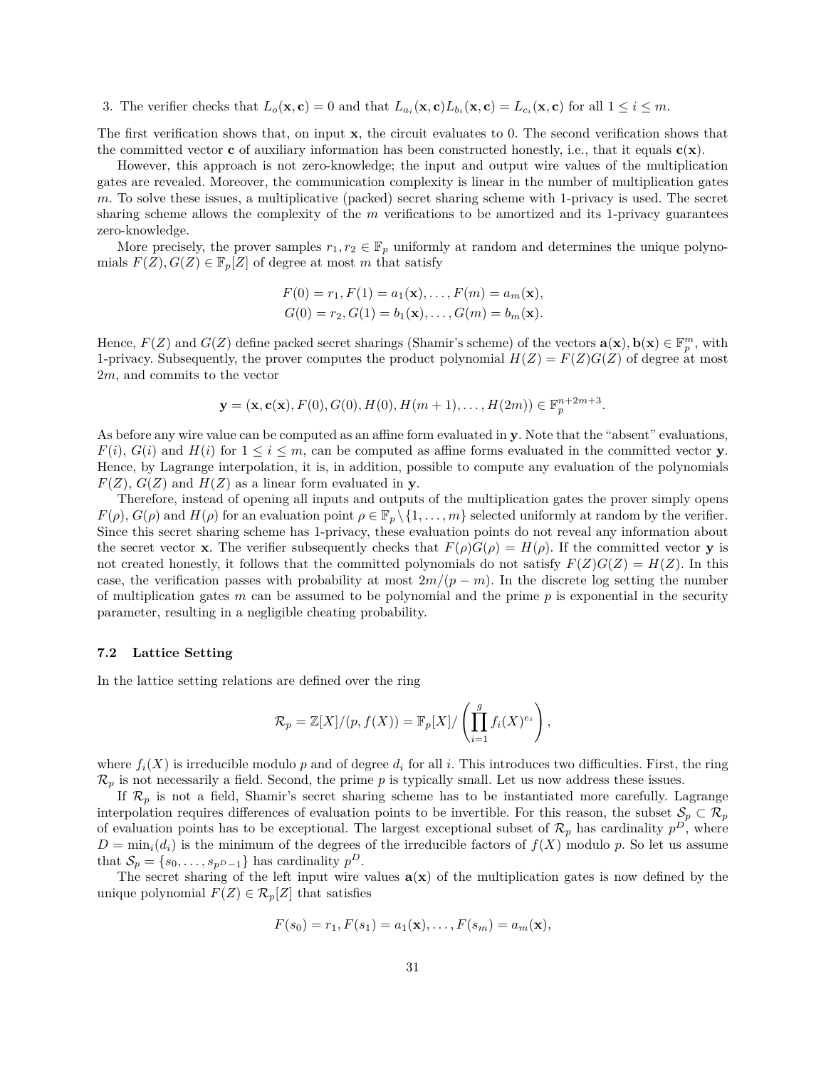3. The verifier checks that $L_o(\mathbf{x}, \mathbf{c}) = 0$ and that $L_{a_i}(\mathbf{x}, \mathbf{c}) L_{b_i}(\mathbf{x}, \mathbf{c}) = L_{c_i}(\mathbf{x}, \mathbf{c})$ for all $1 \leq i \leq m$.

The first verification shows that, on input $\mathbf{x}$, the circuit evaluates to 0. The second verification shows that the committed vector $\mathbf{c}$ of auxiliary information has been constructed honestly, i.e., that it equals $\mathbf{c}(\mathbf{x})$.

However, this approach is not zero-knowledge; the input and output wire values of the multiplication gates are revealed. Moreover, the communication complexity is linear in the number of multiplication gates $m$. To solve these issues, a multiplicative (packed) secret sharing scheme with 1-privacy is used. The secret sharing scheme allows the complexity of the $m$ verifications to be amortized and its 1-privacy guarantees zero-knowledge.

More precisely, the prover samples $r_1, r_2 \in \mathbb{F}_p$ uniformly at random and determines the unique polynomials $F(Z), G(Z) \in \mathbb{F}_p[Z]$ of degree at most $m$ that satisfy

$$F(0) = r_1, F(1) = a_1(\mathbf{x}), \ldots, F(m) = a_m(\mathbf{x}),$$
$$G(0) = r_2, G(1) = b_1(\mathbf{x}), \ldots, G(m) = b_m(\mathbf{x}).$$

Hence, $F(Z)$ and $G(Z)$ define packed secret sharings (Shamir's scheme) of the vectors $\mathbf{a}(\mathbf{x}), \mathbf{b}(\mathbf{x}) \in \mathbb{F}_p^m$, with 1-privacy. Subsequently, the prover computes the product polynomial $H(Z) = F(Z)G(Z)$ of degree at most $2m$, and commits to the vector

$$\mathbf{y} = (\mathbf{x}, \mathbf{c}(\mathbf{x}), F(0), G(0), H(0), H(m+1), \ldots, H(2m)) \in \mathbb{F}_p^{n+2m+3}.$$

As before any wire value can be computed as an affine form evaluated in $\mathbf{y}$. Note that the "absent" evaluations, $F(i)$, $G(i)$ and $H(i)$ for $1 \leq i \leq m$, can be computed as affine forms evaluated in the committed vector $\mathbf{y}$. Hence, by Lagrange interpolation, it is, in addition, possible to compute any evaluation of the polynomials $F(Z)$, $G(Z)$ and $H(Z)$ as a linear form evaluated in $\mathbf{y}$.

Therefore, instead of opening all inputs and outputs of the multiplication gates the prover simply opens $F(\rho)$, $G(\rho)$ and $H(\rho)$ for an evaluation point $\rho \in \mathbb{F}_p \setminus \{1, \ldots, m\}$ selected uniformly at random by the verifier. Since this secret sharing scheme has 1-privacy, these evaluation points do not reveal any information about the secret vector $\mathbf{x}$. The verifier subsequently checks that $F(\rho)G(\rho) = H(\rho)$. If the committed vector $\mathbf{y}$ is not created honestly, it follows that the committed polynomials do not satisfy $F(Z)G(Z) = H(Z)$. In this case, the verification passes with probability at most $2m/(p-m)$. In the discrete log setting the number of multiplication gates $m$ can be assumed to be polynomial and the prime $p$ is exponential in the security parameter, resulting in a negligible cheating probability.

### 7.2 Lattice Setting

In the lattice setting relations are defined over the ring

$$\mathcal{R}_p = \mathbb{Z}[X]/(p, f(X)) = \mathbb{F}_p[X]/\left(\prod_{i=1}^{g} f_i(X)^{e_i}\right),$$

where $f_i(X)$ is irreducible modulo $p$ and of degree $d_i$ for all $i$. This introduces two difficulties. First, the ring $\mathcal{R}_p$ is not necessarily a field. Second, the prime $p$ is typically small. Let us now address these issues.

If $\mathcal{R}_p$ is not a field, Shamir's secret sharing scheme has to be instantiated more carefully. Lagrange interpolation requires differences of evaluation points to be invertible. For this reason, the subset $\mathcal{S}_p \subset \mathcal{R}_p$ of evaluation points has to be exceptional. The largest exceptional subset of $\mathcal{R}_p$ has cardinality $p^D$, where $D = \min_i(d_i)$ is the minimum of the degrees of the irreducible factors of $f(X)$ modulo $p$. So let us assume that $\mathcal{S}_p = \{s_0, \ldots, s_{p^D-1}\}$ has cardinality $p^D$.

The secret sharing of the left input wire values $\mathbf{a}(\mathbf{x})$ of the multiplication gates is now defined by the unique polynomial $F(Z) \in \mathcal{R}_p[Z]$ that satisfies

$$F(s_0) = r_1, F(s_1) = a_1(\mathbf{x}), \ldots, F(s_m) = a_m(\mathbf{x}),$$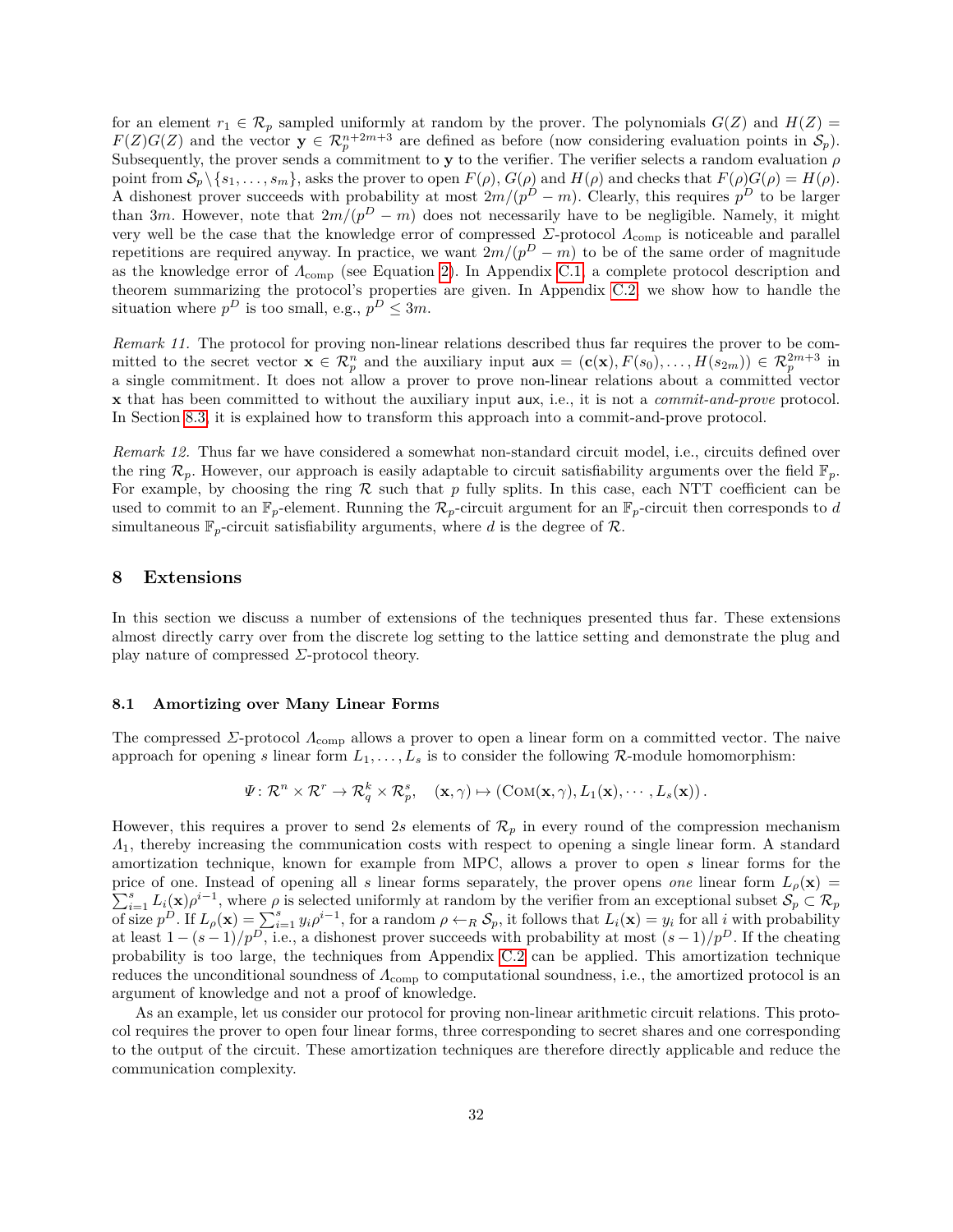for an element $r_1 \in \mathcal{R}_p$ sampled uniformly at random by the prover. The polynomials $G(Z)$ and $H(Z) = F(Z)G(Z)$ and the vector $\mathbf{y} \in \mathcal{R}_p^{n+2m+3}$ are defined as before (now considering evaluation points in $\mathcal{S}_p$). Subsequently, the prover sends a commitment to $\mathbf{y}$ to the verifier. The verifier selects a random evaluation $\rho$ point from $\mathcal{S}_p \setminus \{s_1, \dots, s_m\}$, asks the prover to open $F(\rho)$, $G(\rho)$ and $H(\rho)$ and checks that $F(\rho)G(\rho) = H(\rho)$. A dishonest prover succeeds with probability at most $2m/(p^D - m)$. Clearly, this requires $p^D$ to be larger than $3m$. However, note that $2m/(p^D - m)$ does not necessarily have to be negligible. Namely, it might very well be the case that the knowledge error of compressed $\Sigma$-protocol $\Lambda_{\text{comp}}$ is noticeable and parallel repetitions are required anyway. In practice, we want $2m/(p^D - m)$ to be of the same order of magnitude as the knowledge error of $\Lambda_{\text{comp}}$ (see Equation 2). In Appendix C.1, a complete protocol description and theorem summarizing the protocol's properties are given. In Appendix C.2, we show how to handle the situation where $p^D$ is too small, e.g., $p^D \leq 3m$.

*Remark 11.* The protocol for proving non-linear relations described thus far requires the prover to be committed to the secret vector $\mathbf{x} \in \mathcal{R}_p^n$ and the auxiliary input $\mathsf{aux} = (\mathbf{c}(\mathbf{x}), F(s_0), \dots, H(s_{2m})) \in \mathcal{R}_p^{2m+3}$ in a single commitment. It does not allow a prover to prove non-linear relations about a committed vector $\mathbf{x}$ that has been committed to without the auxiliary input $\mathsf{aux}$, i.e., it is not a *commit-and-prove* protocol. In Section 8.3, it is explained how to transform this approach into a commit-and-prove protocol.

*Remark 12.* Thus far we have considered a somewhat non-standard circuit model, i.e., circuits defined over the ring $\mathcal{R}_p$. However, our approach is easily adaptable to circuit satisfiability arguments over the field $\mathbb{F}_p$. For example, by choosing the ring $\mathcal{R}$ such that $p$ fully splits. In this case, each NTT coefficient can be used to commit to an $\mathbb{F}_p$-element. Running the $\mathcal{R}_p$-circuit argument for an $\mathbb{F}_p$-circuit then corresponds to $d$ simultaneous $\mathbb{F}_p$-circuit satisfiability arguments, where $d$ is the degree of $\mathcal{R}$.

# 8 Extensions

In this section we discuss a number of extensions of the techniques presented thus far. These extensions almost directly carry over from the discrete log setting to the lattice setting and demonstrate the plug and play nature of compressed $\Sigma$-protocol theory.

## 8.1 Amortizing over Many Linear Forms

The compressed $\Sigma$-protocol $\Lambda_{\text{comp}}$ allows a prover to open a linear form on a committed vector. The naive approach for opening $s$ linear form $L_1, \dots, L_s$ is to consider the following $\mathcal{R}$-module homomorphism:

$$\Psi \colon \mathcal{R}^n \times \mathcal{R}^r \to \mathcal{R}_q^k \times \mathcal{R}_p^s, \quad (\mathbf{x}, \gamma) \mapsto (\textsc{Com}(\mathbf{x}, \gamma), L_1(\mathbf{x}), \cdots, L_s(\mathbf{x}))\,.$$

However, this requires a prover to send $2s$ elements of $\mathcal{R}_p$ in every round of the compression mechanism $\Lambda_1$, thereby increasing the communication costs with respect to opening a single linear form. A standard amortization technique, known for example from MPC, allows a prover to open $s$ linear forms for the price of one. Instead of opening all $s$ linear forms separately, the prover opens *one* linear form $L_\rho(\mathbf{x}) = \sum_{i=1}^s L_i(\mathbf{x})\rho^{i-1}$, where $\rho$ is selected uniformly at random by the verifier from an exceptional subset $\mathcal{S}_p \subset \mathcal{R}_p$ of size $p^D$. If $L_\rho(\mathbf{x}) = \sum_{i=1}^s y_i \rho^{i-1}$, for a random $\rho \leftarrow_R \mathcal{S}_p$, it follows that $L_i(\mathbf{x}) = y_i$ for all $i$ with probability at least $1 - (s-1)/p^D$, i.e., a dishonest prover succeeds with probability at most $(s-1)/p^D$. If the cheating probability is too large, the techniques from Appendix C.2 can be applied. This amortization technique reduces the unconditional soundness of $\Lambda_{\text{comp}}$ to computational soundness, i.e., the amortized protocol is an argument of knowledge and not a proof of knowledge.

As an example, let us consider our protocol for proving non-linear arithmetic circuit relations. This protocol requires the prover to open four linear forms, three corresponding to secret shares and one corresponding to the output of the circuit. These amortization techniques are therefore directly applicable and reduce the communication complexity.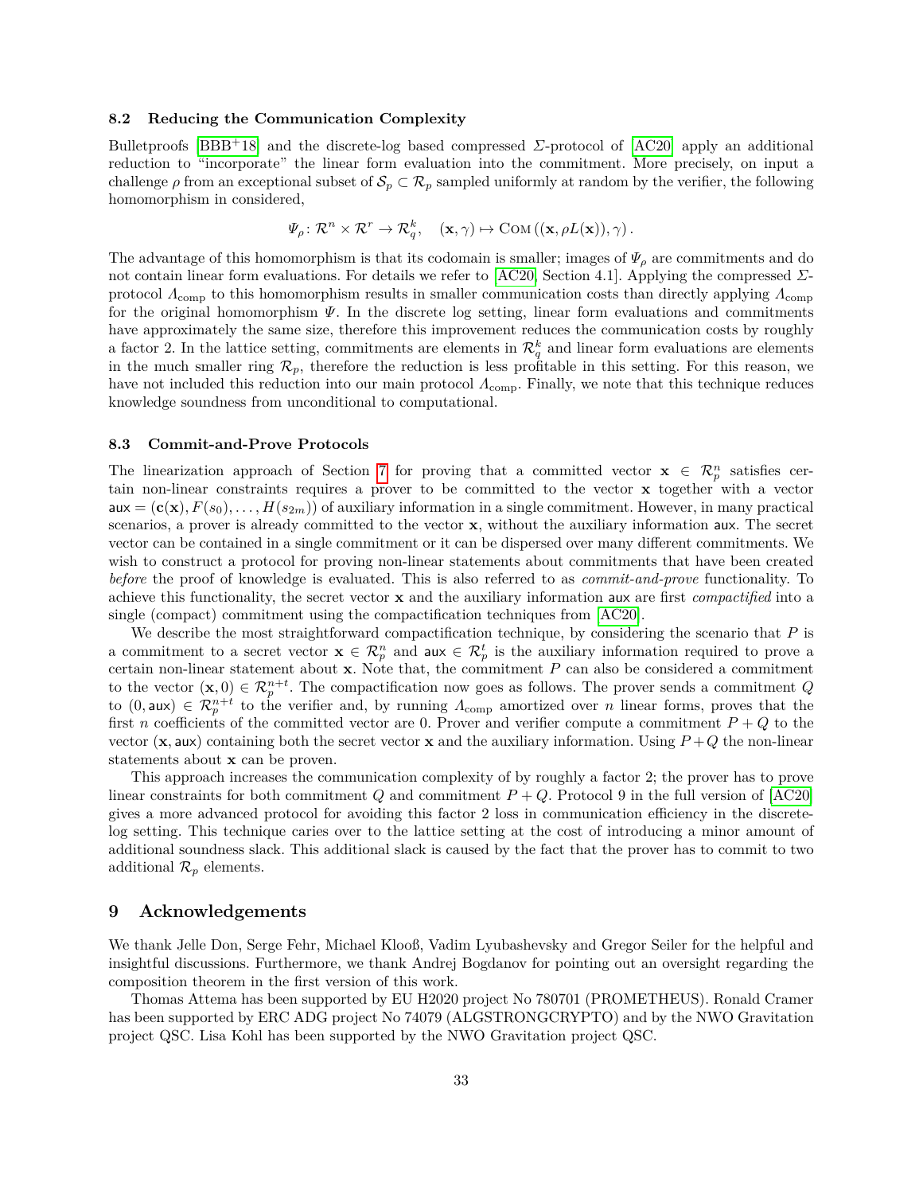### 8.2 Reducing the Communication Complexity

Bulletproofs [BBB+18] and the discrete-log based compressed $\Sigma$-protocol of [AC20] apply an additional reduction to "incorporate" the linear form evaluation into the commitment. More precisely, on input a challenge $\rho$ from an exceptional subset of $\mathcal{S}_p \subset \mathcal{R}_p$ sampled uniformly at random by the verifier, the following homomorphism in considered,

$$\Psi_\rho \colon \mathcal{R}^n \times \mathcal{R}^r \to \mathcal{R}_q^k, \quad (\mathbf{x}, \gamma) \mapsto \textsc{Com}\left((\mathbf{x}, \rho L(\mathbf{x})), \gamma\right).$$

The advantage of this homomorphism is that its codomain is smaller; images of $\Psi_\rho$ are commitments and do not contain linear form evaluations. For details we refer to [AC20, Section 4.1]. Applying the compressed $\Sigma$-protocol $\Lambda_{\text{comp}}$ to this homomorphism results in smaller communication costs than directly applying $\Lambda_{\text{comp}}$ for the original homomorphism $\Psi$. In the discrete log setting, linear form evaluations and commitments have approximately the same size, therefore this improvement reduces the communication costs by roughly a factor 2. In the lattice setting, commitments are elements in $\mathcal{R}_q^k$ and linear form evaluations are elements in the much smaller ring $\mathcal{R}_p$, therefore the reduction is less profitable in this setting. For this reason, we have not included this reduction into our main protocol $\Lambda_{\text{comp}}$. Finally, we note that this technique reduces knowledge soundness from unconditional to computational.

### 8.3 Commit-and-Prove Protocols

The linearization approach of Section 7 for proving that a committed vector $\mathbf{x} \in \mathcal{R}_p^n$ satisfies certain non-linear constraints requires a prover to be committed to the vector $\mathbf{x}$ together with a vector $\mathsf{aux} = (\mathbf{c}(\mathbf{x}), F(s_0), \dots, H(s_{2m}))$ of auxiliary information in a single commitment. However, in many practical scenarios, a prover is already committed to the vector $\mathbf{x}$, without the auxiliary information $\mathsf{aux}$. The secret vector can be contained in a single commitment or it can be dispersed over many different commitments. We wish to construct a protocol for proving non-linear statements about commitments that have been created *before* the proof of knowledge is evaluated. This is also referred to as *commit-and-prove* functionality. To achieve this functionality, the secret vector $\mathbf{x}$ and the auxiliary information $\mathsf{aux}$ are first *compactified* into a single (compact) commitment using the compactification techniques from [AC20].

We describe the most straightforward compactification technique, by considering the scenario that $P$ is a commitment to a secret vector $\mathbf{x} \in \mathcal{R}_p^n$ and $\mathsf{aux} \in \mathcal{R}_p^t$ is the auxiliary information required to prove a certain non-linear statement about $\mathbf{x}$. Note that, the commitment $P$ can also be considered a commitment to the vector $(\mathbf{x}, 0) \in \mathcal{R}_p^{n+t}$. The compactification now goes as follows. The prover sends a commitment $Q$ to $(0, \mathsf{aux}) \in \mathcal{R}_p^{n+t}$ to the verifier and, by running $\Lambda_{\text{comp}}$ amortized over $n$ linear forms, proves that the first $n$ coefficients of the committed vector are 0. Prover and verifier compute a commitment $P + Q$ to the vector $(\mathbf{x}, \mathsf{aux})$ containing both the secret vector $\mathbf{x}$ and the auxiliary information. Using $P+Q$ the non-linear statements about $\mathbf{x}$ can be proven.

This approach increases the communication complexity of by roughly a factor 2; the prover has to prove linear constraints for both commitment $Q$ and commitment $P + Q$. Protocol 9 in the full version of [AC20] gives a more advanced protocol for avoiding this factor 2 loss in communication efficiency in the discrete-log setting. This technique caries over to the lattice setting at the cost of introducing a minor amount of additional soundness slack. This additional slack is caused by the fact that the prover has to commit to two additional $\mathcal{R}_p$ elements.

## 9 Acknowledgements

We thank Jelle Don, Serge Fehr, Michael Klooß, Vadim Lyubashevsky and Gregor Seiler for the helpful and insightful discussions. Furthermore, we thank Andrej Bogdanov for pointing out an oversight regarding the composition theorem in the first version of this work.

Thomas Attema has been supported by EU H2020 project No 780701 (PROMETHEUS). Ronald Cramer has been supported by ERC ADG project No 74079 (ALGSTRONGCRYPTO) and by the NWO Gravitation project QSC. Lisa Kohl has been supported by the NWO Gravitation project QSC.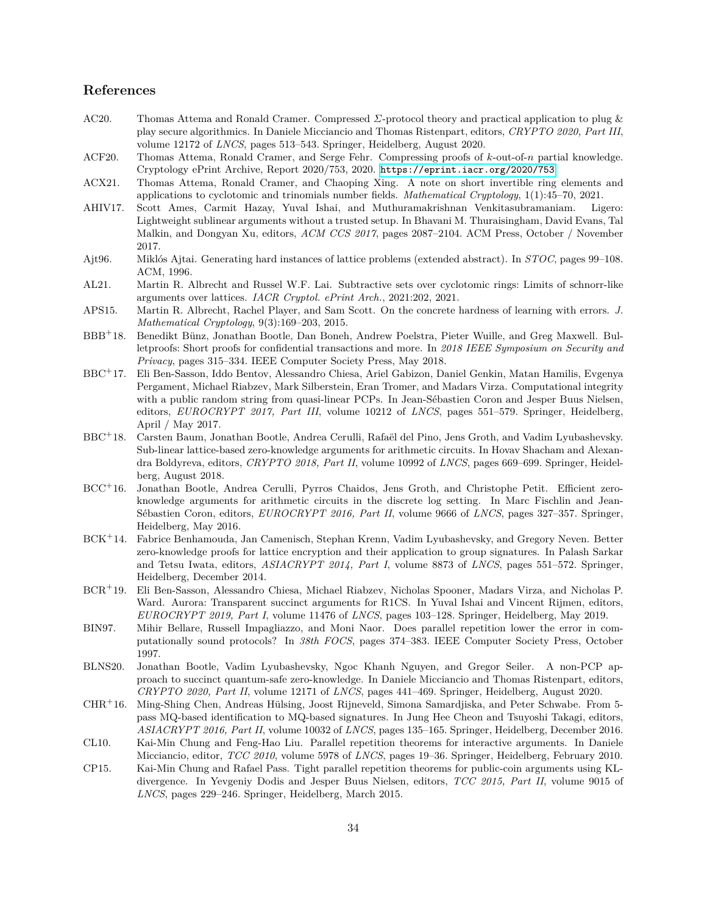## References

- AC20. Thomas Attema and Ronald Cramer. Compressed $\Sigma$-protocol theory and practical application to plug & play secure algorithmics. In Daniele Micciancio and Thomas Ristenpart, editors, *CRYPTO 2020, Part III*, volume 12172 of *LNCS*, pages 513–543. Springer, Heidelberg, August 2020.
- ACF20. Thomas Attema, Ronald Cramer, and Serge Fehr. Compressing proofs of $k$-out-of-$n$ partial knowledge. Cryptology ePrint Archive, Report 2020/753, 2020. https://eprint.iacr.org/2020/753.
- ACX21. Thomas Attema, Ronald Cramer, and Chaoping Xing. A note on short invertible ring elements and applications to cyclotomic and trinomials number fields. *Mathematical Cryptology*, 1(1):45–70, 2021.
- AHIV17. Scott Ames, Carmit Hazay, Yuval Ishai, and Muthuramakrishnan Venkitasubramaniam. Ligero: Lightweight sublinear arguments without a trusted setup. In Bhavani M. Thuraisingham, David Evans, Tal Malkin, and Dongyan Xu, editors, *ACM CCS 2017*, pages 2087–2104. ACM Press, October / November 2017.
- Ajt96. Miklós Ajtai. Generating hard instances of lattice problems (extended abstract). In *STOC*, pages 99–108. ACM, 1996.
- AL21. Martin R. Albrecht and Russel W.F. Lai. Subtractive sets over cyclotomic rings: Limits of schnorr-like arguments over lattices. *IACR Cryptol. ePrint Arch.*, 2021:202, 2021.
- APS15. Martin R. Albrecht, Rachel Player, and Sam Scott. On the concrete hardness of learning with errors. *J. Mathematical Cryptology*, 9(3):169–203, 2015.
- BBB+18. Benedikt Bünz, Jonathan Bootle, Dan Boneh, Andrew Poelstra, Pieter Wuille, and Greg Maxwell. Bulletproofs: Short proofs for confidential transactions and more. In *2018 IEEE Symposium on Security and Privacy*, pages 315–334. IEEE Computer Society Press, May 2018.
- BBC+17. Eli Ben-Sasson, Iddo Bentov, Alessandro Chiesa, Ariel Gabizon, Daniel Genkin, Matan Hamilis, Evgenya Pergament, Michael Riabzev, Mark Silberstein, Eran Tromer, and Madars Virza. Computational integrity with a public random string from quasi-linear PCPs. In Jean-Sébastien Coron and Jesper Buus Nielsen, editors, *EUROCRYPT 2017, Part III*, volume 10212 of *LNCS*, pages 551–579. Springer, Heidelberg, April / May 2017.
- BBC+18. Carsten Baum, Jonathan Bootle, Andrea Cerulli, Rafaël del Pino, Jens Groth, and Vadim Lyubashevsky. Sub-linear lattice-based zero-knowledge arguments for arithmetic circuits. In Hovav Shacham and Alexandra Boldyreva, editors, *CRYPTO 2018, Part II*, volume 10992 of *LNCS*, pages 669–699. Springer, Heidelberg, August 2018.
- BCC+16. Jonathan Bootle, Andrea Cerulli, Pyrros Chaidos, Jens Groth, and Christophe Petit. Efficient zero-knowledge arguments for arithmetic circuits in the discrete log setting. In Marc Fischlin and Jean-Sébastien Coron, editors, *EUROCRYPT 2016, Part II*, volume 9666 of *LNCS*, pages 327–357. Springer, Heidelberg, May 2016.
- BCK+14. Fabrice Benhamouda, Jan Camenisch, Stephan Krenn, Vadim Lyubashevsky, and Gregory Neven. Better zero-knowledge proofs for lattice encryption and their application to group signatures. In Palash Sarkar and Tetsu Iwata, editors, *ASIACRYPT 2014, Part I*, volume 8873 of *LNCS*, pages 551–572. Springer, Heidelberg, December 2014.
- BCR+19. Eli Ben-Sasson, Alessandro Chiesa, Michael Riabzev, Nicholas Spooner, Madars Virza, and Nicholas P. Ward. Aurora: Transparent succinct arguments for R1CS. In Yuval Ishai and Vincent Rijmen, editors, *EUROCRYPT 2019, Part I*, volume 11476 of *LNCS*, pages 103–128. Springer, Heidelberg, May 2019.
- BIN97. Mihir Bellare, Russell Impagliazzo, and Moni Naor. Does parallel repetition lower the error in computationally sound protocols? In *38th FOCS*, pages 374–383. IEEE Computer Society Press, October 1997.
- BLNS20. Jonathan Bootle, Vadim Lyubashevsky, Ngoc Khanh Nguyen, and Gregor Seiler. A non-PCP approach to succinct quantum-safe zero-knowledge. In Daniele Micciancio and Thomas Ristenpart, editors, *CRYPTO 2020, Part II*, volume 12171 of *LNCS*, pages 441–469. Springer, Heidelberg, August 2020.
- CHR+16. Ming-Shing Chen, Andreas Hülsing, Joost Rijneveld, Simona Samardjiska, and Peter Schwabe. From 5-pass MQ-based identification to MQ-based signatures. In Jung Hee Cheon and Tsuyoshi Takagi, editors, *ASIACRYPT 2016, Part II*, volume 10032 of *LNCS*, pages 135–165. Springer, Heidelberg, December 2016.
- CL10. Kai-Min Chung and Feng-Hao Liu. Parallel repetition theorems for interactive arguments. In Daniele Micciancio, editor, *TCC 2010*, volume 5978 of *LNCS*, pages 19–36. Springer, Heidelberg, February 2010.
- CP15. Kai-Min Chung and Rafael Pass. Tight parallel repetition theorems for public-coin arguments using KL-divergence. In Yevgeniy Dodis and Jesper Buus Nielsen, editors, *TCC 2015, Part II*, volume 9015 of *LNCS*, pages 229–246. Springer, Heidelberg, March 2015.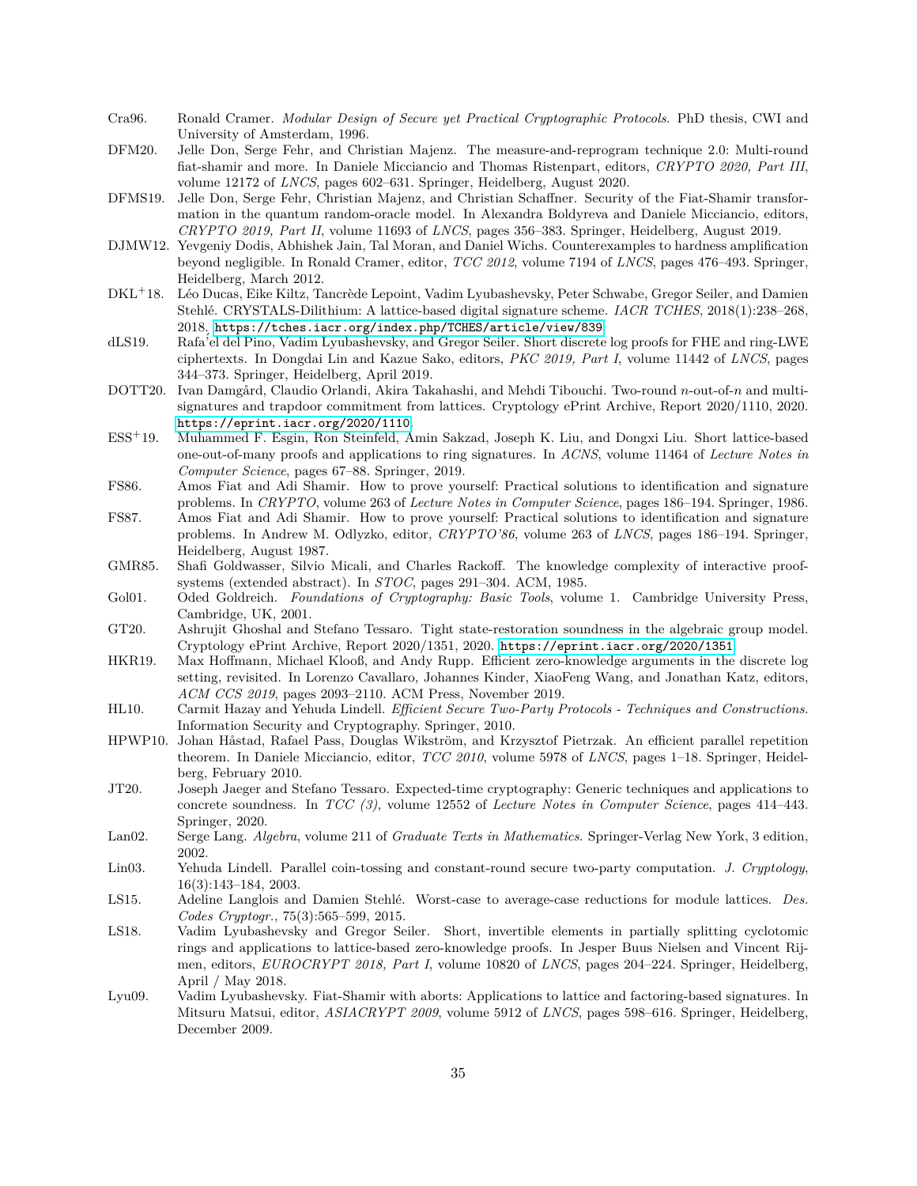- Cra96. Ronald Cramer. *Modular Design of Secure yet Practical Cryptographic Protocols*. PhD thesis, CWI and University of Amsterdam, 1996.
- DFM20. Jelle Don, Serge Fehr, and Christian Majenz. The measure-and-reprogram technique 2.0: Multi-round fiat-shamir and more. In Daniele Micciancio and Thomas Ristenpart, editors, *CRYPTO 2020, Part III*, volume 12172 of *LNCS*, pages 602–631. Springer, Heidelberg, August 2020.
- DFMS19. Jelle Don, Serge Fehr, Christian Majenz, and Christian Schaffner. Security of the Fiat-Shamir transformation in the quantum random-oracle model. In Alexandra Boldyreva and Daniele Micciancio, editors, *CRYPTO 2019, Part II*, volume 11693 of *LNCS*, pages 356–383. Springer, Heidelberg, August 2019.
- DJMW12. Yevgeniy Dodis, Abhishek Jain, Tal Moran, and Daniel Wichs. Counterexamples to hardness amplification beyond negligible. In Ronald Cramer, editor, *TCC 2012*, volume 7194 of *LNCS*, pages 476–493. Springer, Heidelberg, March 2012.
- DKL+18. Léo Ducas, Eike Kiltz, Tancrède Lepoint, Vadim Lyubashevsky, Peter Schwabe, Gregor Seiler, and Damien Stehlé. CRYSTALS-Dilithium: A lattice-based digital signature scheme. *IACR TCHES*, 2018(1):238–268, 2018. https://tches.iacr.org/index.php/TCHES/article/view/839.
- dLS19. Rafa'el del Pino, Vadim Lyubashevsky, and Gregor Seiler. Short discrete log proofs for FHE and ring-LWE ciphertexts. In Dongdai Lin and Kazue Sako, editors, *PKC 2019, Part I*, volume 11442 of *LNCS*, pages 344–373. Springer, Heidelberg, April 2019.
- DOTT20. Ivan Damgård, Claudio Orlandi, Akira Takahashi, and Mehdi Tibouchi. Two-round $n$-out-of-$n$ and multi-signatures and trapdoor commitment from lattices. Cryptology ePrint Archive, Report 2020/1110, 2020. https://eprint.iacr.org/2020/1110.
- ESS+19. Muhammed F. Esgin, Ron Steinfeld, Amin Sakzad, Joseph K. Liu, and Dongxi Liu. Short lattice-based one-out-of-many proofs and applications to ring signatures. In *ACNS*, volume 11464 of *Lecture Notes in Computer Science*, pages 67–88. Springer, 2019.
- FS86. Amos Fiat and Adi Shamir. How to prove yourself: Practical solutions to identification and signature problems. In *CRYPTO*, volume 263 of *Lecture Notes in Computer Science*, pages 186–194. Springer, 1986.
- FS87. Amos Fiat and Adi Shamir. How to prove yourself: Practical solutions to identification and signature problems. In Andrew M. Odlyzko, editor, *CRYPTO'86*, volume 263 of *LNCS*, pages 186–194. Springer, Heidelberg, August 1987.
- GMR85. Shafi Goldwasser, Silvio Micali, and Charles Rackoff. The knowledge complexity of interactive proof-systems (extended abstract). In *STOC*, pages 291–304. ACM, 1985.
- Gol01. Oded Goldreich. *Foundations of Cryptography: Basic Tools*, volume 1. Cambridge University Press, Cambridge, UK, 2001.
- GT20. Ashrujit Ghoshal and Stefano Tessaro. Tight state-restoration soundness in the algebraic group model. Cryptology ePrint Archive, Report 2020/1351, 2020. https://eprint.iacr.org/2020/1351.
- HKR19. Max Hoffmann, Michael Klooß, and Andy Rupp. Efficient zero-knowledge arguments in the discrete log setting, revisited. In Lorenzo Cavallaro, Johannes Kinder, XiaoFeng Wang, and Jonathan Katz, editors, *ACM CCS 2019*, pages 2093–2110. ACM Press, November 2019.
- HL10. Carmit Hazay and Yehuda Lindell. *Efficient Secure Two-Party Protocols - Techniques and Constructions*. Information Security and Cryptography. Springer, 2010.
- HPWP10. Johan Håstad, Rafael Pass, Douglas Wikström, and Krzysztof Pietrzak. An efficient parallel repetition theorem. In Daniele Micciancio, editor, *TCC 2010*, volume 5978 of *LNCS*, pages 1–18. Springer, Heidelberg, February 2010.
- JT20. Joseph Jaeger and Stefano Tessaro. Expected-time cryptography: Generic techniques and applications to concrete soundness. In *TCC (3)*, volume 12552 of *Lecture Notes in Computer Science*, pages 414–443. Springer, 2020.
- Lan02. Serge Lang. *Algebra*, volume 211 of *Graduate Texts in Mathematics*. Springer-Verlag New York, 3 edition, 2002.
- Lin03. Yehuda Lindell. Parallel coin-tossing and constant-round secure two-party computation. *J. Cryptology*, 16(3):143–184, 2003.
- LS15. Adeline Langlois and Damien Stehlé. Worst-case to average-case reductions for module lattices. *Des. Codes Cryptogr.*, 75(3):565–599, 2015.
- LS18. Vadim Lyubashevsky and Gregor Seiler. Short, invertible elements in partially splitting cyclotomic rings and applications to lattice-based zero-knowledge proofs. In Jesper Buus Nielsen and Vincent Rijmen, editors, *EUROCRYPT 2018, Part I*, volume 10820 of *LNCS*, pages 204–224. Springer, Heidelberg, April / May 2018.
- Lyu09. Vadim Lyubashevsky. Fiat-Shamir with aborts: Applications to lattice and factoring-based signatures. In Mitsuru Matsui, editor, *ASIACRYPT 2009*, volume 5912 of *LNCS*, pages 598–616. Springer, Heidelberg, December 2009.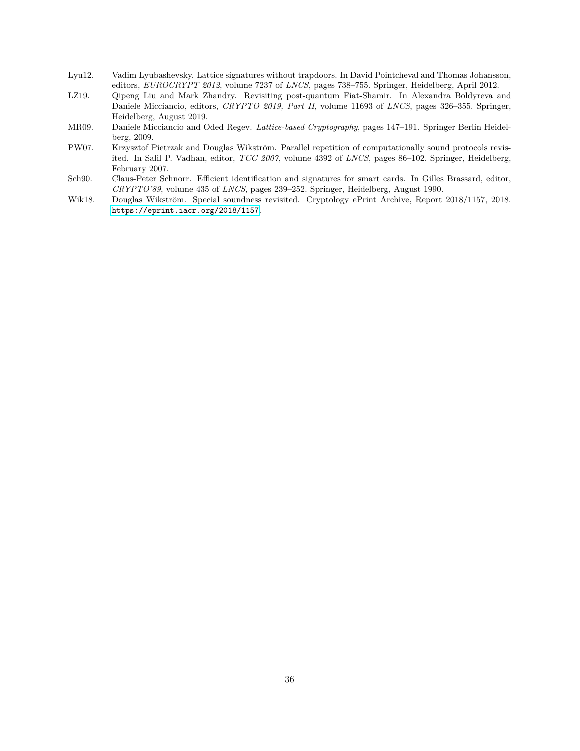Lyu12. Vadim Lyubashevsky. Lattice signatures without trapdoors. In David Pointcheval and Thomas Johansson, editors, *EUROCRYPT 2012*, volume 7237 of *LNCS*, pages 738–755. Springer, Heidelberg, April 2012.

LZ19. Qipeng Liu and Mark Zhandry. Revisiting post-quantum Fiat-Shamir. In Alexandra Boldyreva and Daniele Micciancio, editors, *CRYPTO 2019, Part II*, volume 11693 of *LNCS*, pages 326–355. Springer, Heidelberg, August 2019.

MR09. Daniele Micciancio and Oded Regev. *Lattice-based Cryptography*, pages 147–191. Springer Berlin Heidelberg, 2009.

PW07. Krzysztof Pietrzak and Douglas Wikström. Parallel repetition of computationally sound protocols revisited. In Salil P. Vadhan, editor, *TCC 2007*, volume 4392 of *LNCS*, pages 86–102. Springer, Heidelberg, February 2007.

Sch90. Claus-Peter Schnorr. Efficient identification and signatures for smart cards. In Gilles Brassard, editor, *CRYPTO'89*, volume 435 of *LNCS*, pages 239–252. Springer, Heidelberg, August 1990.

Wik18. Douglas Wikström. Special soundness revisited. Cryptology ePrint Archive, Report 2018/1157, 2018. https://eprint.iacr.org/2018/1157.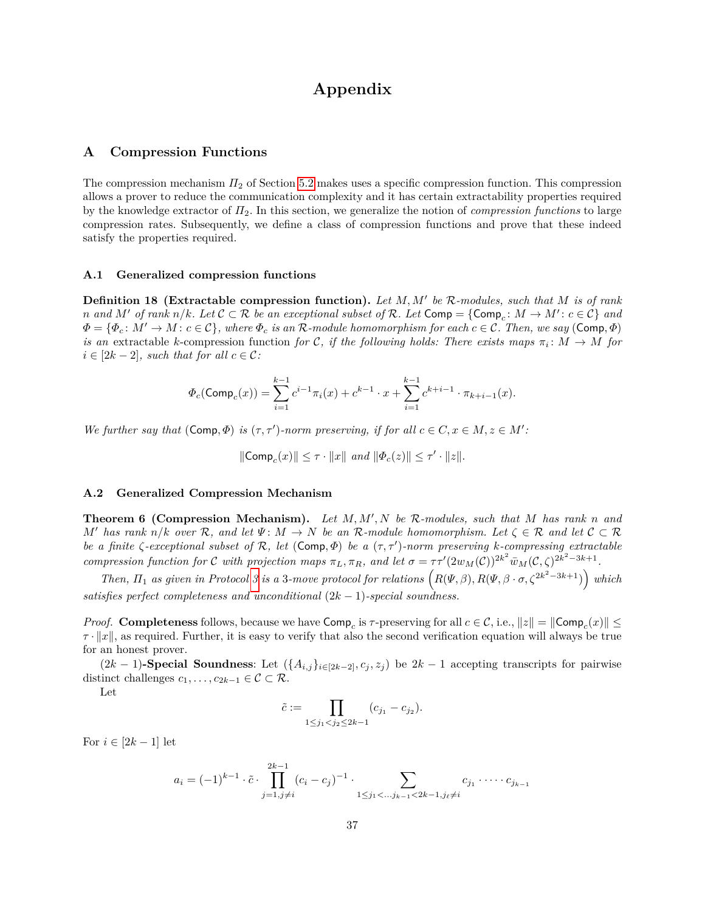# Appendix

## A Compression Functions

The compression mechanism $\Pi_2$ of Section 5.2 makes uses a specific compression function. This compression allows a prover to reduce the communication complexity and it has certain extractability properties required by the knowledge extractor of $\Pi_2$. In this section, we generalize the notion of *compression functions* to large compression rates. Subsequently, we define a class of compression functions and prove that these indeed satisfy the properties required.

### A.1 Generalized compression functions

**Definition 18 (Extractable compression function).** *Let $M, M'$ be $\mathcal{R}$-modules, such that $M$ is of rank $n$ and $M'$ of rank $n/k$. Let $\mathcal{C} \subset \mathcal{R}$ be an exceptional subset of $\mathcal{R}$. Let $\mathsf{Comp} = \{\mathsf{Comp}_c \colon M \to M' \colon c \in \mathcal{C}\}$ and $\Phi = \{\Phi_c \colon M' \to M \colon c \in \mathcal{C}\}$, where $\Phi_c$ is an $\mathcal{R}$-module homomorphism for each $c \in \mathcal{C}$. Then, we say $(\mathsf{Comp}, \Phi)$ is an* extractable $k$-compression function *for $\mathcal{C}$, if the following holds: There exists maps $\pi_i \colon M \to M$ for $i \in [2k-2]$, such that for all $c \in \mathcal{C}$:*

$$\Phi_c(\mathsf{Comp}_c(x)) = \sum_{i=1}^{k-1} c^{i-1} \pi_i(x) + c^{k-1} \cdot x + \sum_{i=1}^{k-1} c^{k+i-1} \cdot \pi_{k+i-1}(x).$$

*We further say that $(\mathsf{Comp}, \Phi)$ is $(\tau, \tau')$-norm preserving, if for all $c \in C, x \in M, z \in M'$:*

$$\|\mathsf{Comp}_c(x)\| \leq \tau \cdot \|x\| \text{ and } \|\Phi_c(z)\| \leq \tau' \cdot \|z\|.$$

### A.2 Generalized Compression Mechanism

**Theorem 6 (Compression Mechanism).** *Let $M, M', N$ be $\mathcal{R}$-modules, such that $M$ has rank $n$ and $M'$ has rank $n/k$ over $\mathcal{R}$, and let $\Psi \colon M \to N$ be an $\mathcal{R}$-module homomorphism. Let $\zeta \in \mathcal{R}$ and let $\mathcal{C} \subset \mathcal{R}$ be a finite $\zeta$-exceptional subset of $\mathcal{R}$, let $(\mathsf{Comp}, \Phi)$ be a $(\tau, \tau')$-norm preserving $k$-compressing extractable compression function for $\mathcal{C}$ with projection maps $\pi_L, \pi_R$, and let $\sigma = \tau\tau'(2w_M(\mathcal{C}))^{2k^2} \bar{w}_M(\mathcal{C}, \zeta)^{2k^2-3k+1}$.*

*Then, $\Pi_1$ as given in Protocol 3 is a 3-move protocol for relations $\left(R(\Psi, \beta), R(\Psi, \beta \cdot \sigma, \zeta^{2k^2-3k+1})\right)$ which satisfies perfect completeness and unconditional $(2k-1)$-special soundness.*

*Proof.* **Completeness** follows, because we have $\mathsf{Comp}_c$ is $\tau$-preserving for all $c \in \mathcal{C}$, i.e., $\|z\| = \|\mathsf{Comp}_c(x)\| \leq \tau \cdot \|x\|$, as required. Further, it is easy to verify that also the second verification equation will always be true for an honest prover.

$(2k-1)$**-Special Soundness**: Let $(\{A_{i,j}\}_{i \in [2k-2]}, c_j, z_j)$ be $2k-1$ accepting transcripts for pairwise distinct challenges $c_1, \dots, c_{2k-1} \in \mathcal{C} \subset \mathcal{R}$.

Let

$$\tilde{c} := \prod_{1 \leq j_1 < j_2 \leq 2k-1} (c_{j_1} - c_{j_2}).$$

For $i \in [2k-1]$ let

$$a_i = (-1)^{k-1} \cdot \tilde{c} \cdot \prod_{j=1, j \neq i}^{2k-1} (c_i - c_j)^{-1} \cdot \sum_{1 \leq j_1 < \dots j_{k-1} < 2k-1, j_\ell \neq i} c_{j_1} \cdot \dots \cdot c_{j_{k-1}}$$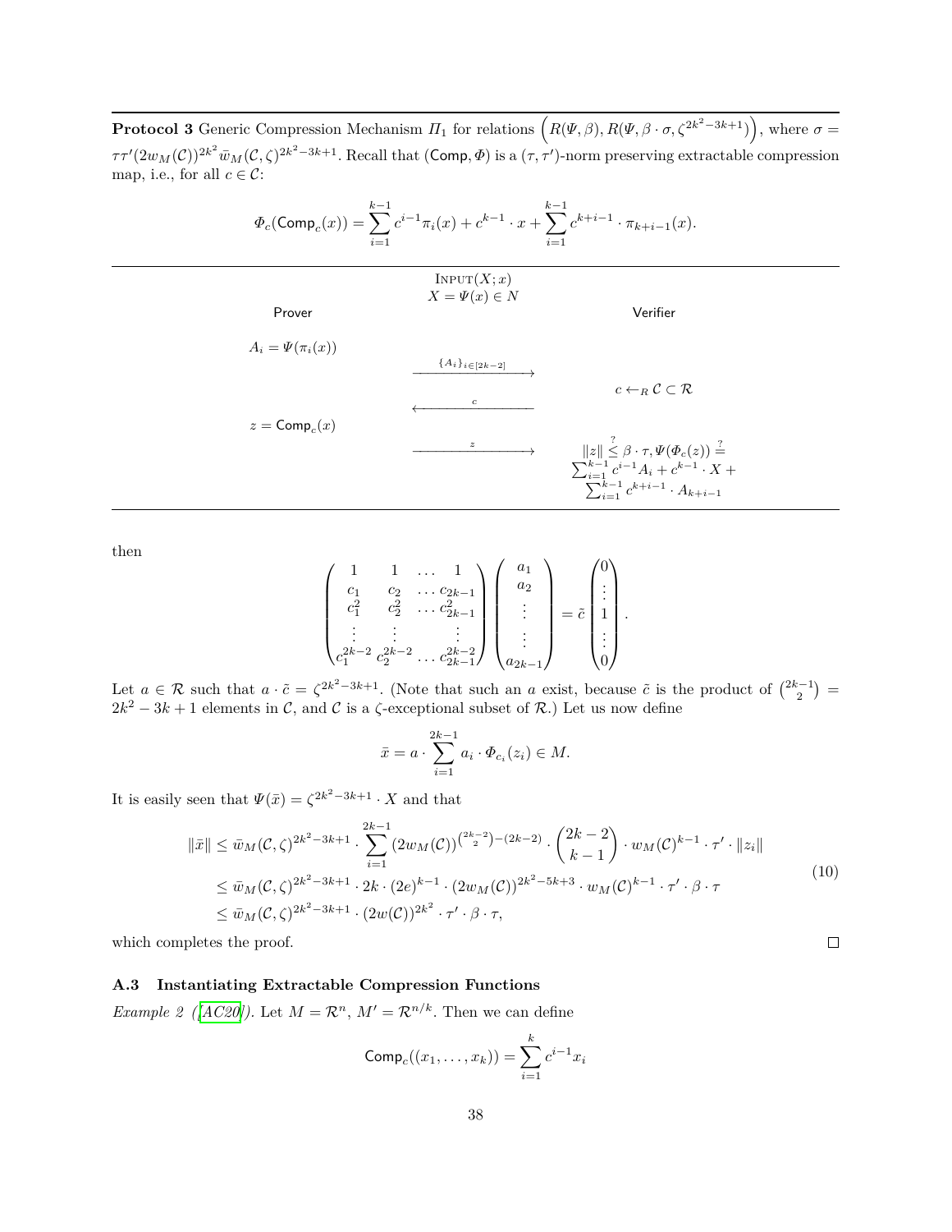**Protocol 3** Generic Compression Mechanism $\Pi_1$ for relations $\left(R(\Psi,\beta), R(\Psi,\beta\cdot\sigma,\zeta^{2k^2-3k+1})\right)$, where $\sigma = \tau\tau'(2w_M(\mathcal{C}))^{2k^2}\bar{w}_M(\mathcal{C},\zeta)^{2k^2-3k+1}$. Recall that $(\mathsf{Comp},\Phi)$ is a $(\tau,\tau')$-norm preserving extractable compression map, i.e., for all $c\in\mathcal{C}$:

$$\Phi_c(\mathsf{Comp}_c(x)) = \sum_{i=1}^{k-1} c^{i-1}\pi_i(x) + c^{k-1}\cdot x + \sum_{i=1}^{k-1} c^{k+i-1}\cdot \pi_{k+i-1}(x).$$

INPUT$(X;x)$

$X = \Psi(x)\in N$

| Prover | | Verifier |
|---|---|---|
| $A_i = \Psi(\pi_i(x))$ | | |
| | $\xrightarrow{\{A_i\}_{i\in[2k-2]}}$ | |
| | | $c \leftarrow_R \mathcal{C}\subset\mathcal{R}$ |
| | $\xleftarrow{c}$ | |
| $z = \mathsf{Comp}_c(x)$ | | |
| | $\xrightarrow{z}$ | $\Vert z\Vert \overset{?}{\leq} \beta\cdot\tau, \Psi(\Phi_c(z)) \overset{?}{=} \sum_{i=1}^{k-1} c^{i-1}A_i + c^{k-1}\cdot X + \sum_{i=1}^{k-1} c^{k+i-1}\cdot A_{k+i-1}$ |

then

$$\begin{pmatrix} 1 & 1 & \dots & 1 \\ c_1 & c_2 & \dots & c_{2k-1} \\ c_1^2 & c_2^2 & \dots & c_{2k-1}^2 \\ \vdots & \vdots & & \vdots \\ c_1^{2k-2} & c_2^{2k-2} & \dots & c_{2k-1}^{2k-2} \end{pmatrix} \begin{pmatrix} a_1 \\ a_2 \\ \vdots \\ \vdots \\ a_{2k-1} \end{pmatrix} = \tilde{c}\begin{pmatrix} 0 \\ \vdots \\ 1 \\ \vdots \\ 0 \end{pmatrix}.$$

Let $a\in\mathcal{R}$ such that $a\cdot\tilde{c} = \zeta^{2k^2-3k+1}$. (Note that such an $a$ exist, because $\tilde{c}$ is the product of $\binom{2k-1}{2} = 2k^2-3k+1$ elements in $\mathcal{C}$, and $\mathcal{C}$ is a $\zeta$-exceptional subset of $\mathcal{R}$.) Let us now define

$$\bar{x} = a\cdot\sum_{i=1}^{2k-1} a_i\cdot\Phi_{c_i}(z_i)\in M.$$

It is easily seen that $\Psi(\bar{x}) = \zeta^{2k^2-3k+1}\cdot X$ and that

$$\begin{aligned}
\Vert\bar{x}\Vert &\leq \bar{w}_M(\mathcal{C},\zeta)^{2k^2-3k+1}\cdot\sum_{i=1}^{2k-1}(2w_M(\mathcal{C}))^{\binom{2k-2}{2}-(2k-2)}\cdot\binom{2k-2}{k-1}\cdot w_M(\mathcal{C})^{k-1}\cdot\tau'\cdot\Vert z_i\Vert \\
&\leq \bar{w}_M(\mathcal{C},\zeta)^{2k^2-3k+1}\cdot 2k\cdot(2e)^{k-1}\cdot(2w_M(\mathcal{C}))^{2k^2-5k+3}\cdot w_M(\mathcal{C})^{k-1}\cdot\tau'\cdot\beta\cdot\tau \\
&\leq \bar{w}_M(\mathcal{C},\zeta)^{2k^2-3k+1}\cdot(2w(\mathcal{C}))^{2k^2}\cdot\tau'\cdot\beta\cdot\tau,
\end{aligned} \tag{10}$$

which completes the proof. □

### A.3 Instantiating Extractable Compression Functions

*Example 2 ([AC20]).* Let $M=\mathcal{R}^n$, $M'=\mathcal{R}^{n/k}$. Then we can define

$$\mathsf{Comp}_c((x_1,\dots,x_k)) = \sum_{i=1}^{k} c^{i-1}x_i$$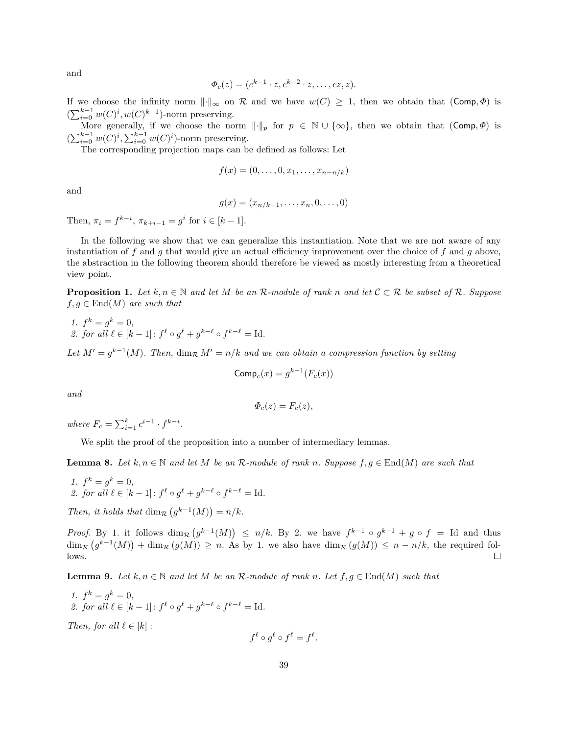and

$$\Phi_c(z) = (c^{k-1} \cdot z, c^{k-2} \cdot z, \ldots, cz, z).$$

If we choose the infinity norm $\|\cdot\|_\infty$ on $\mathcal{R}$ and we have $w(C) \geq 1$, then we obtain that $(\mathsf{Comp}, \Phi)$ is $(\sum_{i=0}^{k-1} w(C)^i, w(C)^{k-1})$-norm preserving.

More generally, if we choose the norm $\|\cdot\|_p$ for $p \in \mathbb{N} \cup \{\infty\}$, then we obtain that $(\mathsf{Comp}, \Phi)$ is $(\sum_{i=0}^{k-1} w(C)^i, \sum_{i=0}^{k-1} w(C)^i)$-norm preserving.

The corresponding projection maps can be defined as follows: Let

$$f(x) = (0, \ldots, 0, x_1, \ldots, x_{n-n/k})$$

and

$$g(x) = (x_{n/k+1}, \ldots, x_n, 0, \ldots, 0)$$

Then, $\pi_i = f^{k-i}$, $\pi_{k+i-1} = g^i$ for $i \in [k-1]$.

In the following we show that we can generalize this instantiation. Note that we are not aware of any instantiation of $f$ and $g$ that would give an actual efficiency improvement over the choice of $f$ and $g$ above, the abstraction in the following theorem should therefore be viewed as mostly interesting from a theoretical view point.

**Proposition 1.** *Let $k, n \in \mathbb{N}$ and let $M$ be an $\mathcal{R}$-module of rank $n$ and let $\mathcal{C} \subset \mathcal{R}$ be subset of $\mathcal{R}$. Suppose $f, g \in \mathrm{End}(M)$ are such that*

1. *$f^k = g^k = 0$,*
2. *for all $\ell \in [k-1]$: $f^\ell \circ g^\ell + g^{k-\ell} \circ f^{k-\ell} = \mathrm{Id}$.*

*Let $M' = g^{k-1}(M)$. Then, $\dim_{\mathcal{R}} M' = n/k$ and we can obtain a compression function by setting*

$$\mathsf{Comp}_c(x) = g^{k-1}(F_c(x))$$

*and*

$$\Phi_c(z) = F_c(z),$$

*where $F_c = \sum_{i=1}^{k} c^{i-1} \cdot f^{k-i}$.*

We split the proof of the proposition into a number of intermediary lemmas.

**Lemma 8.** *Let $k, n \in \mathbb{N}$ and let $M$ be an $\mathcal{R}$-module of rank $n$. Suppose $f, g \in \mathrm{End}(M)$ are such that*

1. *$f^k = g^k = 0$,*
2. *for all $\ell \in [k-1]$: $f^\ell \circ g^\ell + g^{k-\ell} \circ f^{k-\ell} = \mathrm{Id}$.*

*Then, it holds that $\dim_{\mathcal{R}} \left(g^{k-1}(M)\right) = n/k$.*

*Proof.* By 1. it follows $\dim_{\mathcal{R}} \left(g^{k-1}(M)\right) \leq n/k$. By 2. we have $f^{k-1} \circ g^{k-1} + g \circ f = \mathrm{Id}$ and thus $\dim_{\mathcal{R}} \left(g^{k-1}(M)\right) + \dim_{\mathcal{R}} \left(g(M)\right) \geq n$. As by 1. we also have $\dim_{\mathcal{R}} \left(g(M)\right) \leq n - n/k$, the required follows. $\square$

**Lemma 9.** *Let $k, n \in \mathbb{N}$ and let $M$ be an $\mathcal{R}$-module of rank $n$. Let $f, g \in \mathrm{End}(M)$ such that*

1. *$f^k = g^k = 0$,*
2. *for all $\ell \in [k-1]$: $f^\ell \circ g^\ell + g^{k-\ell} \circ f^{k-\ell} = \mathrm{Id}$.*

*Then, for all $\ell \in [k]$ :*

$$f^\ell \circ g^\ell \circ f^\ell = f^\ell.$$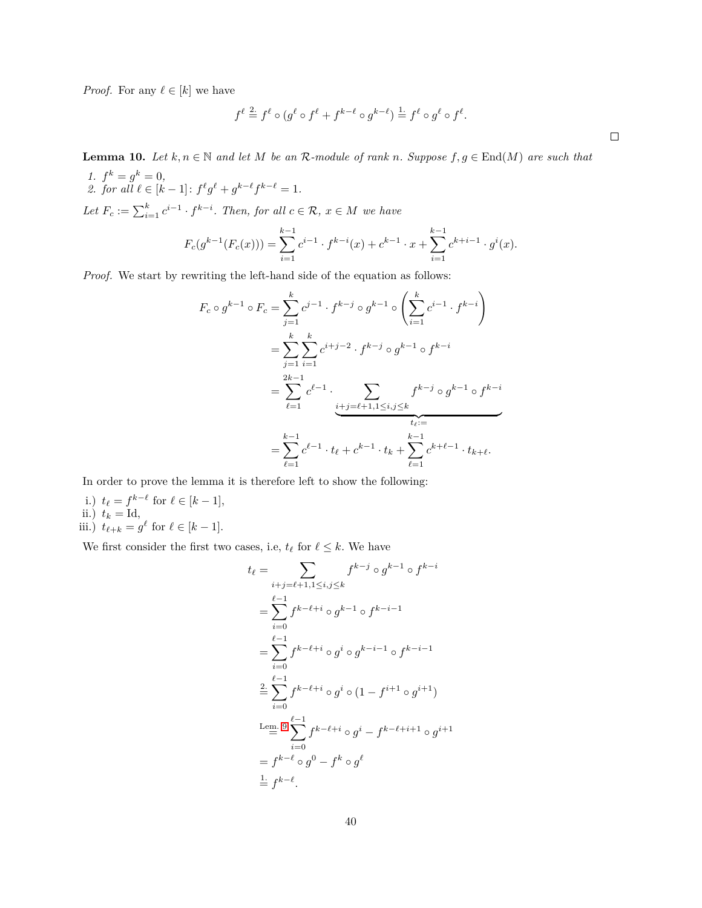*Proof.* For any $\ell \in [k]$ we have

$$f^\ell \overset{2.}{=} f^\ell \circ (g^\ell \circ f^\ell + f^{k-\ell} \circ g^{k-\ell}) \overset{1.}{=} f^\ell \circ g^\ell \circ f^\ell.$$

□

**Lemma 10.** *Let $k, n \in \mathbb{N}$ and let $M$ be an $\mathcal{R}$-module of rank $n$. Suppose $f, g \in \text{End}(M)$ are such that*

1. *$f^k = g^k = 0$,*
2. *for all $\ell \in [k-1]$: $f^\ell g^\ell + g^{k-\ell} f^{k-\ell} = 1$.*

*Let $F_c := \sum_{i=1}^k c^{i-1} \cdot f^{k-i}$. Then, for all $c \in \mathcal{R}$, $x \in M$ we have*

$$F_c(g^{k-1}(F_c(x))) = \sum_{i=1}^{k-1} c^{i-1} \cdot f^{k-i}(x) + c^{k-1} \cdot x + \sum_{i=1}^{k-1} c^{k+i-1} \cdot g^i(x).$$

*Proof.* We start by rewriting the left-hand side of the equation as follows:

$$\begin{aligned}
F_c \circ g^{k-1} \circ F_c &= \sum_{j=1}^{k} c^{j-1} \cdot f^{k-j} \circ g^{k-1} \circ \left( \sum_{i=1}^{k} c^{i-1} \cdot f^{k-i} \right) \\
&= \sum_{j=1}^{k} \sum_{i=1}^{k} c^{i+j-2} \cdot f^{k-j} \circ g^{k-1} \circ f^{k-i} \\
&= \sum_{\ell=1}^{2k-1} c^{\ell-1} \cdot \underbrace{\sum_{i+j=\ell+1, 1 \le i,j \le k} f^{k-j} \circ g^{k-1} \circ f^{k-i}}_{t_\ell :=} \\
&= \sum_{\ell=1}^{k-1} c^{\ell-1} \cdot t_\ell + c^{k-1} \cdot t_k + \sum_{\ell=1}^{k-1} c^{k+\ell-1} \cdot t_{k+\ell}.
\end{aligned}$$

In order to prove the lemma it is therefore left to show the following:

i.) $t_\ell = f^{k-\ell}$ for $\ell \in [k-1]$,
ii.) $t_k = \text{Id}$,
iii.) $t_{\ell+k} = g^\ell$ for $\ell \in [k-1]$.

We first consider the first two cases, i.e, $t_\ell$ for $\ell \le k$. We have

$$\begin{aligned}
t_\ell &= \sum_{i+j=\ell+1, 1 \le i,j \le k} f^{k-j} \circ g^{k-1} \circ f^{k-i} \\
&= \sum_{i=0}^{\ell-1} f^{k-\ell+i} \circ g^{k-1} \circ f^{k-i-1} \\
&= \sum_{i=0}^{\ell-1} f^{k-\ell+i} \circ g^i \circ g^{k-i-1} \circ f^{k-i-1} \\
&\overset{2.}{=} \sum_{i=0}^{\ell-1} f^{k-\ell+i} \circ g^i \circ (1 - f^{i+1} \circ g^{i+1}) \\
&\overset{\text{Lem. 9}}{=} \sum_{i=0}^{\ell-1} f^{k-\ell+i} \circ g^i - f^{k-\ell+i+1} \circ g^{i+1} \\
&= f^{k-\ell} \circ g^0 - f^k \circ g^\ell \\
&\overset{1.}{=} f^{k-\ell}.
\end{aligned}$$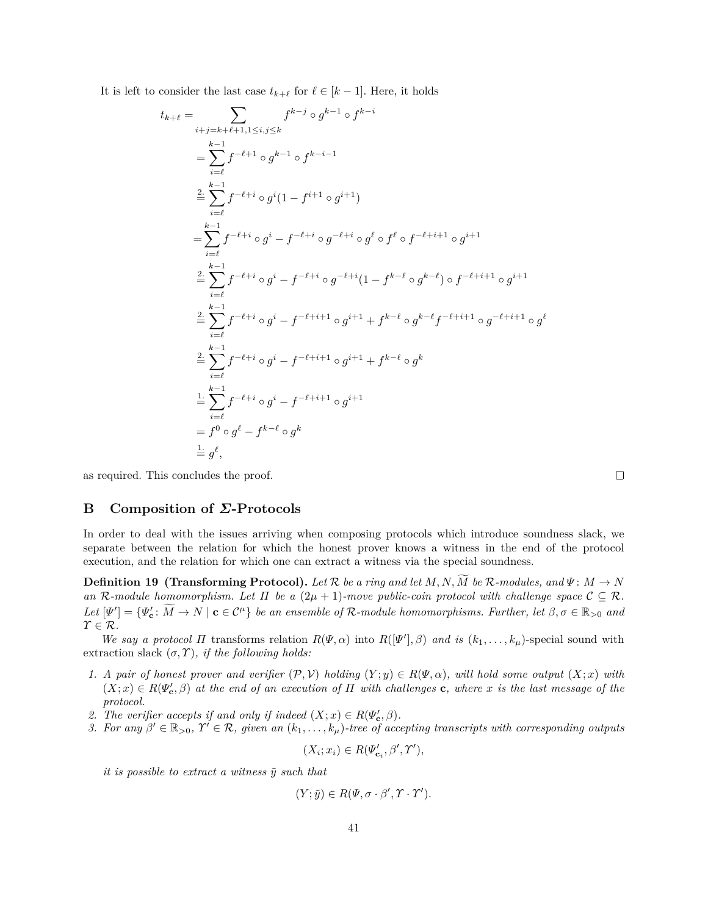It is left to consider the last case $t_{k+\ell}$ for $\ell \in [k-1]$. Here, it holds

$$
\begin{aligned}
t_{k+\ell} &= \sum_{i+j=k+\ell+1, 1\leq i,j\leq k} f^{k-j} \circ g^{k-1} \circ f^{k-i} \\
&= \sum_{i=\ell}^{k-1} f^{-\ell+1} \circ g^{k-1} \circ f^{k-i-1} \\
&\overset{2.}{=} \sum_{i=\ell}^{k-1} f^{-\ell+i} \circ g^{i}(1 - f^{i+1} \circ g^{i+1}) \\
&= \sum_{i=\ell}^{k-1} f^{-\ell+i} \circ g^{i} - f^{-\ell+i} \circ g^{-\ell+i} \circ g^{\ell} \circ f^{\ell} \circ f^{-\ell+i+1} \circ g^{i+1} \\
&\overset{2.}{=} \sum_{i=\ell}^{k-1} f^{-\ell+i} \circ g^{i} - f^{-\ell+i} \circ g^{-\ell+i}(1 - f^{k-\ell} \circ g^{k-\ell}) \circ f^{-\ell+i+1} \circ g^{i+1} \\
&\overset{2.}{=} \sum_{i=\ell}^{k-1} f^{-\ell+i} \circ g^{i} - f^{-\ell+i+1} \circ g^{i+1} + f^{k-\ell} \circ g^{k-\ell} f^{-\ell+i+1} \circ g^{-\ell+i+1} \circ g^{\ell} \\
&\overset{2.}{=} \sum_{i=\ell}^{k-1} f^{-\ell+i} \circ g^{i} - f^{-\ell+i+1} \circ g^{i+1} + f^{k-\ell} \circ g^{k} \\
&\overset{1.}{=} \sum_{i=\ell}^{k-1} f^{-\ell+i} \circ g^{i} - f^{-\ell+i+1} \circ g^{i+1} \\
&= f^{0} \circ g^{\ell} - f^{k-\ell} \circ g^{k} \\
&\overset{1.}{=} g^{\ell},
\end{aligned}
$$

as required. This concludes the proof. □

# B Composition of $\Sigma$-Protocols

In order to deal with the issues arriving when composing protocols which introduce soundness slack, we separate between the relation for which the honest prover knows a witness in the end of the protocol execution, and the relation for which one can extract a witness via the special soundness.

**Definition 19 (Transforming Protocol).** *Let $\mathcal{R}$ be a ring and let $M, N, \widetilde{M}$ be $\mathcal{R}$-modules, and $\Psi\colon M \to N$ an $\mathcal{R}$-module homomorphism. Let $\Pi$ be a $(2\mu+1)$-move public-coin protocol with challenge space $\mathcal{C} \subseteq \mathcal{R}$. Let $[\Psi'] = \{\Psi'_{\mathbf{c}}\colon \widetilde{M} \to N \mid \mathbf{c} \in \mathcal{C}^{\mu}\}$ be an ensemble of $\mathcal{R}$-module homomorphisms. Further, let $\beta, \sigma \in \mathbb{R}_{>0}$ and $\Upsilon \in \mathcal{R}$.*

*We say a protocol $\Pi$* transforms relation $R(\Psi,\alpha)$ into $R([\Psi'],\beta)$ *and is* $(k_1,\ldots,k_\mu)$-special sound with extraction slack $(\sigma,\Upsilon)$*, if the following holds:*

1. *A pair of honest prover and verifier $(\mathcal{P},\mathcal{V})$ holding $(Y;y) \in R(\Psi,\alpha)$, will hold some output $(X;x)$ with $(X;x) \in R(\Psi'_{\mathbf{c}},\beta)$ at the end of an execution of $\Pi$ with challenges $\mathbf{c}$, where $x$ is the last message of the protocol.*
2. *The verifier accepts if and only if indeed $(X;x) \in R(\Psi'_{\mathbf{c}},\beta)$.*
3. *For any $\beta' \in \mathbb{R}_{>0}$, $\Upsilon' \in \mathcal{R}$, given an $(k_1,\ldots,k_\mu)$-tree of accepting transcripts with corresponding outputs*

$$(X_i; x_i) \in R(\Psi'_{\mathbf{c}_i}, \beta', \Upsilon'),$$

*it is possible to extract a witness $\tilde{y}$ such that*

$$(Y;\tilde{y}) \in R(\Psi, \sigma \cdot \beta', \Upsilon \cdot \Upsilon').$$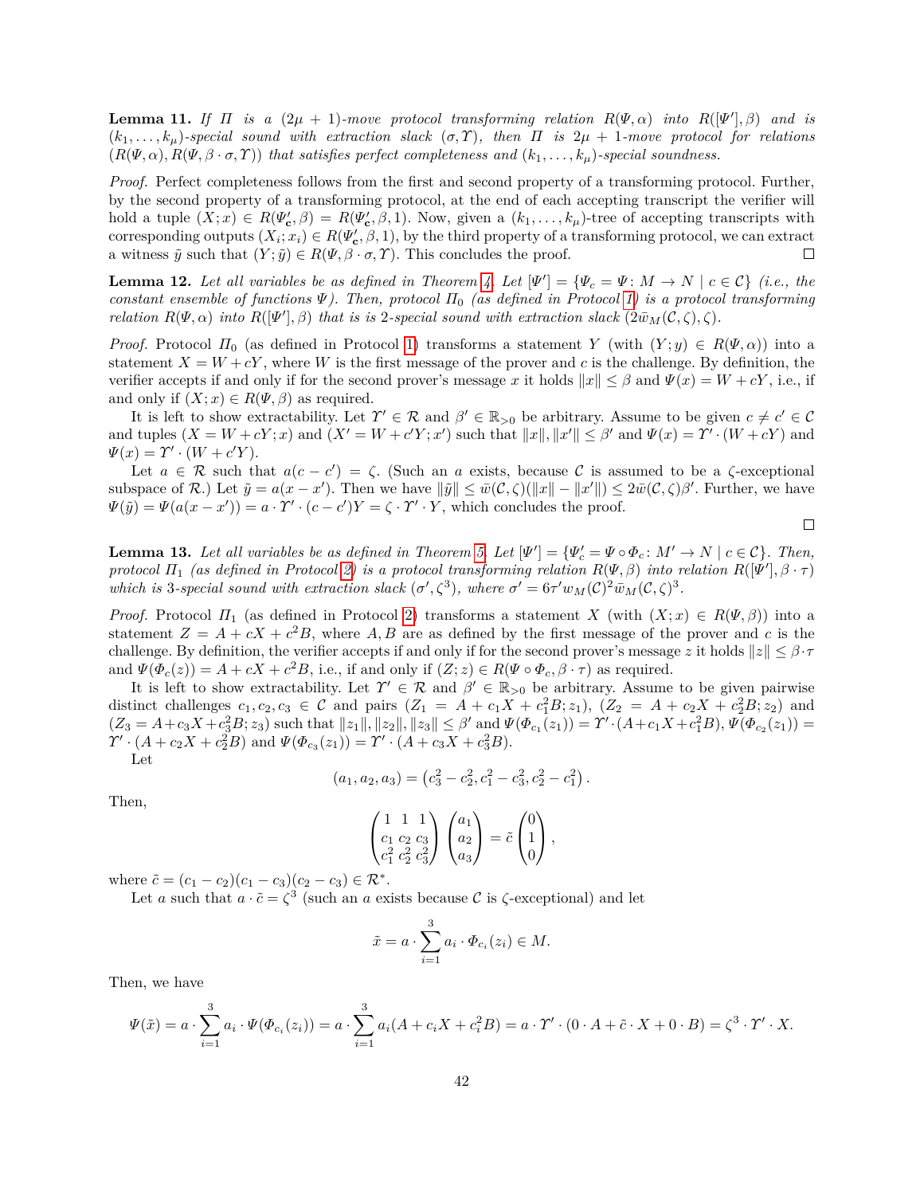**Lemma 11.** *If $\Pi$ is a $(2\mu + 1)$-move protocol transforming relation $R(\Psi, \alpha)$ into $R([\Psi'], \beta)$ and is $(k_1, \ldots, k_\mu)$-special sound with extraction slack $(\sigma, \Upsilon)$, then $\Pi$ is $2\mu + 1$-move protocol for relations $(R(\Psi, \alpha), R(\Psi, \beta \cdot \sigma, \Upsilon))$ that satisfies perfect completeness and $(k_1, \ldots, k_\mu)$-special soundness.*

*Proof.* Perfect completeness follows from the first and second property of a transforming protocol. Further, by the second property of a transforming protocol, at the end of each accepting transcript the verifier will hold a tuple $(X; x) \in R(\Psi'_{\mathbf{c}}, \beta) = R(\Psi'_{\mathbf{c}}, \beta, 1)$. Now, given a $(k_1, \ldots, k_\mu)$-tree of accepting transcripts with corresponding outputs $(X_i; x_i) \in R(\Psi'_{\mathbf{c}}, \beta, 1)$, by the third property of a transforming protocol, we can extract a witness $\tilde{y}$ such that $(Y; \tilde{y}) \in R(\Psi, \beta \cdot \sigma, \Upsilon)$. This concludes the proof. □

**Lemma 12.** *Let all variables be as defined in Theorem 4. Let $[\Psi'] = \{\Psi_c = \Psi \colon M \to N \mid c \in \mathcal{C}\}$ (i.e., the constant ensemble of functions $\Psi$). Then, protocol $\Pi_0$ (as defined in Protocol 1) is a protocol transforming relation $R(\Psi, \alpha)$ into $R([\Psi'], \beta)$ that is is 2-special sound with extraction slack $(2\bar{w}_M(\mathcal{C}, \zeta), \zeta)$.*

*Proof.* Protocol $\Pi_0$ (as defined in Protocol 1) transforms a statement $Y$ (with $(Y; y) \in R(\Psi, \alpha)$) into a statement $X = W + cY$, where $W$ is the first message of the prover and $c$ is the challenge. By definition, the verifier accepts if and only if for the second prover's message $x$ it holds $\|x\| \leq \beta$ and $\Psi(x) = W + cY$, i.e., if and only if $(X; x) \in R(\Psi, \beta)$ as required.

It is left to show extractability. Let $\Upsilon' \in \mathcal{R}$ and $\beta' \in \mathbb{R}_{>0}$ be arbitrary. Assume to be given $c \neq c' \in \mathcal{C}$ and tuples $(X = W + cY; x)$ and $(X' = W + c'Y; x')$ such that $\|x\|, \|x'\| \leq \beta'$ and $\Psi(x) = \Upsilon' \cdot (W + cY)$ and $\Psi(x) = \Upsilon' \cdot (W + c'Y)$.

Let $a \in \mathcal{R}$ such that $a(c - c') = \zeta$. (Such an $a$ exists, because $\mathcal{C}$ is assumed to be a $\zeta$-exceptional subspace of $\mathcal{R}$.) Let $\tilde{y} = a(x - x')$. Then we have $\|\tilde{y}\| \leq \bar{w}(\mathcal{C}, \zeta)(\|x\| - \|x'\|) \leq 2\bar{w}(\mathcal{C}, \zeta)\beta'$. Further, we have $\Psi(\tilde{y}) = \Psi(a(x - x')) = a \cdot \Upsilon' \cdot (c - c')Y = \zeta \cdot \Upsilon' \cdot Y$, which concludes the proof. □

**Lemma 13.** *Let all variables be as defined in Theorem 5. Let $[\Psi'] = \{\Psi'_c = \Psi \circ \Phi_c \colon M' \to N \mid c \in \mathcal{C}\}$. Then, protocol $\Pi_1$ (as defined in Protocol 2) is a protocol transforming relation $R(\Psi, \beta)$ into relation $R([\Psi'], \beta \cdot \tau)$ which is 3-special sound with extraction slack $(\sigma', \zeta^3)$, where $\sigma' = 6\tau' w_M(\mathcal{C})^2 \bar{w}_M(\mathcal{C}, \zeta)^3$.*

*Proof.* Protocol $\Pi_1$ (as defined in Protocol 2) transforms a statement $X$ (with $(X; x) \in R(\Psi, \beta)$) into a statement $Z = A + cX + c^2B$, where $A, B$ are as defined by the first message of the prover and $c$ is the challenge. By definition, the verifier accepts if and only if for the second prover's message $z$ it holds $\|z\| \leq \beta \cdot \tau$ and $\Psi(\Phi_c(z)) = A + cX + c^2B$, i.e., if and only if $(Z; z) \in R(\Psi \circ \Phi_c, \beta \cdot \tau)$ as required.

It is left to show extractability. Let $\Upsilon' \in \mathcal{R}$ and $\beta' \in \mathbb{R}_{>0}$ be arbitrary. Assume to be given pairwise distinct challenges $c_1, c_2, c_3 \in \mathcal{C}$ and pairs $(Z_1 = A + c_1X + c_1^2B; z_1)$, $(Z_2 = A + c_2X + c_2^2B; z_2)$ and $(Z_3 = A + c_3X + c_3^2B; z_3)$ such that $\|z_1\|, \|z_2\|, \|z_3\| \leq \beta'$ and $\Psi(\Phi_{c_1}(z_1)) = \Upsilon' \cdot (A + c_1X + c_1^2B)$, $\Psi(\Phi_{c_2}(z_1)) = \Upsilon' \cdot (A + c_2X + c_2^2B)$ and $\Psi(\Phi_{c_3}(z_1)) = \Upsilon' \cdot (A + c_3X + c_3^2B)$.

Let

$$(a_1, a_2, a_3) = \left(c_3^2 - c_2^2, c_1^2 - c_3^2, c_2^2 - c_1^2\right).$$

Then,

$$\begin{pmatrix} 1 & 1 & 1 \\ c_1 & c_2 & c_3 \\ c_1^2 & c_2^2 & c_3^2 \end{pmatrix} \begin{pmatrix} a_1 \\ a_2 \\ a_3 \end{pmatrix} = \tilde{c} \begin{pmatrix} 0 \\ 1 \\ 0 \end{pmatrix},$$

where $\tilde{c} = (c_1 - c_2)(c_1 - c_3)(c_2 - c_3) \in \mathcal{R}^*$.

Let $a$ such that $a \cdot \tilde{c} = \zeta^3$ (such an $a$ exists because $\mathcal{C}$ is $\zeta$-exceptional) and let

$$\tilde{x} = a \cdot \sum_{i=1}^{3} a_i \cdot \Phi_{c_i}(z_i) \in M.$$

Then, we have

$$\Psi(\tilde{x}) = a \cdot \sum_{i=1}^{3} a_i \cdot \Psi(\Phi_{c_i}(z_i)) = a \cdot \sum_{i=1}^{3} a_i(A + c_iX + c_i^2B) = a \cdot \Upsilon' \cdot (0 \cdot A + \tilde{c} \cdot X + 0 \cdot B) = \zeta^3 \cdot \Upsilon' \cdot X.$$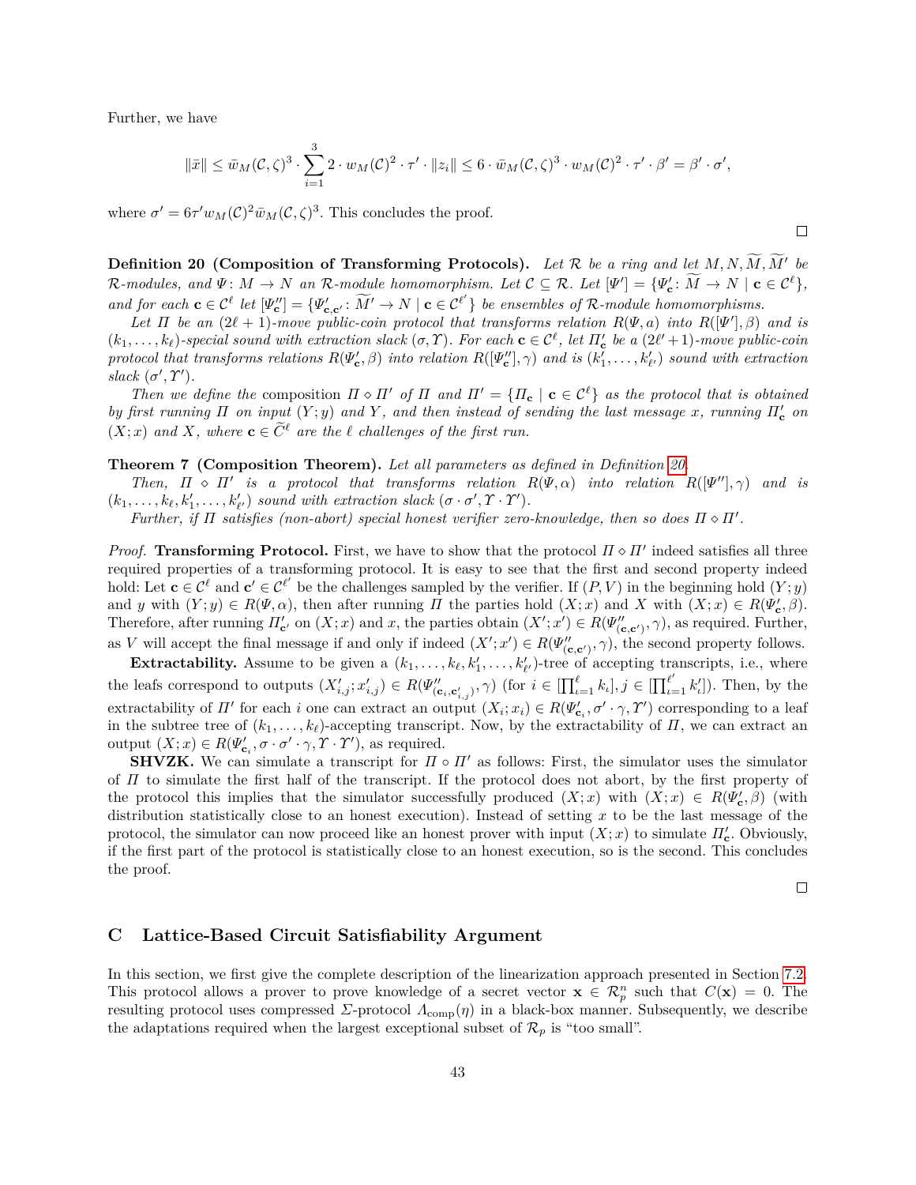Further, we have

$$\|\bar{x}\| \leq \bar{w}_M(\mathcal{C},\zeta)^3 \cdot \sum_{i=1}^{3} 2 \cdot w_M(\mathcal{C})^2 \cdot \tau' \cdot \|z_i\| \leq 6 \cdot \bar{w}_M(\mathcal{C},\zeta)^3 \cdot w_M(\mathcal{C})^2 \cdot \tau' \cdot \beta' = \beta' \cdot \sigma',$$

where $\sigma' = 6\tau' w_M(\mathcal{C})^2 \bar{w}_M(\mathcal{C},\zeta)^3$. This concludes the proof. □

**Definition 20 (Composition of Transforming Protocols).** *Let $\mathcal{R}$ be a ring and let $M, N, \widetilde{M}, \widetilde{M}'$ be $\mathcal{R}$-modules, and $\Psi\colon M \to N$ an $\mathcal{R}$-module homomorphism. Let $\mathcal{C} \subseteq \mathcal{R}$. Let $[\Psi'] = \{\Psi'_{\mathbf{c}}\colon \widetilde{M} \to N \mid \mathbf{c} \in \mathcal{C}^\ell\}$, and for each $\mathbf{c} \in \mathcal{C}^\ell$ let $[\Psi''_{\mathbf{c}}] = \{\Psi'_{\mathbf{c},\mathbf{c}'}\colon \widetilde{M}' \to N \mid \mathbf{c} \in \mathcal{C}^{\ell'}\}$ be ensembles of $\mathcal{R}$-module homomorphisms.*

*Let $\Pi$ be an $(2\ell+1)$-move public-coin protocol that transforms relation $R(\Psi, a)$ into $R([\Psi'], \beta)$ and is $(k_1, \dots, k_\ell)$-special sound with extraction slack $(\sigma, \Upsilon)$. For each $\mathbf{c} \in \mathcal{C}^\ell$, let $\Pi'_{\mathbf{c}}$ be a $(2\ell'+1)$-move public-coin protocol that transforms relations $R(\Psi'_{\mathbf{c}}, \beta)$ into relation $R([\Psi''_{\mathbf{c}}], \gamma)$ and is $(k'_1, \dots, k'_{\ell'})$ sound with extraction slack $(\sigma', \Upsilon')$.*

*Then we define the* composition $\Pi \diamond \Pi'$ *of $\Pi$ and $\Pi' = \{\Pi_{\mathbf{c}} \mid \mathbf{c} \in \mathcal{C}^\ell\}$ as the protocol that is obtained by first running $\Pi$ on input $(Y; y)$ and $Y$, and then instead of sending the last message $x$, running $\Pi'_{\mathbf{c}}$ on $(X; x)$ and $X$, where $\mathbf{c} \in \widetilde{C}^\ell$ are the $\ell$ challenges of the first run.*

**Theorem 7 (Composition Theorem).** *Let all parameters as defined in Definition 20.*

*Then, $\Pi \diamond \Pi'$ is a protocol that transforms relation $R(\Psi, \alpha)$ into relation $R([\Psi''], \gamma)$ and is $(k_1, \dots, k_\ell, k'_1, \dots, k'_{\ell'})$ sound with extraction slack $(\sigma \cdot \sigma', \Upsilon \cdot \Upsilon')$.*

*Further, if $\Pi$ satisfies (non-abort) special honest verifier zero-knowledge, then so does $\Pi \diamond \Pi'$.*

*Proof.* **Transforming Protocol.** First, we have to show that the protocol $\Pi \diamond \Pi'$ indeed satisfies all three required properties of a transforming protocol. It is easy to see that the first and second property indeed hold: Let $\mathbf{c} \in \mathcal{C}^\ell$ and $\mathbf{c}' \in \mathcal{C}^{\ell'}$ be the challenges sampled by the verifier. If $(P, V)$ in the beginning hold $(Y; y)$ and $y$ with $(Y; y) \in R(\Psi, \alpha)$, then after running $\Pi$ the parties hold $(X; x)$ and $X$ with $(X; x) \in R(\Psi'_{\mathbf{c}}, \beta)$. Therefore, after running $\Pi'_{\mathbf{c}'}$ on $(X; x)$ and $x$, the parties obtain $(X'; x') \in R(\Psi''_{(\mathbf{c},\mathbf{c}')}, \gamma)$, as required. Further, as $V$ will accept the final message if and only if indeed $(X'; x') \in R(\Psi''_{(\mathbf{c},\mathbf{c}')}, \gamma)$, the second property follows.

**Extractability.** Assume to be given a $(k_1, \dots, k_\ell, k'_1, \dots, k'_{\ell'})$-tree of accepting transcripts, i.e., where the leafs correspond to outputs $(X'_{i,j}; x'_{i,j}) \in R(\Psi''_{(\mathbf{c}_i, \mathbf{c}'_{i,j})}, \gamma)$ (for $i \in [\prod_{\iota=1}^{\ell} k_\iota]$, $j \in [\prod_{\iota=1}^{\ell'} k'_\iota]$). Then, by the extractability of $\Pi'$ for each $i$ one can extract an output $(X_i; x_i) \in R(\Psi'_{\mathbf{c}_i}, \sigma' \cdot \gamma, \Upsilon')$ corresponding to a leaf in the subtree tree of $(k_1, \dots, k_\ell)$-accepting transcript. Now, by the extractability of $\Pi$, we can extract an output $(X; x) \in R(\Psi'_{\mathbf{c}_i}, \sigma \cdot \sigma' \cdot \gamma, \Upsilon \cdot \Upsilon')$, as required.

**SHVZK.** We can simulate a transcript for $\Pi \circ \Pi'$ as follows: First, the simulator uses the simulator of $\Pi$ to simulate the first half of the transcript. If the protocol does not abort, by the first property of the protocol this implies that the simulator successfully produced $(X; x)$ with $(X; x) \in R(\Psi'_{\mathbf{c}}, \beta)$ (with distribution statistically close to an honest execution). Instead of setting $x$ to be the last message of the protocol, the simulator can now proceed like an honest prover with input $(X; x)$ to simulate $\Pi'_{\mathbf{c}}$. Obviously, if the first part of the protocol is statistically close to an honest execution, so is the second. This concludes the proof. □

## C Lattice-Based Circuit Satisfiability Argument

In this section, we first give the complete description of the linearization approach presented in Section 7.2. This protocol allows a prover to prove knowledge of a secret vector $\mathbf{x} \in \mathcal{R}_p^n$ such that $C(\mathbf{x}) = 0$. The resulting protocol uses compressed $\Sigma$-protocol $\Lambda_{\text{comp}}(\eta)$ in a black-box manner. Subsequently, we describe the adaptations required when the largest exceptional subset of $\mathcal{R}_p$ is "too small".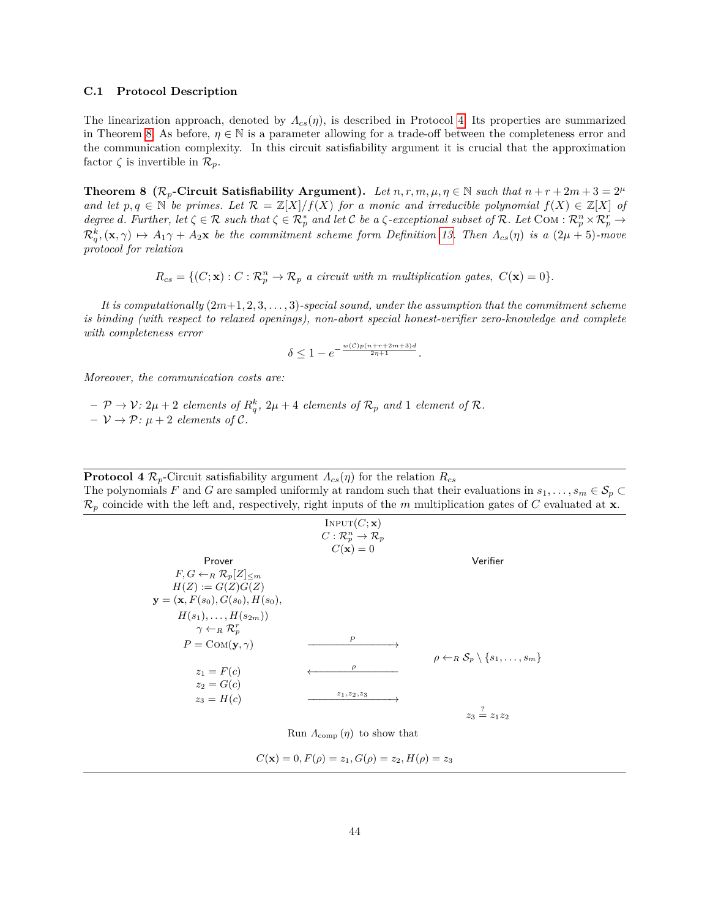### C.1 Protocol Description

The linearization approach, denoted by $\Lambda_{cs}(\eta)$, is described in Protocol 4. Its properties are summarized in Theorem 8. As before, $\eta \in \mathbb{N}$ is a parameter allowing for a trade-off between the completeness error and the communication complexity. In this circuit satisfiability argument it is crucial that the approximation factor $\zeta$ is invertible in $\mathcal{R}_p$.

**Theorem 8 ($\mathcal{R}_p$-Circuit Satisfiability Argument).** *Let $n, r, m, \mu, \eta \in \mathbb{N}$ such that $n + r + 2m + 3 = 2^\mu$ and let $p, q \in \mathbb{N}$ be primes. Let $\mathcal{R} = \mathbb{Z}[X]/f(X)$ for a monic and irreducible polynomial $f(X) \in \mathbb{Z}[X]$ of degree $d$. Further, let $\zeta \in \mathcal{R}$ such that $\zeta \in \mathcal{R}_p^*$ and let $\mathcal{C}$ be a $\zeta$-exceptional subset of $\mathcal{R}$. Let $\text{Com} : \mathcal{R}_p^n \times \mathcal{R}_p^r \to \mathcal{R}_q^k, (\mathbf{x}, \gamma) \mapsto A_1\gamma + A_2\mathbf{x}$ be the commitment scheme form Definition 13. Then $\Lambda_{cs}(\eta)$ is a $(2\mu + 5)$-move protocol for relation*

$$R_{cs} = \{(C; \mathbf{x}) : C : \mathcal{R}_p^n \to \mathcal{R}_p \text{ a circuit with } m \text{ multiplication gates, } C(\mathbf{x}) = 0\}.$$

*It is computationally $(2m+1, 2, 3, \ldots, 3)$-special sound, under the assumption that the commitment scheme is binding (with respect to relaxed openings), non-abort special honest-verifier zero-knowledge and complete with completeness error*

$$\delta \leq 1 - e^{-\frac{w(\mathcal{C})p(n+r+2m+3)d}{2\eta+1}}.$$

*Moreover, the communication costs are:*

- *$\mathcal{P} \to \mathcal{V}$: $2\mu + 2$ elements of $R_q^k$, $2\mu + 4$ elements of $\mathcal{R}_p$ and 1 element of $\mathcal{R}$.*
- *$\mathcal{V} \to \mathcal{P}$: $\mu + 2$ elements of $\mathcal{C}$.*

---

**Protocol 4** $\mathcal{R}_p$-Circuit satisfiability argument $\Lambda_{cs}(\eta)$ for the relation $R_{cs}$

The polynomials $F$ and $G$ are sampled uniformly at random such that their evaluations in $s_1, \ldots, s_m \in \mathcal{S}_p \subset \mathcal{R}_p$ coincide with the left and, respectively, right inputs of the $m$ multiplication gates of $C$ evaluated at $\mathbf{x}$.

---

INPUT$(C; \mathbf{x})$
$C : \mathcal{R}_p^n \to \mathcal{R}_p$
$C(\mathbf{x}) = 0$

**Prover**

$F, G \leftarrow_R \mathcal{R}_p[Z]_{\leq m}$
$H(Z) := G(Z)G(Z)$
$\mathbf{y} = (\mathbf{x}, F(s_0), G(s_0), H(s_0), H(s_1), \ldots, H(s_{2m}))$
$\gamma \leftarrow_R \mathcal{R}_p^r$
$P = \text{Com}(\mathbf{y}, \gamma)$

Prover $\xrightarrow{P}$ Verifier

**Verifier**

$\rho \leftarrow_R \mathcal{S}_p \setminus \{s_1, \ldots, s_m\}$

Verifier $\xrightarrow{\rho}$ Prover

**Prover**

$z_1 = F(c)$
$z_2 = G(c)$
$z_3 = H(c)$

Prover $\xrightarrow{z_1, z_2, z_3}$ Verifier

**Verifier**

$z_3 \stackrel{?}{=} z_1 z_2$

Run $\Lambda_{\text{comp}}(\eta)$ to show that

$$C(\mathbf{x}) = 0, F(\rho) = z_1, G(\rho) = z_2, H(\rho) = z_3$$

---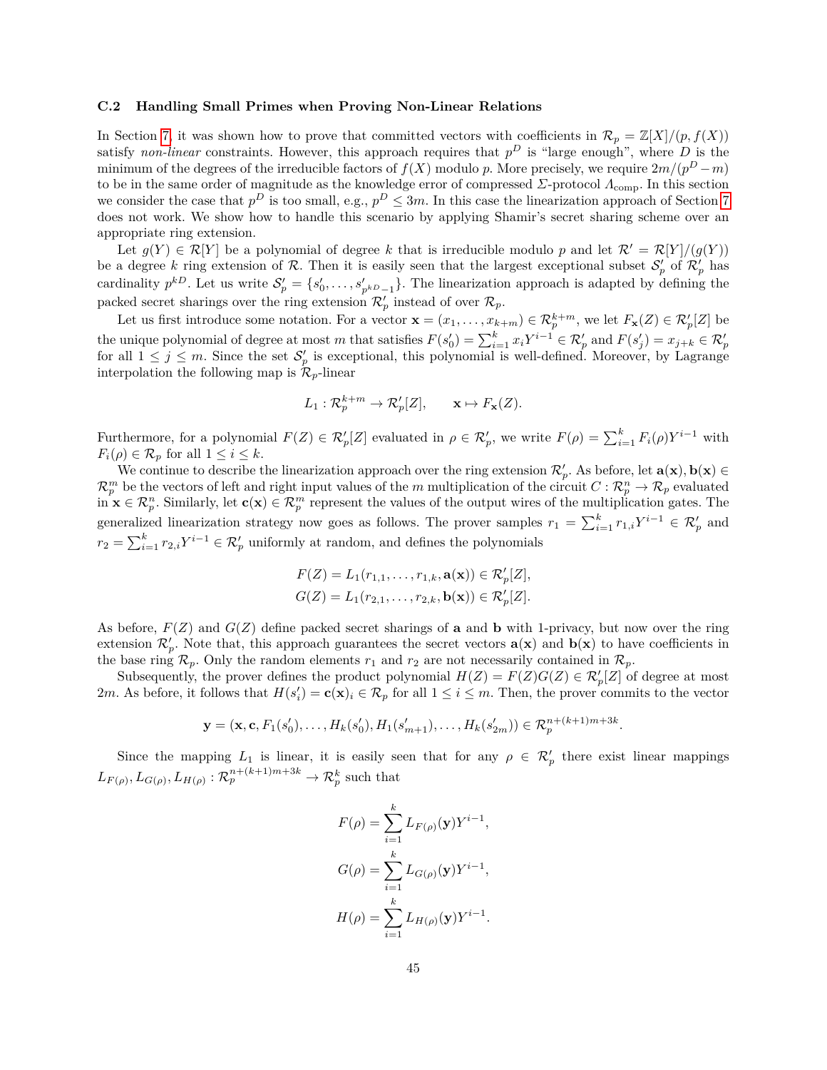### C.2 Handling Small Primes when Proving Non-Linear Relations

In Section 7, it was shown how to prove that committed vectors with coefficients in $\mathcal{R}_p = \mathbb{Z}[X]/(p, f(X))$ satisfy *non-linear* constraints. However, this approach requires that $p^D$ is "large enough", where $D$ is the minimum of the degrees of the irreducible factors of $f(X)$ modulo $p$. More precisely, we require $2m/(p^D - m)$ to be in the same order of magnitude as the knowledge error of compressed $\Sigma$-protocol $\Lambda_{\text{comp}}$. In this section we consider the case that $p^D$ is too small, e.g., $p^D \leq 3m$. In this case the linearization approach of Section 7 does not work. We show how to handle this scenario by applying Shamir's secret sharing scheme over an appropriate ring extension.

Let $g(Y) \in \mathcal{R}[Y]$ be a polynomial of degree $k$ that is irreducible modulo $p$ and let $\mathcal{R}' = \mathcal{R}[Y]/(g(Y))$ be a degree $k$ ring extension of $\mathcal{R}$. Then it is easily seen that the largest exceptional subset $\mathcal{S}'_p$ of $\mathcal{R}'_p$ has cardinality $p^{kD}$. Let us write $\mathcal{S}'_p = \{s'_0, \dots, s'_{p^{kD}-1}\}$. The linearization approach is adapted by defining the packed secret sharings over the ring extension $\mathcal{R}'_p$ instead of over $\mathcal{R}_p$.

Let us first introduce some notation. For a vector $\mathbf{x} = (x_1, \dots, x_{k+m}) \in \mathcal{R}_p^{k+m}$, we let $F_{\mathbf{x}}(Z) \in \mathcal{R}'_p[Z]$ be the unique polynomial of degree at most $m$ that satisfies $F(s'_0) = \sum_{i=1}^{k} x_i Y^{i-1} \in \mathcal{R}'_p$ and $F(s'_j) = x_{j+k} \in \mathcal{R}'_p$ for all $1 \leq j \leq m$. Since the set $\mathcal{S}'_p$ is exceptional, this polynomial is well-defined. Moreover, by Lagrange interpolation the following map is $\mathcal{R}_p$-linear

$$L_1 : \mathcal{R}_p^{k+m} \to \mathcal{R}'_p[Z], \qquad \mathbf{x} \mapsto F_{\mathbf{x}}(Z).$$

Furthermore, for a polynomial $F(Z) \in \mathcal{R}'_p[Z]$ evaluated in $\rho \in \mathcal{R}'_p$, we write $F(\rho) = \sum_{i=1}^{k} F_i(\rho) Y^{i-1}$ with $F_i(\rho) \in \mathcal{R}_p$ for all $1 \leq i \leq k$.

We continue to describe the linearization approach over the ring extension $\mathcal{R}'_p$. As before, let $\mathbf{a}(\mathbf{x}), \mathbf{b}(\mathbf{x}) \in \mathcal{R}_p^m$ be the vectors of left and right input values of the $m$ multiplication of the circuit $C : \mathcal{R}_p^n \to \mathcal{R}_p$ evaluated in $\mathbf{x} \in \mathcal{R}_p^n$. Similarly, let $\mathbf{c}(\mathbf{x}) \in \mathcal{R}_p^m$ represent the values of the output wires of the multiplication gates. The generalized linearization strategy now goes as follows. The prover samples $r_1 = \sum_{i=1}^{k} r_{1,i} Y^{i-1} \in \mathcal{R}'_p$ and $r_2 = \sum_{i=1}^{k} r_{2,i} Y^{i-1} \in \mathcal{R}'_p$ uniformly at random, and defines the polynomials

$$F(Z) = L_1(r_{1,1}, \dots, r_{1,k}, \mathbf{a}(\mathbf{x})) \in \mathcal{R}'_p[Z],$$
$$G(Z) = L_1(r_{2,1}, \dots, r_{2,k}, \mathbf{b}(\mathbf{x})) \in \mathcal{R}'_p[Z].$$

As before, $F(Z)$ and $G(Z)$ define packed secret sharings of $\mathbf{a}$ and $\mathbf{b}$ with 1-privacy, but now over the ring extension $\mathcal{R}'_p$. Note that, this approach guarantees the secret vectors $\mathbf{a}(\mathbf{x})$ and $\mathbf{b}(\mathbf{x})$ to have coefficients in the base ring $\mathcal{R}_p$. Only the random elements $r_1$ and $r_2$ are not necessarily contained in $\mathcal{R}_p$.

Subsequently, the prover defines the product polynomial $H(Z) = F(Z)G(Z) \in \mathcal{R}'_p[Z]$ of degree at most $2m$. As before, it follows that $H(s'_i) = \mathbf{c}(\mathbf{x})_i \in \mathcal{R}_p$ for all $1 \leq i \leq m$. Then, the prover commits to the vector

$$\mathbf{y} = (\mathbf{x}, \mathbf{c}, F_1(s'_0), \dots, H_k(s'_0), H_1(s'_{m+1}), \dots, H_k(s'_{2m})) \in \mathcal{R}_p^{n+(k+1)m+3k}.$$

Since the mapping $L_1$ is linear, it is easily seen that for any $\rho \in \mathcal{R}'_p$ there exist linear mappings $L_{F(\rho)}, L_{G(\rho)}, L_{H(\rho)} : \mathcal{R}_p^{n+(k+1)m+3k} \to \mathcal{R}_p^k$ such that

$$F(\rho) = \sum_{i=1}^{k} L_{F(\rho)}(\mathbf{y}) Y^{i-1},$$
$$G(\rho) = \sum_{i=1}^{k} L_{G(\rho)}(\mathbf{y}) Y^{i-1},$$
$$H(\rho) = \sum_{i=1}^{k} L_{H(\rho)}(\mathbf{y}) Y^{i-1}.$$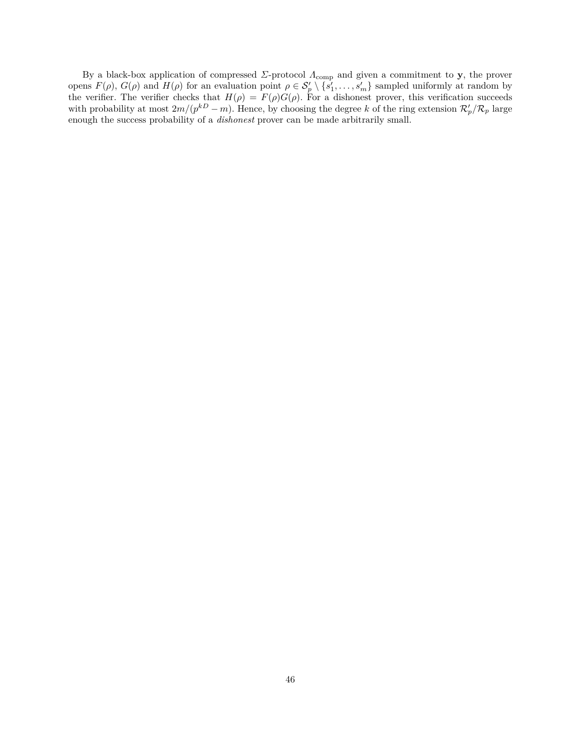By a black-box application of compressed $\Sigma$-protocol $\Lambda_{\text{comp}}$ and given a commitment to $\mathbf{y}$, the prover opens $F(\rho)$, $G(\rho)$ and $H(\rho)$ for an evaluation point $\rho \in \mathcal{S}'_p \setminus \{s'_1, \dots, s'_m\}$ sampled uniformly at random by the verifier. The verifier checks that $H(\rho) = F(\rho)G(\rho)$. For a dishonest prover, this verification succeeds with probability at most $2m/(p^{kD} - m)$. Hence, by choosing the degree $k$ of the ring extension $\mathcal{R}'_p/\mathcal{R}_p$ large enough the success probability of a *dishonest* prover can be made arbitrarily small.